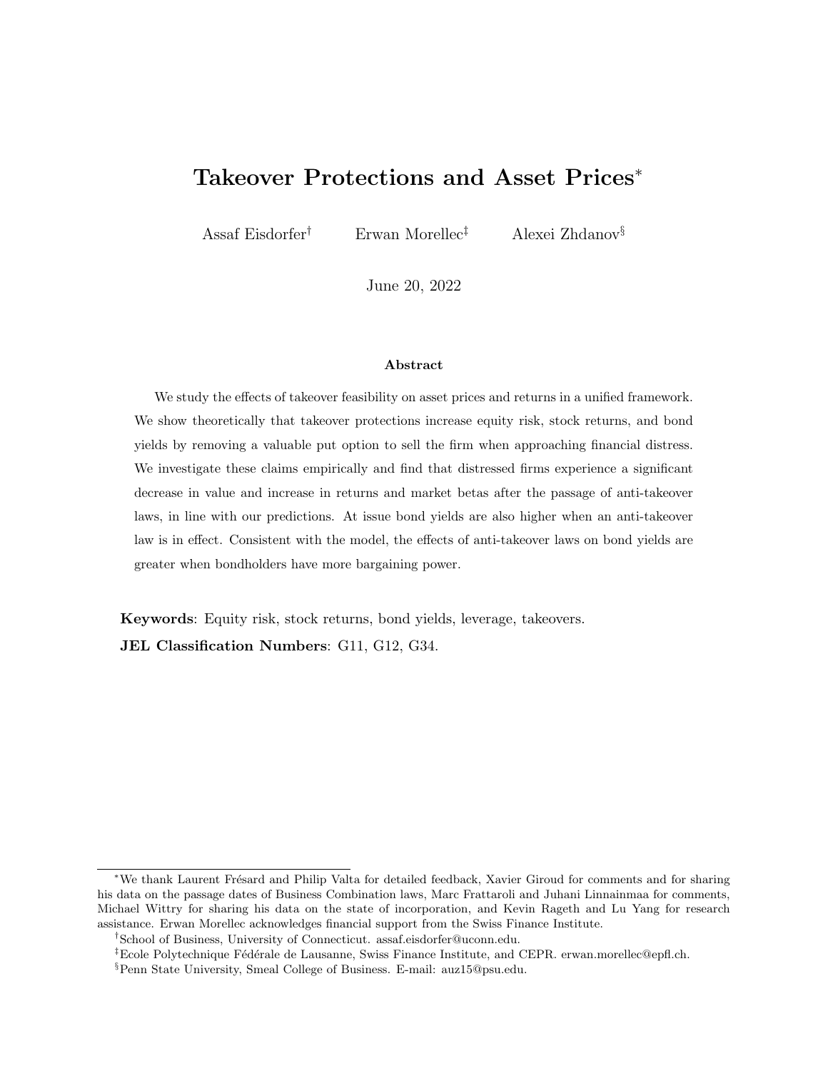# Takeover Protections and Asset Prices*

Assaf Eisdorfer[†] Erwan Morellec[‡] Alexei Zhdanov[§]

June 20, 2022

### Abstract

We study the effects of takeover feasibility on asset prices and returns in a unified framework. We show theoretically that takeover protections increase equity risk, stock returns, and bond yields by removing a valuable put option to sell the firm when approaching financial distress. We investigate these claims empirically and find that distressed firms experience a significant decrease in value and increase in returns and market betas after the passage of anti-takeover laws, in line with our predictions. At issue bond yields are also higher when an anti-takeover law is in effect. Consistent with the model, the effects of anti-takeover laws on bond yields are greater when bondholders have more bargaining power.

**Keywords**: Equity risk, stock returns, bond yields, leverage, takeovers.

**JEL Classification Numbers**: G11, G12, G34.

---

[*] We thank Laurent Frésard and Philip Valta for detailed feedback, Xavier Giroud for comments and for sharing his data on the passage dates of Business Combination laws, Marc Frattaroli and Juhani Linnainmaa for comments, Michael Wittry for sharing his data on the state of incorporation, and Kevin Rageth and Lu Yang for research assistance. Erwan Morellec acknowledges financial support from the Swiss Finance Institute.

[†] School of Business, University of Connecticut. assaf.eisdorfer@uconn.edu.

[‡] Ecole Polytechnique Fédérale de Lausanne, Swiss Finance Institute, and CEPR. erwan.morellec@epfl.ch.

[§] Penn State University, Smeal College of Business. E-mail: auz15@psu.edu.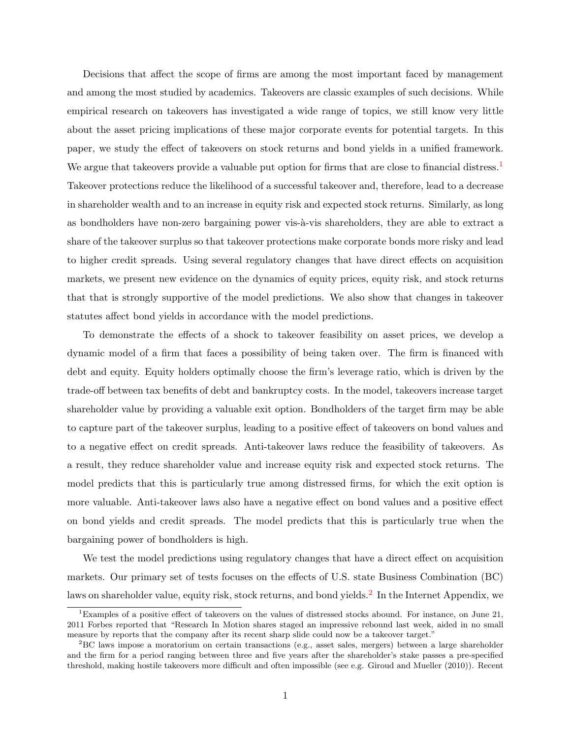Decisions that affect the scope of firms are among the most important faced by management and among the most studied by academics. Takeovers are classic examples of such decisions. While empirical research on takeovers has investigated a wide range of topics, we still know very little about the asset pricing implications of these major corporate events for potential targets. In this paper, we study the effect of takeovers on stock returns and bond yields in a unified framework. We argue that takeovers provide a valuable put option for firms that are close to financial distress.[1] Takeover protections reduce the likelihood of a successful takeover and, therefore, lead to a decrease in shareholder wealth and to an increase in equity risk and expected stock returns. Similarly, as long as bondholders have non-zero bargaining power vis-à-vis shareholders, they are able to extract a share of the takeover surplus so that takeover protections make corporate bonds more risky and lead to higher credit spreads. Using several regulatory changes that have direct effects on acquisition markets, we present new evidence on the dynamics of equity prices, equity risk, and stock returns that that is strongly supportive of the model predictions. We also show that changes in takeover statutes affect bond yields in accordance with the model predictions.

To demonstrate the effects of a shock to takeover feasibility on asset prices, we develop a dynamic model of a firm that faces a possibility of being taken over. The firm is financed with debt and equity. Equity holders optimally choose the firm's leverage ratio, which is driven by the trade-off between tax benefits of debt and bankruptcy costs. In the model, takeovers increase target shareholder value by providing a valuable exit option. Bondholders of the target firm may be able to capture part of the takeover surplus, leading to a positive effect of takeovers on bond values and to a negative effect on credit spreads. Anti-takeover laws reduce the feasibility of takeovers. As a result, they reduce shareholder value and increase equity risk and expected stock returns. The model predicts that this is particularly true among distressed firms, for which the exit option is more valuable. Anti-takeover laws also have a negative effect on bond values and a positive effect on bond yields and credit spreads. The model predicts that this is particularly true when the bargaining power of bondholders is high.

We test the model predictions using regulatory changes that have a direct effect on acquisition markets. Our primary set of tests focuses on the effects of U.S. state Business Combination (BC) laws on shareholder value, equity risk, stock returns, and bond yields.[2] In the Internet Appendix, we

[1] Examples of a positive effect of takeovers on the values of distressed stocks abound. For instance, on June 21, 2011 Forbes reported that "Research In Motion shares staged an impressive rebound last week, aided in no small measure by reports that the company after its recent sharp slide could now be a takeover target."

[2] BC laws impose a moratorium on certain transactions (e.g., asset sales, mergers) between a large shareholder and the firm for a period ranging between three and five years after the shareholder's stake passes a pre-specified threshold, making hostile takeovers more difficult and often impossible (see e.g. Giroud and Mueller (2010)). Recent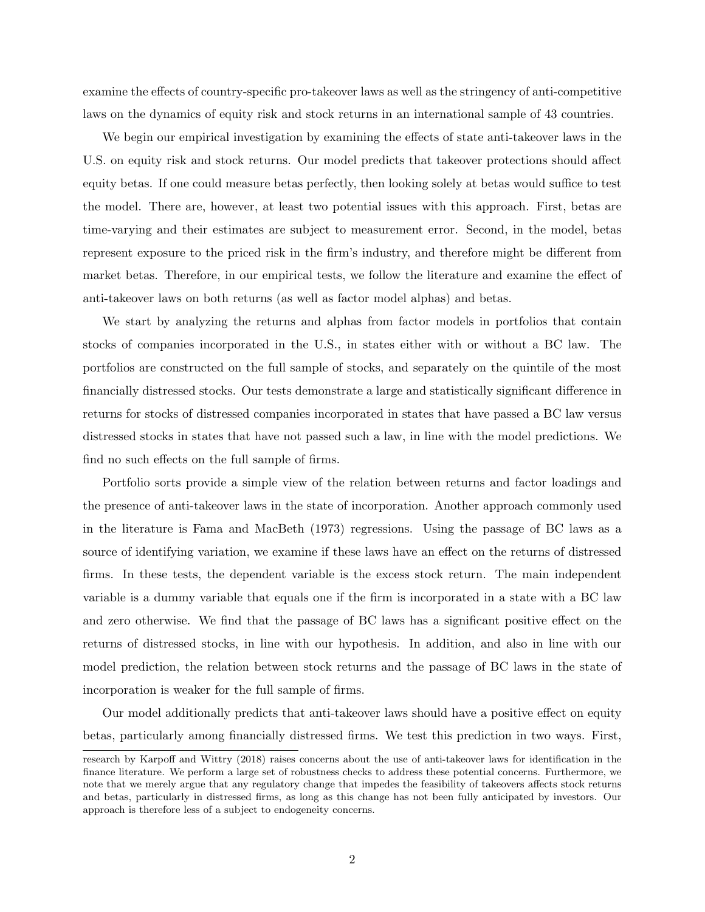examine the effects of country-specific pro-takeover laws as well as the stringency of anti-competitive laws on the dynamics of equity risk and stock returns in an international sample of 43 countries.

We begin our empirical investigation by examining the effects of state anti-takeover laws in the U.S. on equity risk and stock returns. Our model predicts that takeover protections should affect equity betas. If one could measure betas perfectly, then looking solely at betas would suffice to test the model. There are, however, at least two potential issues with this approach. First, betas are time-varying and their estimates are subject to measurement error. Second, in the model, betas represent exposure to the priced risk in the firm's industry, and therefore might be different from market betas. Therefore, in our empirical tests, we follow the literature and examine the effect of anti-takeover laws on both returns (as well as factor model alphas) and betas.

We start by analyzing the returns and alphas from factor models in portfolios that contain stocks of companies incorporated in the U.S., in states either with or without a BC law. The portfolios are constructed on the full sample of stocks, and separately on the quintile of the most financially distressed stocks. Our tests demonstrate a large and statistically significant difference in returns for stocks of distressed companies incorporated in states that have passed a BC law versus distressed stocks in states that have not passed such a law, in line with the model predictions. We find no such effects on the full sample of firms.

Portfolio sorts provide a simple view of the relation between returns and factor loadings and the presence of anti-takeover laws in the state of incorporation. Another approach commonly used in the literature is Fama and MacBeth (1973) regressions. Using the passage of BC laws as a source of identifying variation, we examine if these laws have an effect on the returns of distressed firms. In these tests, the dependent variable is the excess stock return. The main independent variable is a dummy variable that equals one if the firm is incorporated in a state with a BC law and zero otherwise. We find that the passage of BC laws has a significant positive effect on the returns of distressed stocks, in line with our hypothesis. In addition, and also in line with our model prediction, the relation between stock returns and the passage of BC laws in the state of incorporation is weaker for the full sample of firms.

Our model additionally predicts that anti-takeover laws should have a positive effect on equity betas, particularly among financially distressed firms. We test this prediction in two ways. First,

research by Karpoff and Wittry (2018) raises concerns about the use of anti-takeover laws for identification in the finance literature. We perform a large set of robustness checks to address these potential concerns. Furthermore, we note that we merely argue that any regulatory change that impedes the feasibility of takeovers affects stock returns and betas, particularly in distressed firms, as long as this change has not been fully anticipated by investors. Our approach is therefore less of a subject to endogeneity concerns.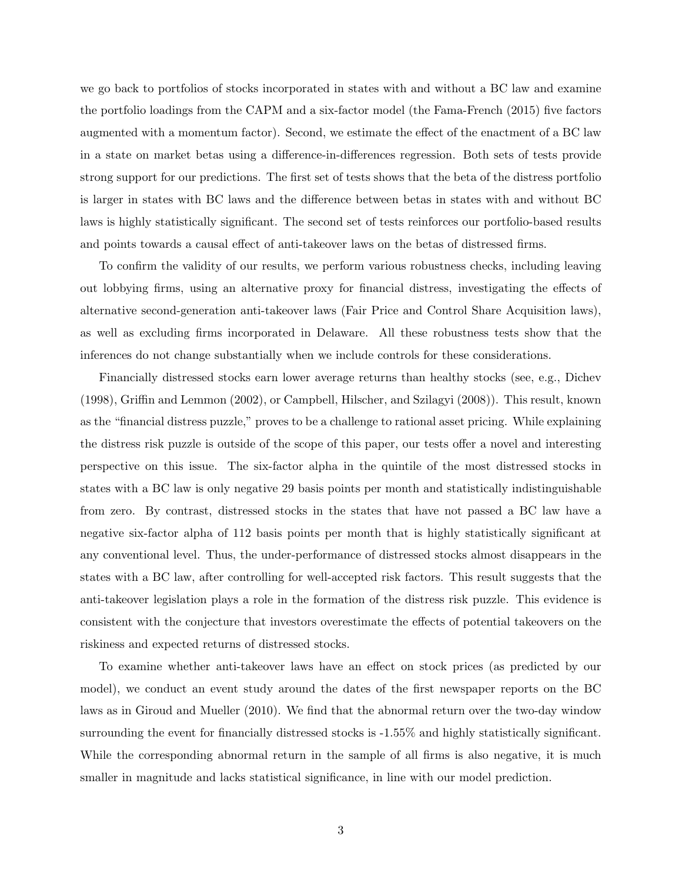we go back to portfolios of stocks incorporated in states with and without a BC law and examine the portfolio loadings from the CAPM and a six-factor model (the Fama-French (2015) five factors augmented with a momentum factor). Second, we estimate the effect of the enactment of a BC law in a state on market betas using a difference-in-differences regression. Both sets of tests provide strong support for our predictions. The first set of tests shows that the beta of the distress portfolio is larger in states with BC laws and the difference between betas in states with and without BC laws is highly statistically significant. The second set of tests reinforces our portfolio-based results and points towards a causal effect of anti-takeover laws on the betas of distressed firms.

To confirm the validity of our results, we perform various robustness checks, including leaving out lobbying firms, using an alternative proxy for financial distress, investigating the effects of alternative second-generation anti-takeover laws (Fair Price and Control Share Acquisition laws), as well as excluding firms incorporated in Delaware. All these robustness tests show that the inferences do not change substantially when we include controls for these considerations.

Financially distressed stocks earn lower average returns than healthy stocks (see, e.g., Dichev (1998), Griffin and Lemmon (2002), or Campbell, Hilscher, and Szilagyi (2008)). This result, known as the "financial distress puzzle," proves to be a challenge to rational asset pricing. While explaining the distress risk puzzle is outside of the scope of this paper, our tests offer a novel and interesting perspective on this issue. The six-factor alpha in the quintile of the most distressed stocks in states with a BC law is only negative 29 basis points per month and statistically indistinguishable from zero. By contrast, distressed stocks in the states that have not passed a BC law have a negative six-factor alpha of 112 basis points per month that is highly statistically significant at any conventional level. Thus, the under-performance of distressed stocks almost disappears in the states with a BC law, after controlling for well-accepted risk factors. This result suggests that the anti-takeover legislation plays a role in the formation of the distress risk puzzle. This evidence is consistent with the conjecture that investors overestimate the effects of potential takeovers on the riskiness and expected returns of distressed stocks.

To examine whether anti-takeover laws have an effect on stock prices (as predicted by our model), we conduct an event study around the dates of the first newspaper reports on the BC laws as in Giroud and Mueller (2010). We find that the abnormal return over the two-day window surrounding the event for financially distressed stocks is -1.55% and highly statistically significant. While the corresponding abnormal return in the sample of all firms is also negative, it is much smaller in magnitude and lacks statistical significance, in line with our model prediction.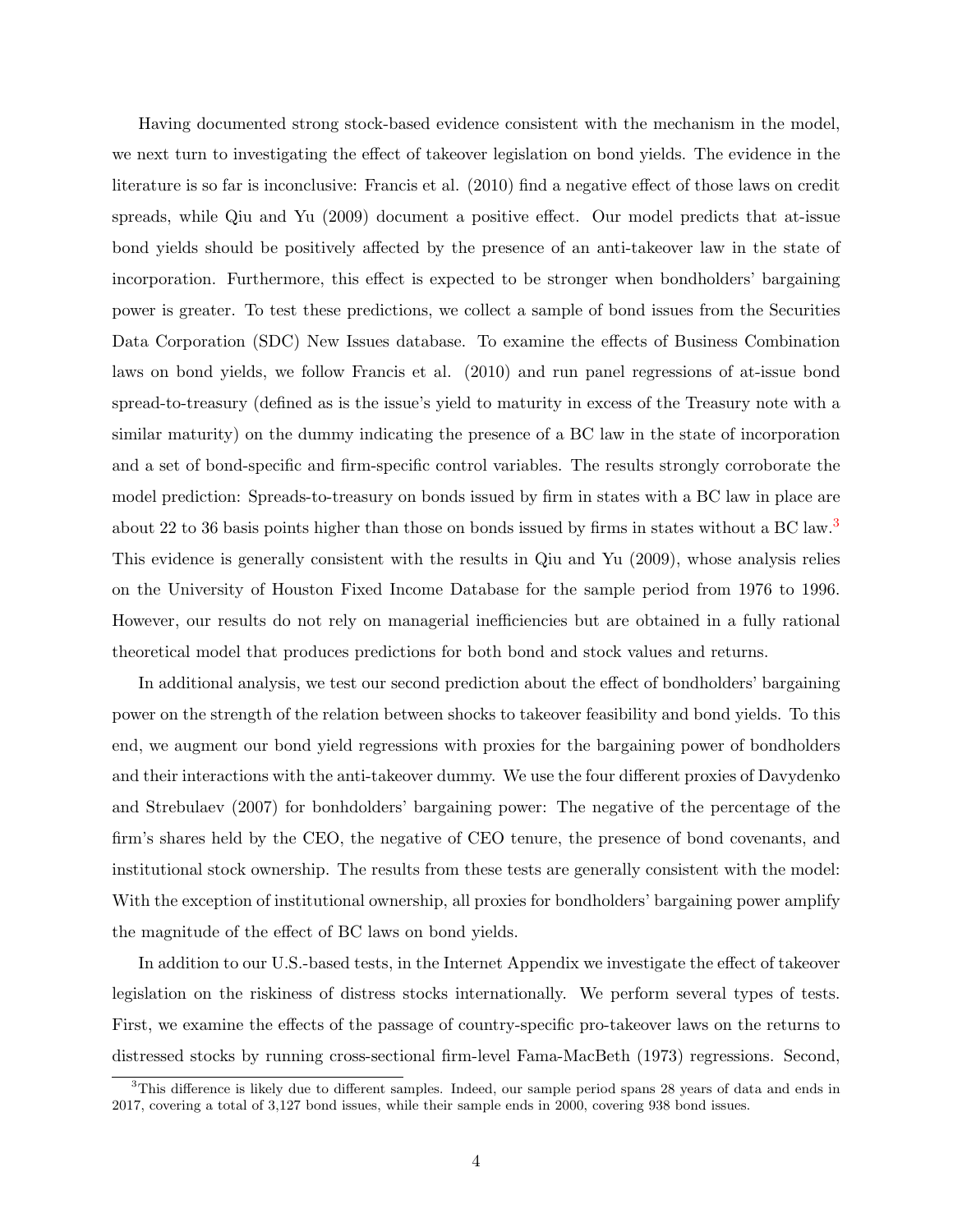Having documented strong stock-based evidence consistent with the mechanism in the model, we next turn to investigating the effect of takeover legislation on bond yields. The evidence in the literature is so far is inconclusive: Francis et al. (2010) find a negative effect of those laws on credit spreads, while Qiu and Yu (2009) document a positive effect. Our model predicts that at-issue bond yields should be positively affected by the presence of an anti-takeover law in the state of incorporation. Furthermore, this effect is expected to be stronger when bondholders' bargaining power is greater. To test these predictions, we collect a sample of bond issues from the Securities Data Corporation (SDC) New Issues database. To examine the effects of Business Combination laws on bond yields, we follow Francis et al. (2010) and run panel regressions of at-issue bond spread-to-treasury (defined as is the issue's yield to maturity in excess of the Treasury note with a similar maturity) on the dummy indicating the presence of a BC law in the state of incorporation and a set of bond-specific and firm-specific control variables. The results strongly corroborate the model prediction: Spreads-to-treasury on bonds issued by firm in states with a BC law in place are about 22 to 36 basis points higher than those on bonds issued by firms in states without a BC law.[3] This evidence is generally consistent with the results in Qiu and Yu (2009), whose analysis relies on the University of Houston Fixed Income Database for the sample period from 1976 to 1996. However, our results do not rely on managerial inefficiencies but are obtained in a fully rational theoretical model that produces predictions for both bond and stock values and returns.

In additional analysis, we test our second prediction about the effect of bondholders' bargaining power on the strength of the relation between shocks to takeover feasibility and bond yields. To this end, we augment our bond yield regressions with proxies for the bargaining power of bondholders and their interactions with the anti-takeover dummy. We use the four different proxies of Davydenko and Strebulaev (2007) for bonhdolders' bargaining power: The negative of the percentage of the firm's shares held by the CEO, the negative of CEO tenure, the presence of bond covenants, and institutional stock ownership. The results from these tests are generally consistent with the model: With the exception of institutional ownership, all proxies for bondholders' bargaining power amplify the magnitude of the effect of BC laws on bond yields.

In addition to our U.S.-based tests, in the Internet Appendix we investigate the effect of takeover legislation on the riskiness of distress stocks internationally. We perform several types of tests. First, we examine the effects of the passage of country-specific pro-takeover laws on the returns to distressed stocks by running cross-sectional firm-level Fama-MacBeth (1973) regressions. Second,

[3] This difference is likely due to different samples. Indeed, our sample period spans 28 years of data and ends in 2017, covering a total of 3,127 bond issues, while their sample ends in 2000, covering 938 bond issues.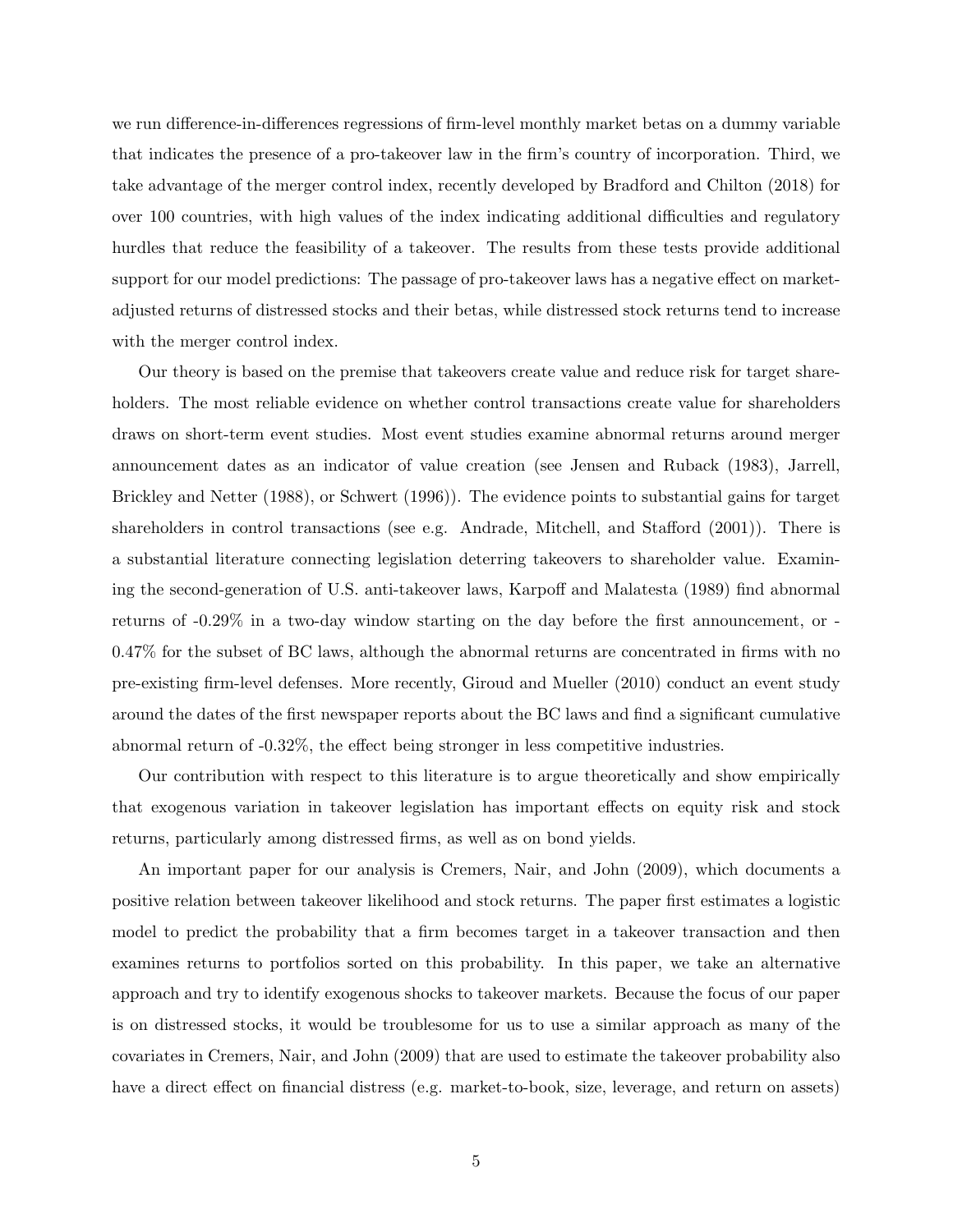we run difference-in-differences regressions of firm-level monthly market betas on a dummy variable that indicates the presence of a pro-takeover law in the firm's country of incorporation. Third, we take advantage of the merger control index, recently developed by Bradford and Chilton (2018) for over 100 countries, with high values of the index indicating additional difficulties and regulatory hurdles that reduce the feasibility of a takeover. The results from these tests provide additional support for our model predictions: The passage of pro-takeover laws has a negative effect on market-adjusted returns of distressed stocks and their betas, while distressed stock returns tend to increase with the merger control index.

Our theory is based on the premise that takeovers create value and reduce risk for target shareholders. The most reliable evidence on whether control transactions create value for shareholders draws on short-term event studies. Most event studies examine abnormal returns around merger announcement dates as an indicator of value creation (see Jensen and Ruback (1983), Jarrell, Brickley and Netter (1988), or Schwert (1996)). The evidence points to substantial gains for target shareholders in control transactions (see e.g. Andrade, Mitchell, and Stafford (2001)). There is a substantial literature connecting legislation deterring takeovers to shareholder value. Examining the second-generation of U.S. anti-takeover laws, Karpoff and Malatesta (1989) find abnormal returns of -0.29% in a two-day window starting on the day before the first announcement, or -0.47% for the subset of BC laws, although the abnormal returns are concentrated in firms with no pre-existing firm-level defenses. More recently, Giroud and Mueller (2010) conduct an event study around the dates of the first newspaper reports about the BC laws and find a significant cumulative abnormal return of -0.32%, the effect being stronger in less competitive industries.

Our contribution with respect to this literature is to argue theoretically and show empirically that exogenous variation in takeover legislation has important effects on equity risk and stock returns, particularly among distressed firms, as well as on bond yields.

An important paper for our analysis is Cremers, Nair, and John (2009), which documents a positive relation between takeover likelihood and stock returns. The paper first estimates a logistic model to predict the probability that a firm becomes target in a takeover transaction and then examines returns to portfolios sorted on this probability. In this paper, we take an alternative approach and try to identify exogenous shocks to takeover markets. Because the focus of our paper is on distressed stocks, it would be troublesome for us to use a similar approach as many of the covariates in Cremers, Nair, and John (2009) that are used to estimate the takeover probability also have a direct effect on financial distress (e.g. market-to-book, size, leverage, and return on assets)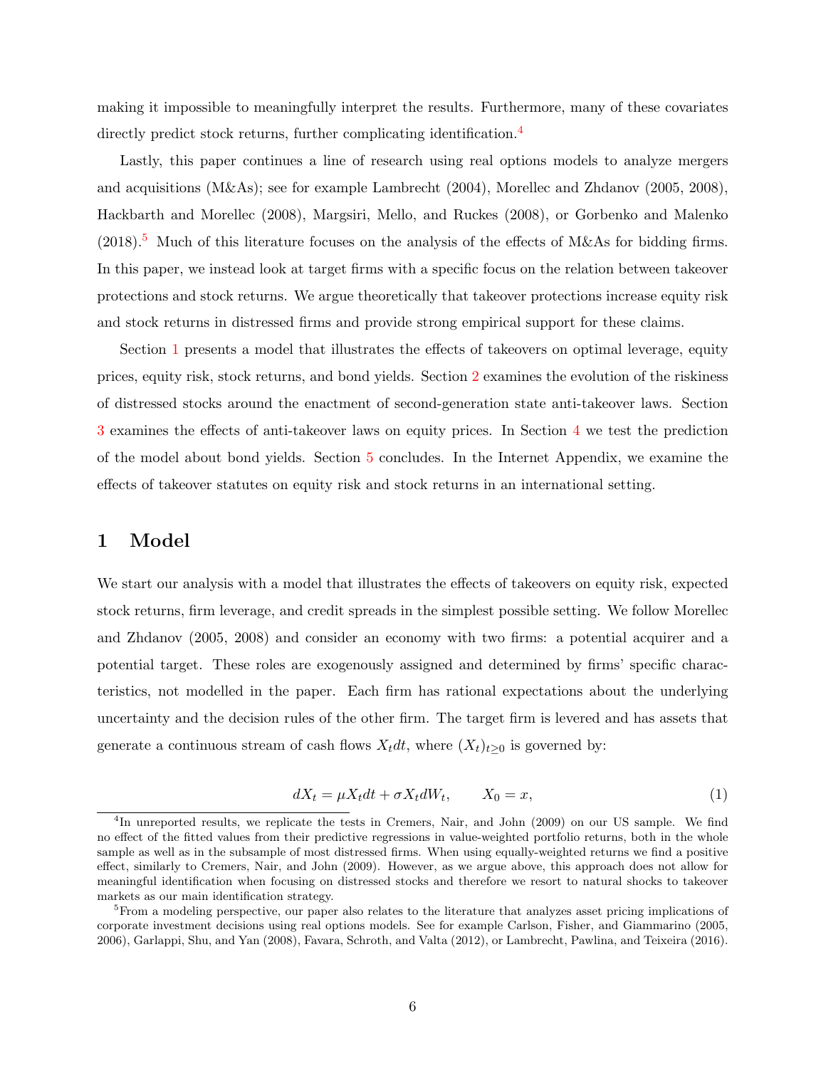making it impossible to meaningfully interpret the results. Furthermore, many of these covariates directly predict stock returns, further complicating identification.[4]

Lastly, this paper continues a line of research using real options models to analyze mergers and acquisitions (M&As); see for example Lambrecht (2004), Morellec and Zhdanov (2005, 2008), Hackbarth and Morellec (2008), Margsiri, Mello, and Ruckes (2008), or Gorbenko and Malenko (2018).[5] Much of this literature focuses on the analysis of the effects of M&As for bidding firms. In this paper, we instead look at target firms with a specific focus on the relation between takeover protections and stock returns. We argue theoretically that takeover protections increase equity risk and stock returns in distressed firms and provide strong empirical support for these claims.

Section 1 presents a model that illustrates the effects of takeovers on optimal leverage, equity prices, equity risk, stock returns, and bond yields. Section 2 examines the evolution of the riskiness of distressed stocks around the enactment of second-generation state anti-takeover laws. Section 3 examines the effects of anti-takeover laws on equity prices. In Section 4 we test the prediction of the model about bond yields. Section 5 concludes. In the Internet Appendix, we examine the effects of takeover statutes on equity risk and stock returns in an international setting.

# 1 Model

We start our analysis with a model that illustrates the effects of takeovers on equity risk, expected stock returns, firm leverage, and credit spreads in the simplest possible setting. We follow Morellec and Zhdanov (2005, 2008) and consider an economy with two firms: a potential acquirer and a potential target. These roles are exogenously assigned and determined by firms' specific characteristics, not modelled in the paper. Each firm has rational expectations about the underlying uncertainty and the decision rules of the other firm. The target firm is levered and has assets that generate a continuous stream of cash flows $X_t dt$, where $(X_t)_{t \geq 0}$ is governed by:

$$dX_t = \mu X_t dt + \sigma X_t dW_t, \qquad X_0 = x, \tag{1}$$

[4] In unreported results, we replicate the tests in Cremers, Nair, and John (2009) on our US sample. We find no effect of the fitted values from their predictive regressions in value-weighted portfolio returns, both in the whole sample as well as in the subsample of most distressed firms. When using equally-weighted returns we find a positive effect, similarly to Cremers, Nair, and John (2009). However, as we argue above, this approach does not allow for meaningful identification when focusing on distressed stocks and therefore we resort to natural shocks to takeover markets as our main identification strategy.

[5] From a modeling perspective, our paper also relates to the literature that analyzes asset pricing implications of corporate investment decisions using real options models. See for example Carlson, Fisher, and Giammarino (2005, 2006), Garlappi, Shu, and Yan (2008), Favara, Schroth, and Valta (2012), or Lambrecht, Pawlina, and Teixeira (2016).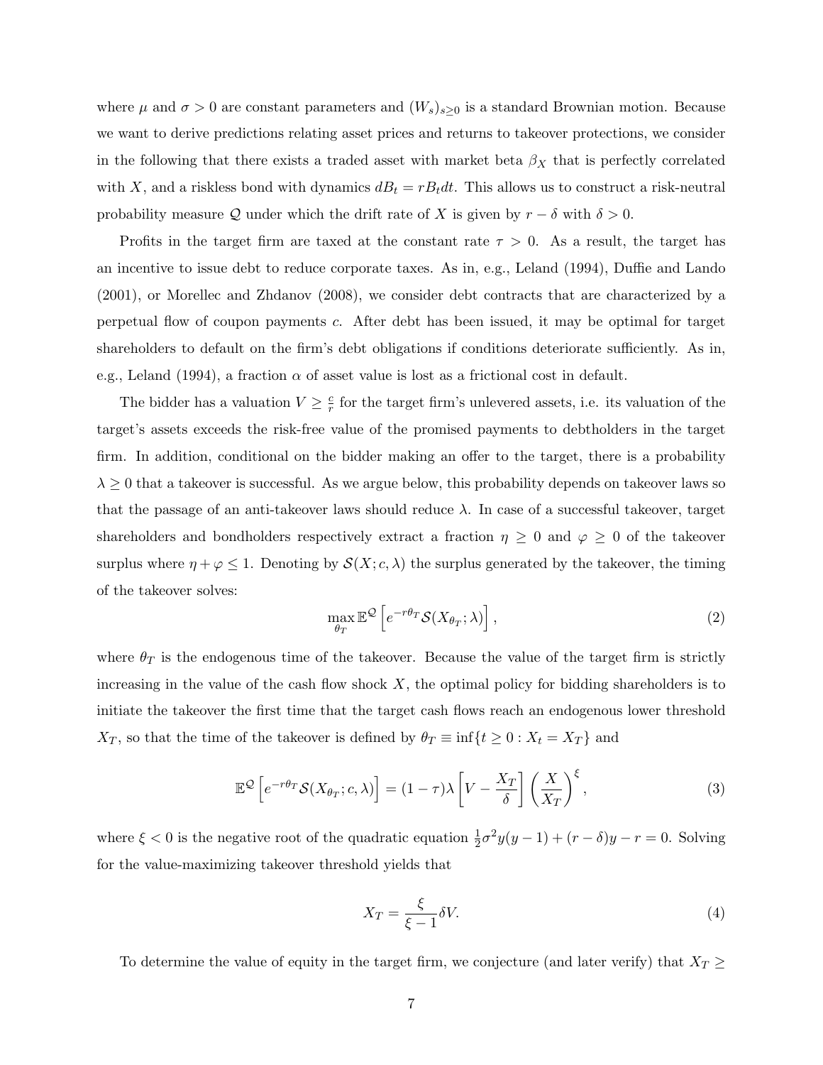where $\mu$ and $\sigma > 0$ are constant parameters and $(W_s)_{s \geq 0}$ is a standard Brownian motion. Because we want to derive predictions relating asset prices and returns to takeover protections, we consider in the following that there exists a traded asset with market beta $\beta_X$ that is perfectly correlated with $X$, and a riskless bond with dynamics $dB_t = rB_t dt$. This allows us to construct a risk-neutral probability measure $\mathcal{Q}$ under which the drift rate of $X$ is given by $r - \delta$ with $\delta > 0$.

Profits in the target firm are taxed at the constant rate $\tau > 0$. As a result, the target has an incentive to issue debt to reduce corporate taxes. As in, e.g., Leland (1994), Duffie and Lando (2001), or Morellec and Zhdanov (2008), we consider debt contracts that are characterized by a perpetual flow of coupon payments $c$. After debt has been issued, it may be optimal for target shareholders to default on the firm's debt obligations if conditions deteriorate sufficiently. As in, e.g., Leland (1994), a fraction $\alpha$ of asset value is lost as a frictional cost in default.

The bidder has a valuation $V \geq \frac{c}{r}$ for the target firm's unlevered assets, i.e. its valuation of the target's assets exceeds the risk-free value of the promised payments to debtholders in the target firm. In addition, conditional on the bidder making an offer to the target, there is a probability $\lambda \geq 0$ that a takeover is successful. As we argue below, this probability depends on takeover laws so that the passage of an anti-takeover laws should reduce $\lambda$. In case of a successful takeover, target shareholders and bondholders respectively extract a fraction $\eta \geq 0$ and $\varphi \geq 0$ of the takeover surplus where $\eta + \varphi \leq 1$. Denoting by $\mathcal{S}(X; c, \lambda)$ the surplus generated by the takeover, the timing of the takeover solves:

$$\max_{\theta_T} \mathbb{E}^{\mathcal{Q}} \left[ e^{-r\theta_T} \mathcal{S}(X_{\theta_T}; \lambda) \right], \tag{2}$$

where $\theta_T$ is the endogenous time of the takeover. Because the value of the target firm is strictly increasing in the value of the cash flow shock $X$, the optimal policy for bidding shareholders is to initiate the takeover the first time that the target cash flows reach an endogenous lower threshold $X_T$, so that the time of the takeover is defined by $\theta_T \equiv \inf\{t \geq 0 : X_t = X_T\}$ and

$$\mathbb{E}^{\mathcal{Q}} \left[ e^{-r\theta_T} \mathcal{S}(X_{\theta_T}; c, \lambda) \right] = (1 - \tau)\lambda \left[ V - \frac{X_T}{\delta} \right] \left( \frac{X}{X_T} \right)^{\xi}, \tag{3}$$

where $\xi < 0$ is the negative root of the quadratic equation $\frac{1}{2}\sigma^2 y(y-1) + (r-\delta)y - r = 0$. Solving for the value-maximizing takeover threshold yields that

$$X_T = \frac{\xi}{\xi - 1} \delta V. \tag{4}$$

To determine the value of equity in the target firm, we conjecture (and later verify) that $X_T \geq$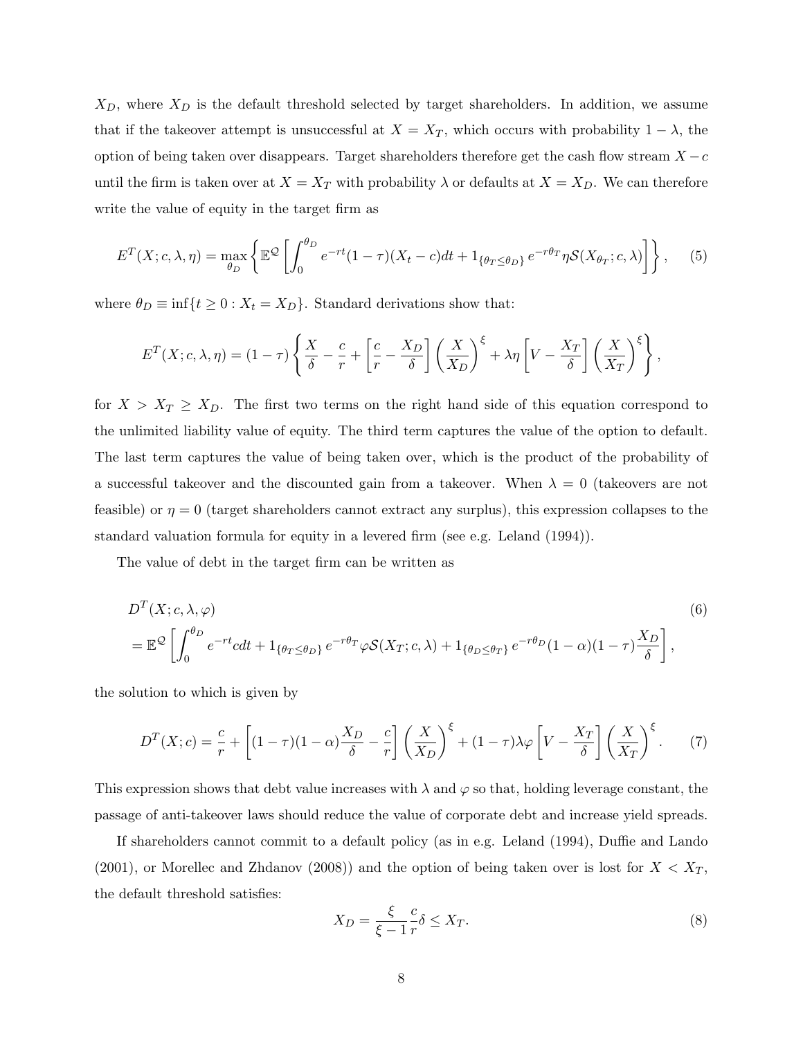$X_D$, where $X_D$ is the default threshold selected by target shareholders. In addition, we assume that if the takeover attempt is unsuccessful at $X = X_T$, which occurs with probability $1 - \lambda$, the option of being taken over disappears. Target shareholders therefore get the cash flow stream $X - c$ until the firm is taken over at $X = X_T$ with probability $\lambda$ or defaults at $X = X_D$. We can therefore write the value of equity in the target firm as

$$E^T(X; c, \lambda, \eta) = \max_{\theta_D} \left\{ \mathbb{E}^{\mathcal{Q}} \left[ \int_0^{\theta_D} e^{-rt}(1-\tau)(X_t - c)dt + 1_{\{\theta_T \leq \theta_D\}} e^{-r\theta_T} \eta \mathcal{S}(X_{\theta_T}; c, \lambda) \right] \right\}, \tag{5}$$

where $\theta_D \equiv \inf\{t \geq 0 : X_t = X_D\}$. Standard derivations show that:

$$E^T(X; c, \lambda, \eta) = (1-\tau) \left\{ \frac{X}{\delta} - \frac{c}{r} + \left[ \frac{c}{r} - \frac{X_D}{\delta} \right] \left( \frac{X}{X_D} \right)^{\xi} + \lambda \eta \left[ V - \frac{X_T}{\delta} \right] \left( \frac{X}{X_T} \right)^{\xi} \right\},$$

for $X > X_T \geq X_D$. The first two terms on the right hand side of this equation correspond to the unlimited liability value of equity. The third term captures the value of the option to default. The last term captures the value of being taken over, which is the product of the probability of a successful takeover and the discounted gain from a takeover. When $\lambda = 0$ (takeovers are not feasible) or $\eta = 0$ (target shareholders cannot extract any surplus), this expression collapses to the standard valuation formula for equity in a levered firm (see e.g. Leland (1994)).

The value of debt in the target firm can be written as

$$\begin{aligned} &D^T(X; c, \lambda, \varphi) \\ &= \mathbb{E}^{\mathcal{Q}} \left[ \int_0^{\theta_D} e^{-rt} c dt + 1_{\{\theta_T \leq \theta_D\}} e^{-r\theta_T} \varphi \mathcal{S}(X_T; c, \lambda) + 1_{\{\theta_D \leq \theta_T\}} e^{-r\theta_D} (1-\alpha)(1-\tau) \frac{X_D}{\delta} \right], \end{aligned} \tag{6}$$

the solution to which is given by

$$D^T(X; c) = \frac{c}{r} + \left[ (1-\tau)(1-\alpha) \frac{X_D}{\delta} - \frac{c}{r} \right] \left( \frac{X}{X_D} \right)^{\xi} + (1-\tau) \lambda \varphi \left[ V - \frac{X_T}{\delta} \right] \left( \frac{X}{X_T} \right)^{\xi}. \tag{7}$$

This expression shows that debt value increases with $\lambda$ and $\varphi$ so that, holding leverage constant, the passage of anti-takeover laws should reduce the value of corporate debt and increase yield spreads.

If shareholders cannot commit to a default policy (as in e.g. Leland (1994), Duffie and Lando (2001), or Morellec and Zhdanov (2008)) and the option of being taken over is lost for $X < X_T$, the default threshold satisfies:

$$X_D = \frac{\xi}{\xi - 1} \frac{c}{r} \delta \leq X_T. \tag{8}$$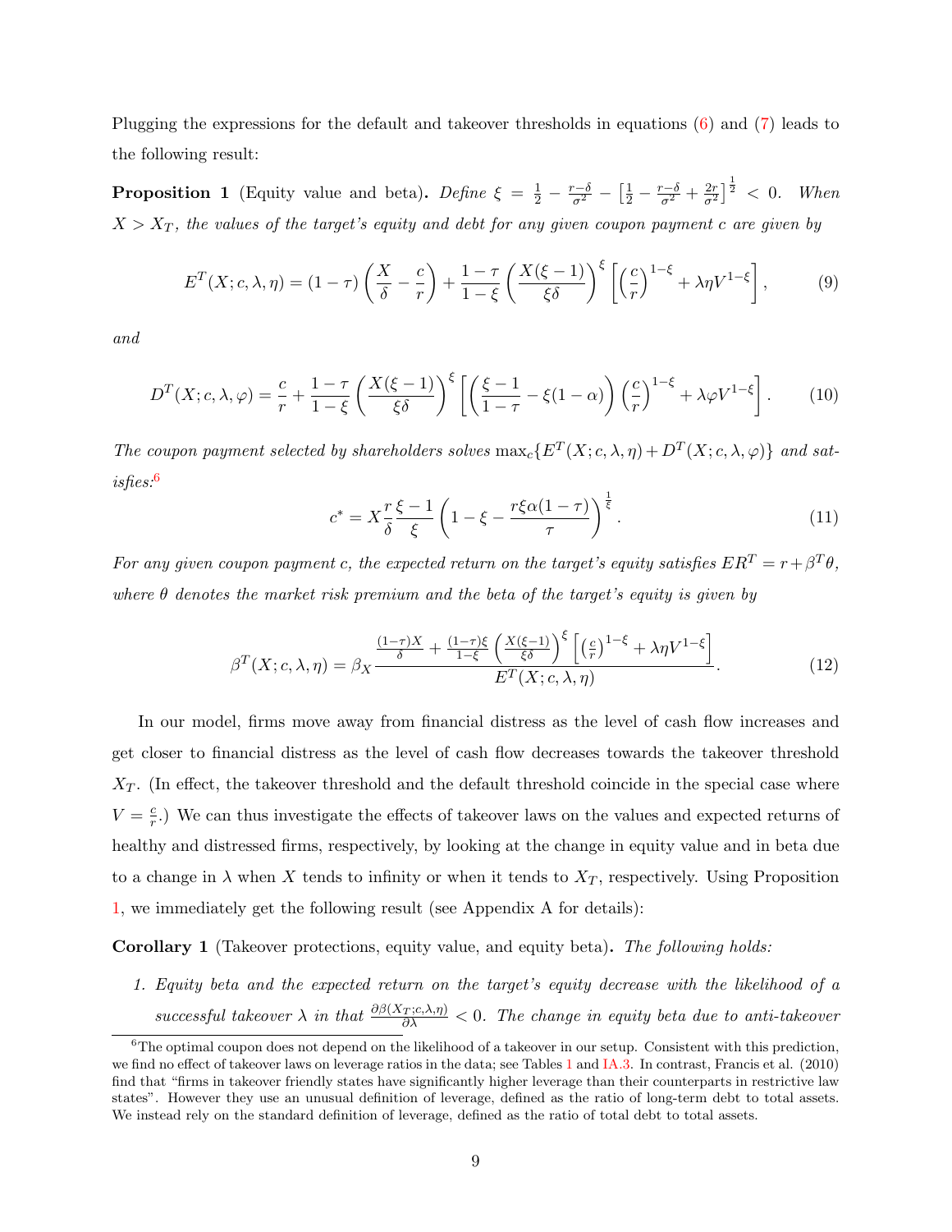Plugging the expressions for the default and takeover thresholds in equations (6) and (7) leads to the following result:

**Proposition 1** (Equity value and beta)**.** *Define* $\xi = \frac{1}{2} - \frac{r-\delta}{\sigma^2} - \left[\frac{1}{2} - \frac{r-\delta}{\sigma^2} + \frac{2r}{\sigma^2}\right]^{\frac{1}{2}} < 0$. *When* $X > X_T$*, the values of the target's equity and debt for any given coupon payment* $c$ *are given by*

$$E^T(X; c, \lambda, \eta) = (1-\tau)\left(\frac{X}{\delta} - \frac{c}{r}\right) + \frac{1-\tau}{1-\xi}\left(\frac{X(\xi-1)}{\xi\delta}\right)^{\xi}\left[\left(\frac{c}{r}\right)^{1-\xi} + \lambda\eta V^{1-\xi}\right], \tag{9}$$

*and*

$$D^T(X; c, \lambda, \varphi) = \frac{c}{r} + \frac{1-\tau}{1-\xi}\left(\frac{X(\xi-1)}{\xi\delta}\right)^{\xi}\left[\left(\frac{\xi-1}{1-\tau} - \xi(1-\alpha)\right)\left(\frac{c}{r}\right)^{1-\xi} + \lambda\varphi V^{1-\xi}\right]. \tag{10}$$

*The coupon payment selected by shareholders solves* $\max_c\{E^T(X; c, \lambda, \eta) + D^T(X; c, \lambda, \varphi)\}$ *and satisfies:*[6]

$$c^* = X\frac{r}{\delta}\frac{\xi-1}{\xi}\left(1 - \xi - \frac{r\xi\alpha(1-\tau)}{\tau}\right)^{\frac{1}{\xi}}. \tag{11}$$

*For any given coupon payment* $c$*, the expected return on the target's equity satisfies* $ER^T = r + \beta^T\theta$*, where* $\theta$ *denotes the market risk premium and the beta of the target's equity is given by*

$$\beta^T(X; c, \lambda, \eta) = \beta_X \frac{\frac{(1-\tau)X}{\delta} + \frac{(1-\tau)\xi}{1-\xi}\left(\frac{X(\xi-1)}{\xi\delta}\right)^{\xi}\left[\left(\frac{c}{r}\right)^{1-\xi} + \lambda\eta V^{1-\xi}\right]}{E^T(X; c, \lambda, \eta)}. \tag{12}$$

In our model, firms move away from financial distress as the level of cash flow increases and get closer to financial distress as the level of cash flow decreases towards the takeover threshold $X_T$. (In effect, the takeover threshold and the default threshold coincide in the special case where $V = \frac{c}{r}$.) We can thus investigate the effects of takeover laws on the values and expected returns of healthy and distressed firms, respectively, by looking at the change in equity value and in beta due to a change in $\lambda$ when $X$ tends to infinity or when it tends to $X_T$, respectively. Using Proposition 1, we immediately get the following result (see Appendix A for details):

**Corollary 1** (Takeover protections, equity value, and equity beta)**.** *The following holds:*

1. *Equity beta and the expected return on the target's equity decrease with the likelihood of a successful takeover* $\lambda$ *in that* $\frac{\partial\beta(X_T; c, \lambda, \eta)}{\partial\lambda} < 0$. *The change in equity beta due to anti-takeover*

[6] The optimal coupon does not depend on the likelihood of a takeover in our setup. Consistent with this prediction, we find no effect of takeover laws on leverage ratios in the data; see Tables 1 and IA.3. In contrast, Francis et al. (2010) find that "firms in takeover friendly states have significantly higher leverage than their counterparts in restrictive law states". However they use an unusual definition of leverage, defined as the ratio of long-term debt to total assets. We instead rely on the standard definition of leverage, defined as the ratio of total debt to total assets.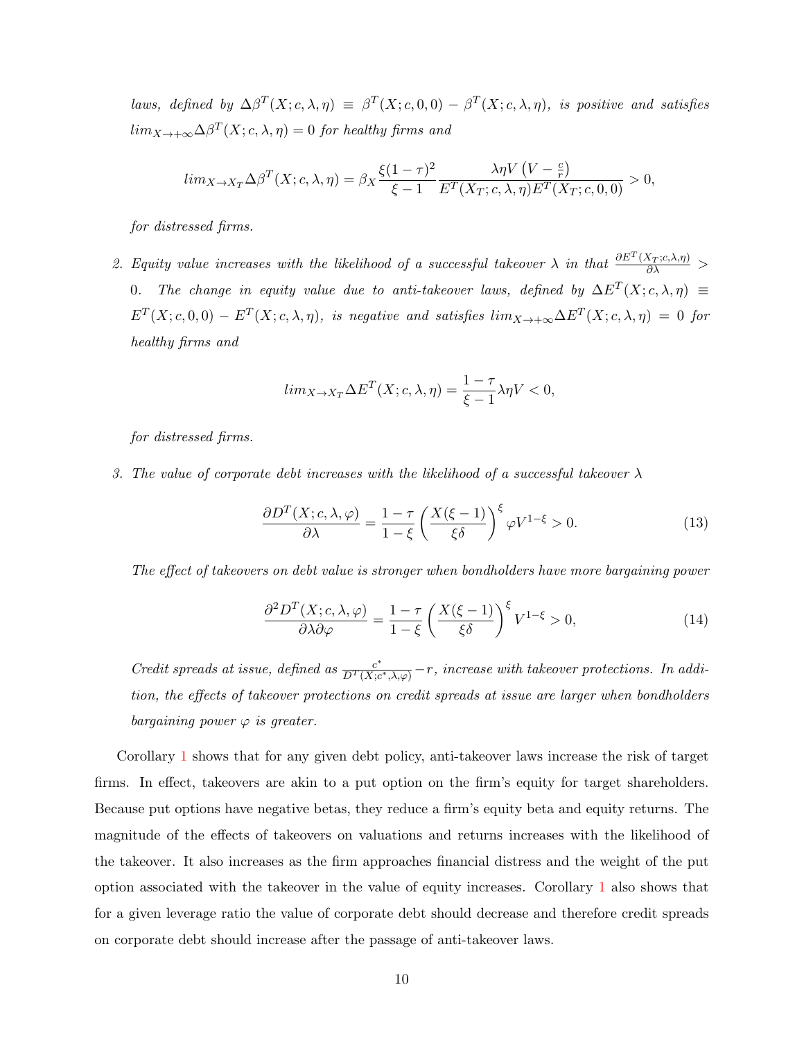*laws, defined by* $\Delta\beta^T(X;c,\lambda,\eta) \equiv \beta^T(X;c,0,0) - \beta^T(X;c,\lambda,\eta)$*, is positive and satisfies* $lim_{X\to+\infty}\Delta\beta^T(X;c,\lambda,\eta) = 0$ *for healthy firms and*

$$lim_{X\to X_T}\Delta\beta^T(X;c,\lambda,\eta) = \beta_X \frac{\xi(1-\tau)^2}{\xi-1}\frac{\lambda\eta V\left(V-\frac{c}{r}\right)}{E^T(X_T;c,\lambda,\eta)E^T(X_T;c,0,0)} > 0,$$

*for distressed firms.*

2. *Equity value increases with the likelihood of a successful takeover* $\lambda$ *in that* $\frac{\partial E^T(X_T;c,\lambda,\eta)}{\partial\lambda} > 0$*. The change in equity value due to anti-takeover laws, defined by* $\Delta E^T(X;c,\lambda,\eta) \equiv E^T(X;c,0,0) - E^T(X;c,\lambda,\eta)$*, is negative and satisfies* $lim_{X\to+\infty}\Delta E^T(X;c,\lambda,\eta) = 0$ *for healthy firms and*

$$lim_{X\to X_T}\Delta E^T(X;c,\lambda,\eta) = \frac{1-\tau}{\xi-1}\lambda\eta V < 0,$$

*for distressed firms.*

3. *The value of corporate debt increases with the likelihood of a successful takeover* $\lambda$

$$\frac{\partial D^T(X;c,\lambda,\varphi)}{\partial\lambda} = \frac{1-\tau}{1-\xi}\left(\frac{X(\xi-1)}{\xi\delta}\right)^{\xi}\varphi V^{1-\xi} > 0. \tag{13}$$

*The effect of takeovers on debt value is stronger when bondholders have more bargaining power*

$$\frac{\partial^2 D^T(X;c,\lambda,\varphi)}{\partial\lambda\partial\varphi} = \frac{1-\tau}{1-\xi}\left(\frac{X(\xi-1)}{\xi\delta}\right)^{\xi}V^{1-\xi} > 0, \tag{14}$$

*Credit spreads at issue, defined as* $\frac{c^*}{D^T(X;c^*,\lambda,\varphi)} - r$*, increase with takeover protections. In addition, the effects of takeover protections on credit spreads at issue are larger when bondholders bargaining power* $\varphi$ *is greater.*

Corollary 1 shows that for any given debt policy, anti-takeover laws increase the risk of target firms. In effect, takeovers are akin to a put option on the firm's equity for target shareholders. Because put options have negative betas, they reduce a firm's equity beta and equity returns. The magnitude of the effects of takeovers on valuations and returns increases with the likelihood of the takeover. It also increases as the firm approaches financial distress and the weight of the put option associated with the takeover in the value of equity increases. Corollary 1 also shows that for a given leverage ratio the value of corporate debt should decrease and therefore credit spreads on corporate debt should increase after the passage of anti-takeover laws.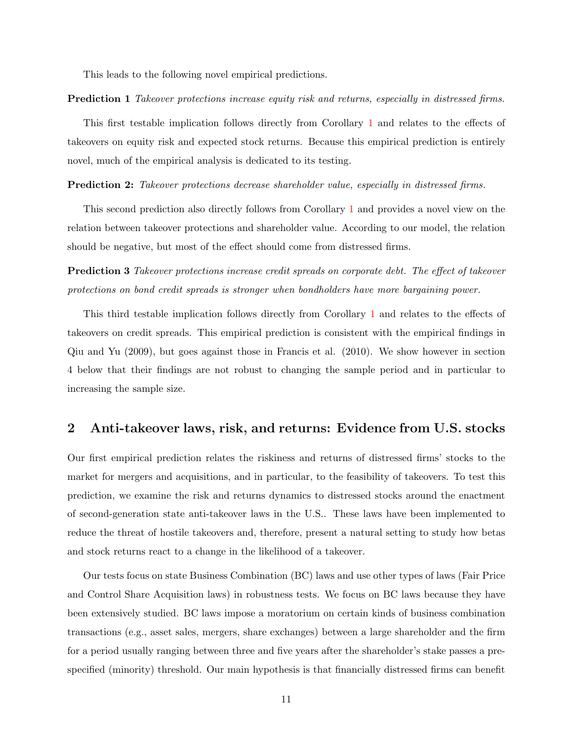This leads to the following novel empirical predictions.

**Prediction 1** *Takeover protections increase equity risk and returns, especially in distressed firms.*

This first testable implication follows directly from Corollary 1 and relates to the effects of takeovers on equity risk and expected stock returns. Because this empirical prediction is entirely novel, much of the empirical analysis is dedicated to its testing.

**Prediction 2:** *Takeover protections decrease shareholder value, especially in distressed firms.*

This second prediction also directly follows from Corollary 1 and provides a novel view on the relation between takeover protections and shareholder value. According to our model, the relation should be negative, but most of the effect should come from distressed firms.

**Prediction 3** *Takeover protections increase credit spreads on corporate debt. The effect of takeover protections on bond credit spreads is stronger when bondholders have more bargaining power.*

This third testable implication follows directly from Corollary 1 and relates to the effects of takeovers on credit spreads. This empirical prediction is consistent with the empirical findings in Qiu and Yu (2009), but goes against those in Francis et al. (2010). We show however in section 4 below that their findings are not robust to changing the sample period and in particular to increasing the sample size.

## 2 Anti-takeover laws, risk, and returns: Evidence from U.S. stocks

Our first empirical prediction relates the riskiness and returns of distressed firms' stocks to the market for mergers and acquisitions, and in particular, to the feasibility of takeovers. To test this prediction, we examine the risk and returns dynamics to distressed stocks around the enactment of second-generation state anti-takeover laws in the U.S.. These laws have been implemented to reduce the threat of hostile takeovers and, therefore, present a natural setting to study how betas and stock returns react to a change in the likelihood of a takeover.

Our tests focus on state Business Combination (BC) laws and use other types of laws (Fair Price and Control Share Acquisition laws) in robustness tests. We focus on BC laws because they have been extensively studied. BC laws impose a moratorium on certain kinds of business combination transactions (e.g., asset sales, mergers, share exchanges) between a large shareholder and the firm for a period usually ranging between three and five years after the shareholder's stake passes a pre-specified (minority) threshold. Our main hypothesis is that financially distressed firms can benefit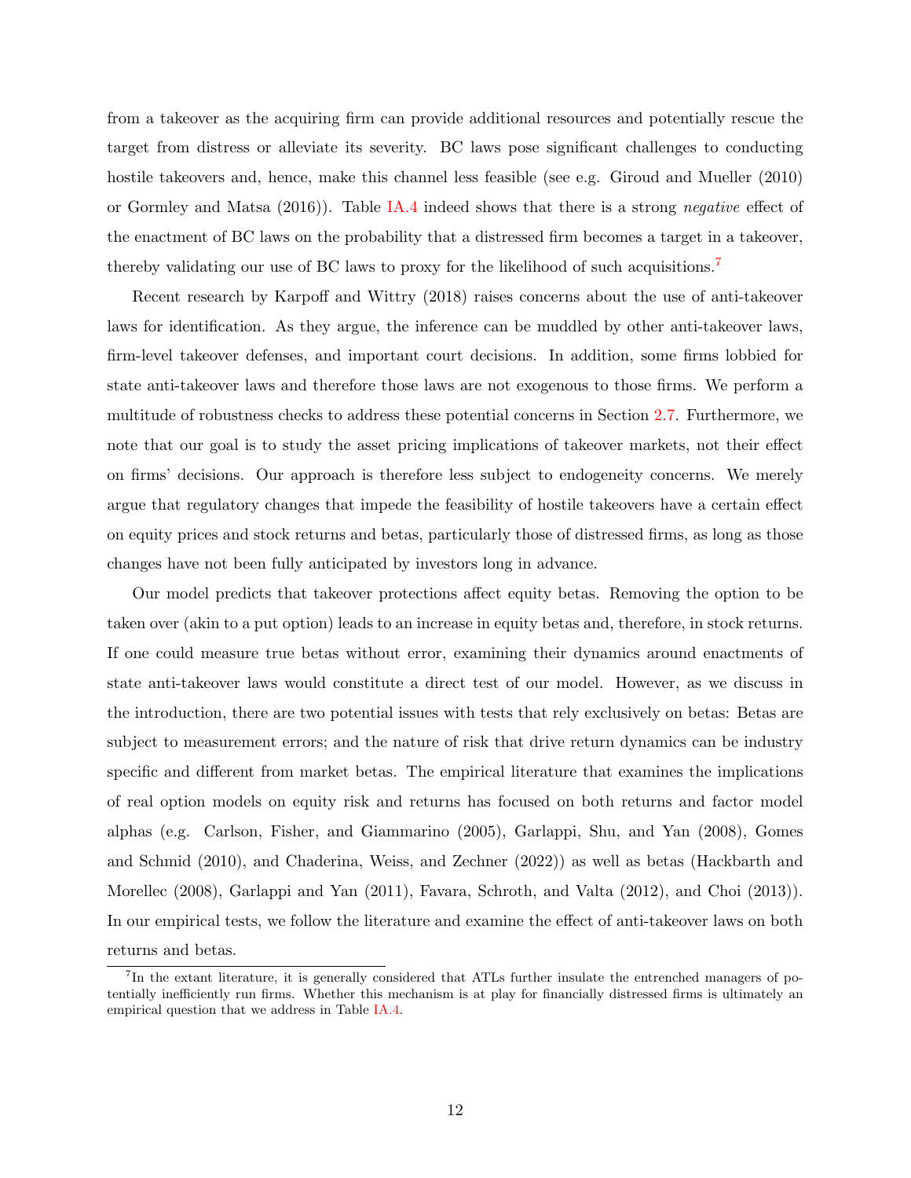from a takeover as the acquiring firm can provide additional resources and potentially rescue the target from distress or alleviate its severity. BC laws pose significant challenges to conducting hostile takeovers and, hence, make this channel less feasible (see e.g. Giroud and Mueller (2010) or Gormley and Matsa (2016)). Table IA.4 indeed shows that there is a strong *negative* effect of the enactment of BC laws on the probability that a distressed firm becomes a target in a takeover, thereby validating our use of BC laws to proxy for the likelihood of such acquisitions.[7]

Recent research by Karpoff and Wittry (2018) raises concerns about the use of anti-takeover laws for identification. As they argue, the inference can be muddled by other anti-takeover laws, firm-level takeover defenses, and important court decisions. In addition, some firms lobbied for state anti-takeover laws and therefore those laws are not exogenous to those firms. We perform a multitude of robustness checks to address these potential concerns in Section 2.7. Furthermore, we note that our goal is to study the asset pricing implications of takeover markets, not their effect on firms' decisions. Our approach is therefore less subject to endogeneity concerns. We merely argue that regulatory changes that impede the feasibility of hostile takeovers have a certain effect on equity prices and stock returns and betas, particularly those of distressed firms, as long as those changes have not been fully anticipated by investors long in advance.

Our model predicts that takeover protections affect equity betas. Removing the option to be taken over (akin to a put option) leads to an increase in equity betas and, therefore, in stock returns. If one could measure true betas without error, examining their dynamics around enactments of state anti-takeover laws would constitute a direct test of our model. However, as we discuss in the introduction, there are two potential issues with tests that rely exclusively on betas: Betas are subject to measurement errors; and the nature of risk that drive return dynamics can be industry specific and different from market betas. The empirical literature that examines the implications of real option models on equity risk and returns has focused on both returns and factor model alphas (e.g. Carlson, Fisher, and Giammarino (2005), Garlappi, Shu, and Yan (2008), Gomes and Schmid (2010), and Chaderina, Weiss, and Zechner (2022)) as well as betas (Hackbarth and Morellec (2008), Garlappi and Yan (2011), Favara, Schroth, and Valta (2012), and Choi (2013)). In our empirical tests, we follow the literature and examine the effect of anti-takeover laws on both returns and betas.

[7] In the extant literature, it is generally considered that ATLs further insulate the entrenched managers of potentially inefficiently run firms. Whether this mechanism is at play for financially distressed firms is ultimately an empirical question that we address in Table IA.4.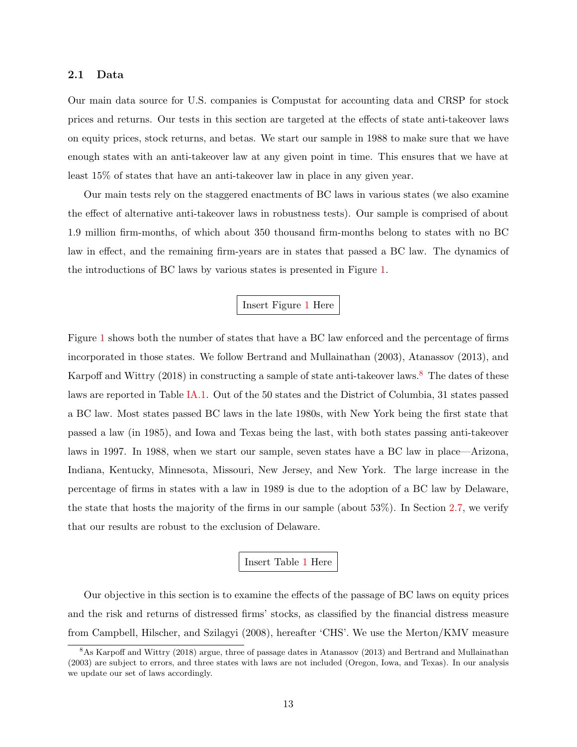### 2.1 Data

Our main data source for U.S. companies is Compustat for accounting data and CRSP for stock prices and returns. Our tests in this section are targeted at the effects of state anti-takeover laws on equity prices, stock returns, and betas. We start our sample in 1988 to make sure that we have enough states with an anti-takeover law at any given point in time. This ensures that we have at least 15% of states that have an anti-takeover law in place in any given year.

Our main tests rely on the staggered enactments of BC laws in various states (we also examine the effect of alternative anti-takeover laws in robustness tests). Our sample is comprised of about 1.9 million firm-months, of which about 350 thousand firm-months belong to states with no BC law in effect, and the remaining firm-years are in states that passed a BC law. The dynamics of the introductions of BC laws by various states is presented in Figure 1.

Insert Figure 1 Here

Figure 1 shows both the number of states that have a BC law enforced and the percentage of firms incorporated in those states. We follow Bertrand and Mullainathan (2003), Atanassov (2013), and Karpoff and Wittry (2018) in constructing a sample of state anti-takeover laws.[8] The dates of these laws are reported in Table IA.1. Out of the 50 states and the District of Columbia, 31 states passed a BC law. Most states passed BC laws in the late 1980s, with New York being the first state that passed a law (in 1985), and Iowa and Texas being the last, with both states passing anti-takeover laws in 1997. In 1988, when we start our sample, seven states have a BC law in place—Arizona, Indiana, Kentucky, Minnesota, Missouri, New Jersey, and New York. The large increase in the percentage of firms in states with a law in 1989 is due to the adoption of a BC law by Delaware, the state that hosts the majority of the firms in our sample (about 53%). In Section 2.7, we verify that our results are robust to the exclusion of Delaware.

Insert Table 1 Here

Our objective in this section is to examine the effects of the passage of BC laws on equity prices and the risk and returns of distressed firms' stocks, as classified by the financial distress measure from Campbell, Hilscher, and Szilagyi (2008), hereafter 'CHS'. We use the Merton/KMV measure

[8] As Karpoff and Wittry (2018) argue, three of passage dates in Atanassov (2013) and Bertrand and Mullainathan (2003) are subject to errors, and three states with laws are not included (Oregon, Iowa, and Texas). In our analysis we update our set of laws accordingly.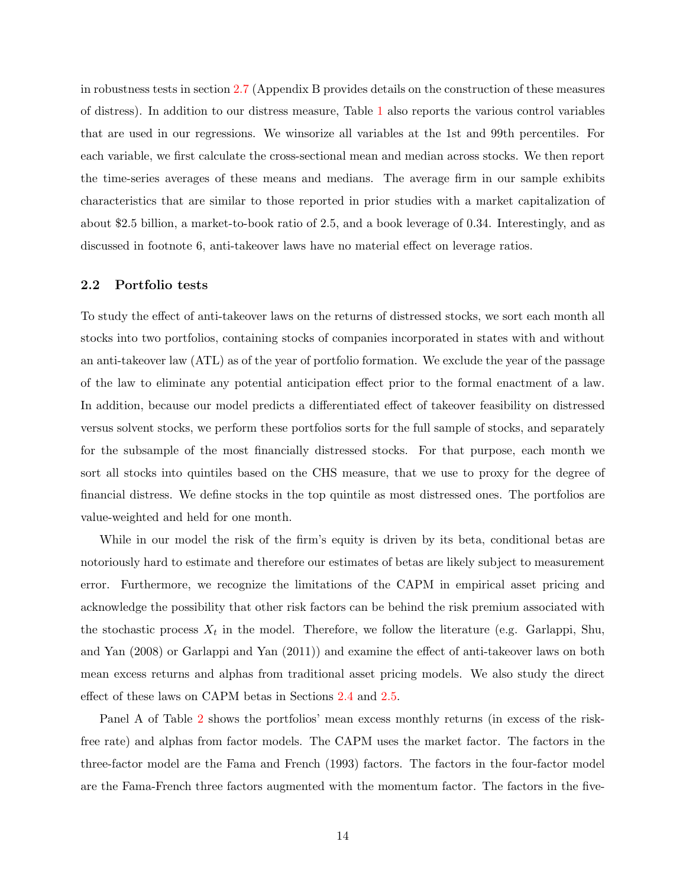in robustness tests in section 2.7 (Appendix B provides details on the construction of these measures of distress). In addition to our distress measure, Table 1 also reports the various control variables that are used in our regressions. We winsorize all variables at the 1st and 99th percentiles. For each variable, we first calculate the cross-sectional mean and median across stocks. We then report the time-series averages of these means and medians. The average firm in our sample exhibits characteristics that are similar to those reported in prior studies with a market capitalization of about $2.5 billion, a market-to-book ratio of 2.5, and a book leverage of 0.34. Interestingly, and as discussed in footnote 6, anti-takeover laws have no material effect on leverage ratios.

## 2.2 Portfolio tests

To study the effect of anti-takeover laws on the returns of distressed stocks, we sort each month all stocks into two portfolios, containing stocks of companies incorporated in states with and without an anti-takeover law (ATL) as of the year of portfolio formation. We exclude the year of the passage of the law to eliminate any potential anticipation effect prior to the formal enactment of a law. In addition, because our model predicts a differentiated effect of takeover feasibility on distressed versus solvent stocks, we perform these portfolios sorts for the full sample of stocks, and separately for the subsample of the most financially distressed stocks. For that purpose, each month we sort all stocks into quintiles based on the CHS measure, that we use to proxy for the degree of financial distress. We define stocks in the top quintile as most distressed ones. The portfolios are value-weighted and held for one month.

While in our model the risk of the firm's equity is driven by its beta, conditional betas are notoriously hard to estimate and therefore our estimates of betas are likely subject to measurement error. Furthermore, we recognize the limitations of the CAPM in empirical asset pricing and acknowledge the possibility that other risk factors can be behind the risk premium associated with the stochastic process $X_t$ in the model. Therefore, we follow the literature (e.g. Garlappi, Shu, and Yan (2008) or Garlappi and Yan (2011)) and examine the effect of anti-takeover laws on both mean excess returns and alphas from traditional asset pricing models. We also study the direct effect of these laws on CAPM betas in Sections 2.4 and 2.5.

Panel A of Table 2 shows the portfolios' mean excess monthly returns (in excess of the risk-free rate) and alphas from factor models. The CAPM uses the market factor. The factors in the three-factor model are the Fama and French (1993) factors. The factors in the four-factor model are the Fama-French three factors augmented with the momentum factor. The factors in the five-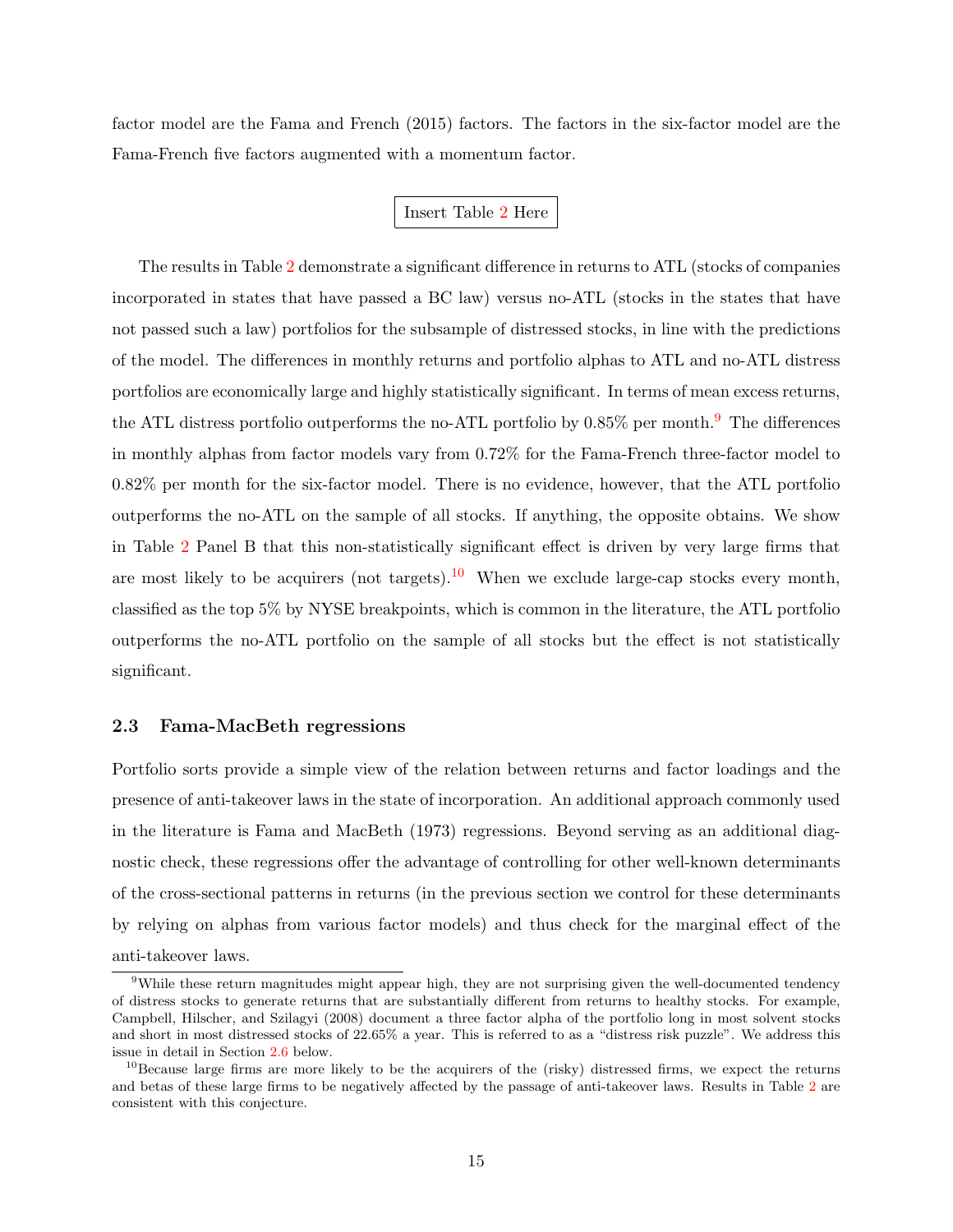factor model are the Fama and French (2015) factors. The factors in the six-factor model are the Fama-French five factors augmented with a momentum factor.

Insert Table 2 Here

The results in Table 2 demonstrate a significant difference in returns to ATL (stocks of companies incorporated in states that have passed a BC law) versus no-ATL (stocks in the states that have not passed such a law) portfolios for the subsample of distressed stocks, in line with the predictions of the model. The differences in monthly returns and portfolio alphas to ATL and no-ATL distress portfolios are economically large and highly statistically significant. In terms of mean excess returns, the ATL distress portfolio outperforms the no-ATL portfolio by 0.85% per month.[9] The differences in monthly alphas from factor models vary from 0.72% for the Fama-French three-factor model to 0.82% per month for the six-factor model. There is no evidence, however, that the ATL portfolio outperforms the no-ATL on the sample of all stocks. If anything, the opposite obtains. We show in Table 2 Panel B that this non-statistically significant effect is driven by very large firms that are most likely to be acquirers (not targets).[10] When we exclude large-cap stocks every month, classified as the top 5% by NYSE breakpoints, which is common in the literature, the ATL portfolio outperforms the no-ATL portfolio on the sample of all stocks but the effect is not statistically significant.

### 2.3 Fama-MacBeth regressions

Portfolio sorts provide a simple view of the relation between returns and factor loadings and the presence of anti-takeover laws in the state of incorporation. An additional approach commonly used in the literature is Fama and MacBeth (1973) regressions. Beyond serving as an additional diagnostic check, these regressions offer the advantage of controlling for other well-known determinants of the cross-sectional patterns in returns (in the previous section we control for these determinants by relying on alphas from various factor models) and thus check for the marginal effect of the anti-takeover laws.

[9] While these return magnitudes might appear high, they are not surprising given the well-documented tendency of distress stocks to generate returns that are substantially different from returns to healthy stocks. For example, Campbell, Hilscher, and Szilagyi (2008) document a three factor alpha of the portfolio long in most solvent stocks and short in most distressed stocks of 22.65% a year. This is referred to as a "distress risk puzzle". We address this issue in detail in Section 2.6 below.

[10] Because large firms are more likely to be the acquirers of the (risky) distressed firms, we expect the returns and betas of these large firms to be negatively affected by the passage of anti-takeover laws. Results in Table 2 are consistent with this conjecture.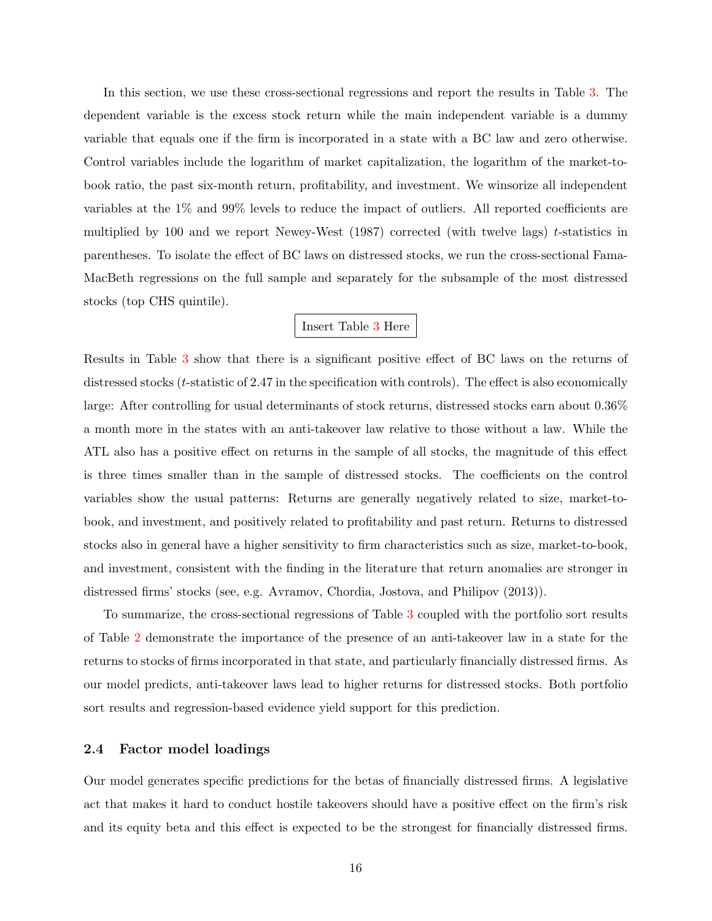In this section, we use these cross-sectional regressions and report the results in Table 3. The dependent variable is the excess stock return while the main independent variable is a dummy variable that equals one if the firm is incorporated in a state with a BC law and zero otherwise. Control variables include the logarithm of market capitalization, the logarithm of the market-to-book ratio, the past six-month return, profitability, and investment. We winsorize all independent variables at the 1% and 99% levels to reduce the impact of outliers. All reported coefficients are multiplied by 100 and we report Newey-West (1987) corrected (with twelve lags) $t$-statistics in parentheses. To isolate the effect of BC laws on distressed stocks, we run the cross-sectional Fama-MacBeth regressions on the full sample and separately for the subsample of the most distressed stocks (top CHS quintile).

Insert Table 3 Here

Results in Table 3 show that there is a significant positive effect of BC laws on the returns of distressed stocks ($t$-statistic of 2.47 in the specification with controls). The effect is also economically large: After controlling for usual determinants of stock returns, distressed stocks earn about 0.36% a month more in the states with an anti-takeover law relative to those without a law. While the ATL also has a positive effect on returns in the sample of all stocks, the magnitude of this effect is three times smaller than in the sample of distressed stocks. The coefficients on the control variables show the usual patterns: Returns are generally negatively related to size, market-to-book, and investment, and positively related to profitability and past return. Returns to distressed stocks also in general have a higher sensitivity to firm characteristics such as size, market-to-book, and investment, consistent with the finding in the literature that return anomalies are stronger in distressed firms' stocks (see, e.g. Avramov, Chordia, Jostova, and Philipov (2013)).

To summarize, the cross-sectional regressions of Table 3 coupled with the portfolio sort results of Table 2 demonstrate the importance of the presence of an anti-takeover law in a state for the returns to stocks of firms incorporated in that state, and particularly financially distressed firms. As our model predicts, anti-takeover laws lead to higher returns for distressed stocks. Both portfolio sort results and regression-based evidence yield support for this prediction.

### 2.4 Factor model loadings

Our model generates specific predictions for the betas of financially distressed firms. A legislative act that makes it hard to conduct hostile takeovers should have a positive effect on the firm's risk and its equity beta and this effect is expected to be the strongest for financially distressed firms.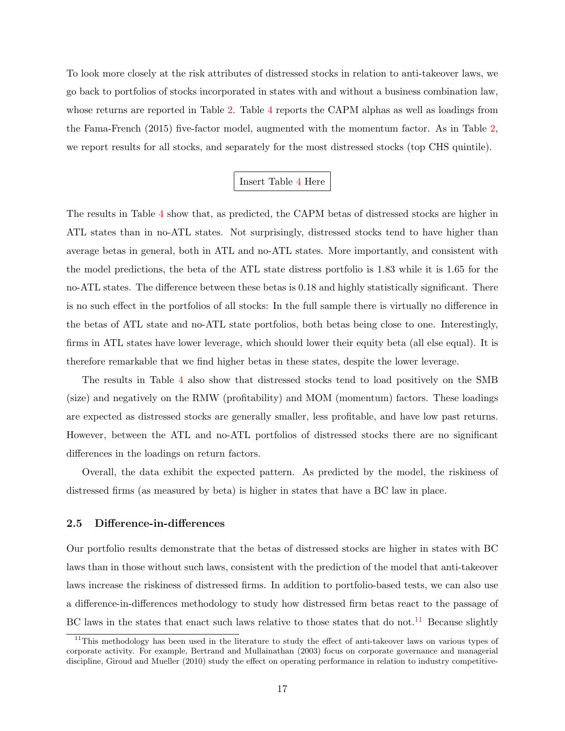To look more closely at the risk attributes of distressed stocks in relation to anti-takeover laws, we go back to portfolios of stocks incorporated in states with and without a business combination law, whose returns are reported in Table 2. Table 4 reports the CAPM alphas as well as loadings from the Fama-French (2015) five-factor model, augmented with the momentum factor. As in Table 2, we report results for all stocks, and separately for the most distressed stocks (top CHS quintile).

Insert Table 4 Here

The results in Table 4 show that, as predicted, the CAPM betas of distressed stocks are higher in ATL states than in no-ATL states. Not surprisingly, distressed stocks tend to have higher than average betas in general, both in ATL and no-ATL states. More importantly, and consistent with the model predictions, the beta of the ATL state distress portfolio is 1.83 while it is 1.65 for the no-ATL states. The difference between these betas is 0.18 and highly statistically significant. There is no such effect in the portfolios of all stocks: In the full sample there is virtually no difference in the betas of ATL state and no-ATL state portfolios, both betas being close to one. Interestingly, firms in ATL states have lower leverage, which should lower their equity beta (all else equal). It is therefore remarkable that we find higher betas in these states, despite the lower leverage.

The results in Table 4 also show that distressed stocks tend to load positively on the SMB (size) and negatively on the RMW (profitability) and MOM (momentum) factors. These loadings are expected as distressed stocks are generally smaller, less profitable, and have low past returns. However, between the ATL and no-ATL portfolios of distressed stocks there are no significant differences in the loadings on return factors.

Overall, the data exhibit the expected pattern. As predicted by the model, the riskiness of distressed firms (as measured by beta) is higher in states that have a BC law in place.

### 2.5 Difference-in-differences

Our portfolio results demonstrate that the betas of distressed stocks are higher in states with BC laws than in those without such laws, consistent with the prediction of the model that anti-takeover laws increase the riskiness of distressed firms. In addition to portfolio-based tests, we can also use a difference-in-differences methodology to study how distressed firm betas react to the passage of BC laws in the states that enact such laws relative to those states that do not.[11] Because slightly

[11] This methodology has been used in the literature to study the effect of anti-takeover laws on various types of corporate activity. For example, Bertrand and Mullainathan (2003) focus on corporate governance and managerial discipline, Giroud and Mueller (2010) study the effect on operating performance in relation to industry competitive-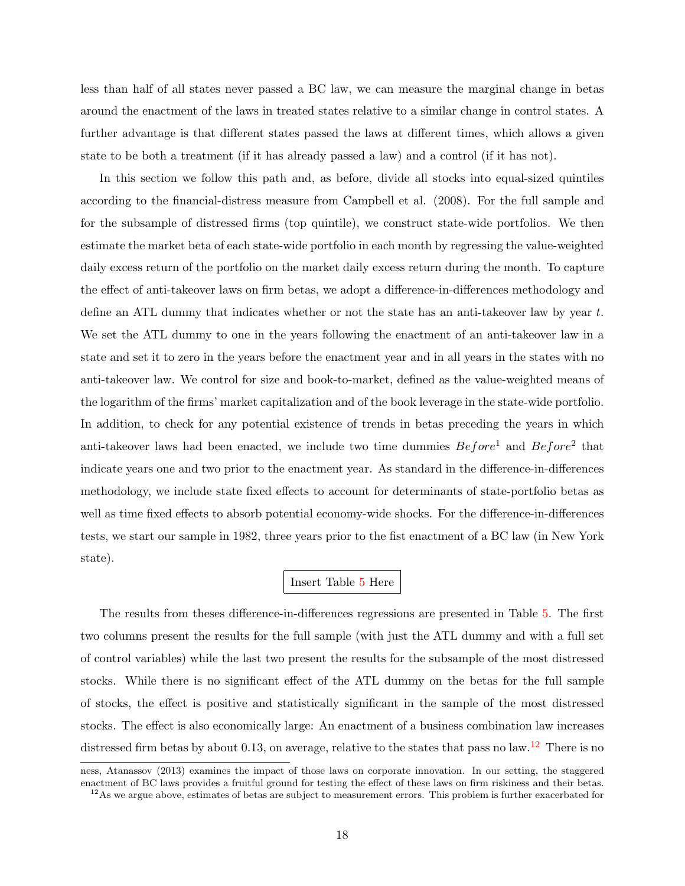less than half of all states never passed a BC law, we can measure the marginal change in betas around the enactment of the laws in treated states relative to a similar change in control states. A further advantage is that different states passed the laws at different times, which allows a given state to be both a treatment (if it has already passed a law) and a control (if it has not).

In this section we follow this path and, as before, divide all stocks into equal-sized quintiles according to the financial-distress measure from Campbell et al. (2008). For the full sample and for the subsample of distressed firms (top quintile), we construct state-wide portfolios. We then estimate the market beta of each state-wide portfolio in each month by regressing the value-weighted daily excess return of the portfolio on the market daily excess return during the month. To capture the effect of anti-takeover laws on firm betas, we adopt a difference-in-differences methodology and define an ATL dummy that indicates whether or not the state has an anti-takeover law by year $t$. We set the ATL dummy to one in the years following the enactment of an anti-takeover law in a state and set it to zero in the years before the enactment year and in all years in the states with no anti-takeover law. We control for size and book-to-market, defined as the value-weighted means of the logarithm of the firms' market capitalization and of the book leverage in the state-wide portfolio. In addition, to check for any potential existence of trends in betas preceding the years in which anti-takeover laws had been enacted, we include two time dummies $Before^1$ and $Before^2$ that indicate years one and two prior to the enactment year. As standard in the difference-in-differences methodology, we include state fixed effects to account for determinants of state-portfolio betas as well as time fixed effects to absorb potential economy-wide shocks. For the difference-in-differences tests, we start our sample in 1982, three years prior to the fist enactment of a BC law (in New York state).

Insert Table 5 Here

The results from theses difference-in-differences regressions are presented in Table 5. The first two columns present the results for the full sample (with just the ATL dummy and with a full set of control variables) while the last two present the results for the subsample of the most distressed stocks. While there is no significant effect of the ATL dummy on the betas for the full sample of stocks, the effect is positive and statistically significant in the sample of the most distressed stocks. The effect is also economically large: An enactment of a business combination law increases distressed firm betas by about 0.13, on average, relative to the states that pass no law.[12] There is no

ness, Atanassov (2013) examines the impact of those laws on corporate innovation. In our setting, the staggered enactment of BC laws provides a fruitful ground for testing the effect of these laws on firm riskiness and their betas.

[12]As we argue above, estimates of betas are subject to measurement errors. This problem is further exacerbated for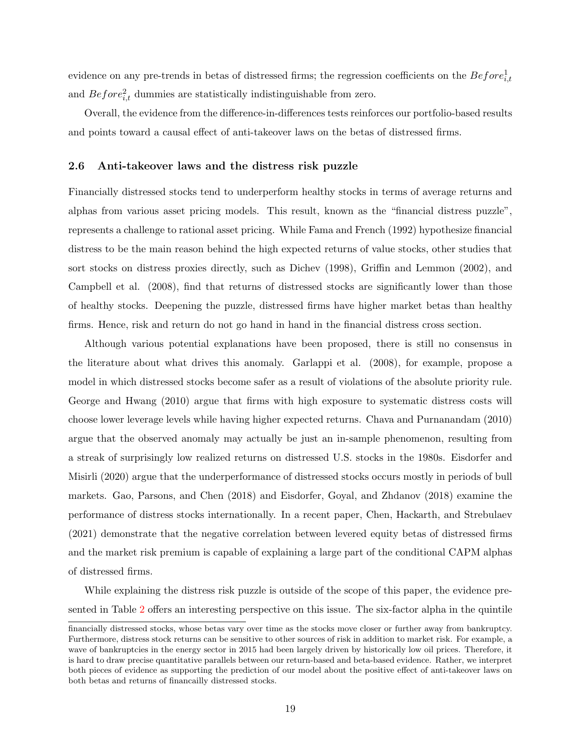evidence on any pre-trends in betas of distressed firms; the regression coefficients on the $Before^1_{i,t}$ and $Before^2_{i,t}$ dummies are statistically indistinguishable from zero.

Overall, the evidence from the difference-in-differences tests reinforces our portfolio-based results and points toward a causal effect of anti-takeover laws on the betas of distressed firms.

### 2.6 Anti-takeover laws and the distress risk puzzle

Financially distressed stocks tend to underperform healthy stocks in terms of average returns and alphas from various asset pricing models. This result, known as the "financial distress puzzle", represents a challenge to rational asset pricing. While Fama and French (1992) hypothesize financial distress to be the main reason behind the high expected returns of value stocks, other studies that sort stocks on distress proxies directly, such as Dichev (1998), Griffin and Lemmon (2002), and Campbell et al. (2008), find that returns of distressed stocks are significantly lower than those of healthy stocks. Deepening the puzzle, distressed firms have higher market betas than healthy firms. Hence, risk and return do not go hand in hand in the financial distress cross section.

Although various potential explanations have been proposed, there is still no consensus in the literature about what drives this anomaly. Garlappi et al. (2008), for example, propose a model in which distressed stocks become safer as a result of violations of the absolute priority rule. George and Hwang (2010) argue that firms with high exposure to systematic distress costs will choose lower leverage levels while having higher expected returns. Chava and Purnanandam (2010) argue that the observed anomaly may actually be just an in-sample phenomenon, resulting from a streak of surprisingly low realized returns on distressed U.S. stocks in the 1980s. Eisdorfer and Misirli (2020) argue that the underperformance of distressed stocks occurs mostly in periods of bull markets. Gao, Parsons, and Chen (2018) and Eisdorfer, Goyal, and Zhdanov (2018) examine the performance of distress stocks internationally. In a recent paper, Chen, Hackarth, and Strebulaev (2021) demonstrate that the negative correlation between levered equity betas of distressed firms and the market risk premium is capable of explaining a large part of the conditional CAPM alphas of distressed firms.

While explaining the distress risk puzzle is outside of the scope of this paper, the evidence presented in Table 2 offers an interesting perspective on this issue. The six-factor alpha in the quintile

---

financially distressed stocks, whose betas vary over time as the stocks move closer or further away from bankruptcy. Furthermore, distress stock returns can be sensitive to other sources of risk in addition to market risk. For example, a wave of bankruptcies in the energy sector in 2015 had been largely driven by historically low oil prices. Therefore, it is hard to draw precise quantitative parallels between our return-based and beta-based evidence. Rather, we interpret both pieces of evidence as supporting the prediction of our model about the positive effect of anti-takeover laws on both betas and returns of financailly distressed stocks.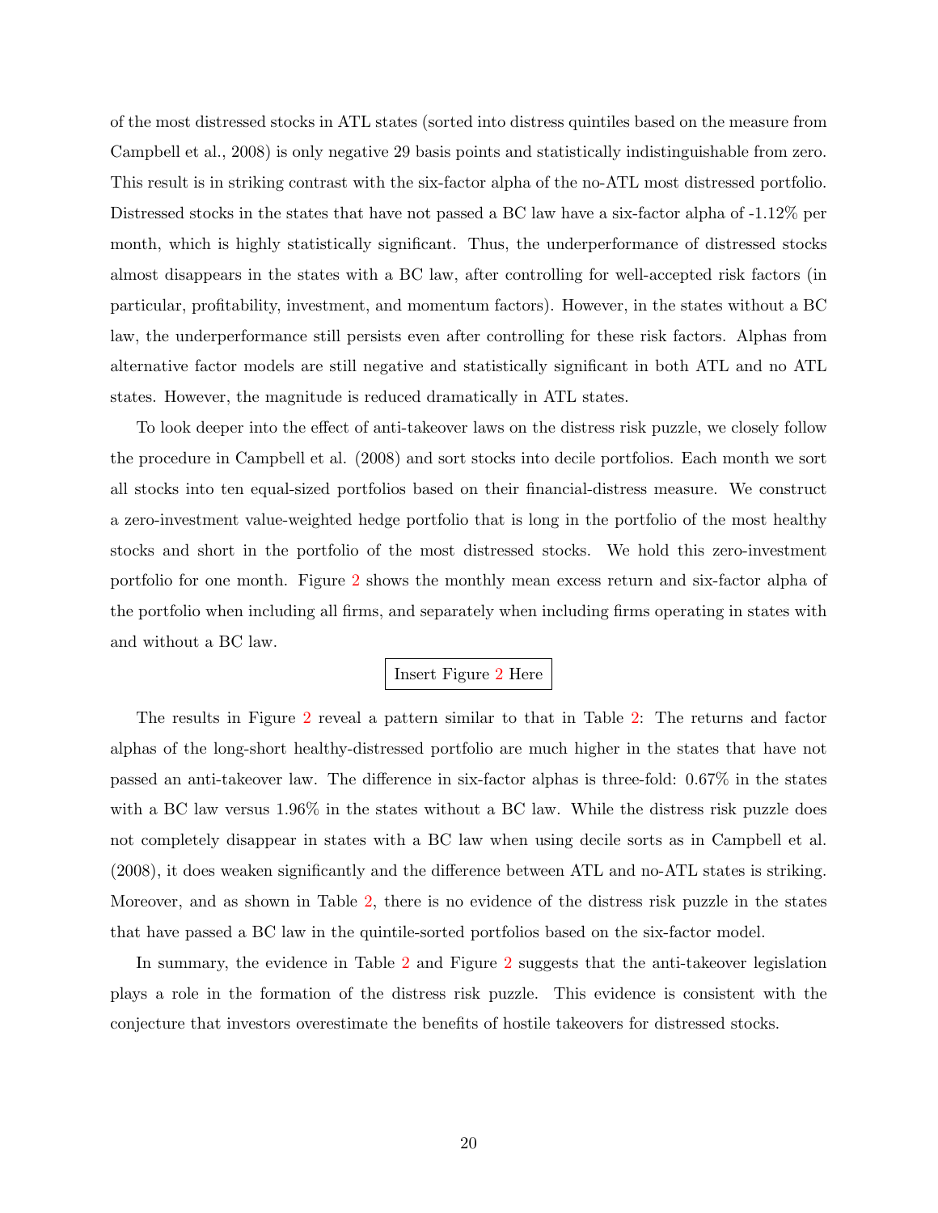of the most distressed stocks in ATL states (sorted into distress quintiles based on the measure from Campbell et al., 2008) is only negative 29 basis points and statistically indistinguishable from zero. This result is in striking contrast with the six-factor alpha of the no-ATL most distressed portfolio. Distressed stocks in the states that have not passed a BC law have a six-factor alpha of -1.12% per month, which is highly statistically significant. Thus, the underperformance of distressed stocks almost disappears in the states with a BC law, after controlling for well-accepted risk factors (in particular, profitability, investment, and momentum factors). However, in the states without a BC law, the underperformance still persists even after controlling for these risk factors. Alphas from alternative factor models are still negative and statistically significant in both ATL and no ATL states. However, the magnitude is reduced dramatically in ATL states.

To look deeper into the effect of anti-takeover laws on the distress risk puzzle, we closely follow the procedure in Campbell et al. (2008) and sort stocks into decile portfolios. Each month we sort all stocks into ten equal-sized portfolios based on their financial-distress measure. We construct a zero-investment value-weighted hedge portfolio that is long in the portfolio of the most healthy stocks and short in the portfolio of the most distressed stocks. We hold this zero-investment portfolio for one month. Figure 2 shows the monthly mean excess return and six-factor alpha of the portfolio when including all firms, and separately when including firms operating in states with and without a BC law.

Insert Figure 2 Here

The results in Figure 2 reveal a pattern similar to that in Table 2: The returns and factor alphas of the long-short healthy-distressed portfolio are much higher in the states that have not passed an anti-takeover law. The difference in six-factor alphas is three-fold: 0.67% in the states with a BC law versus 1.96% in the states without a BC law. While the distress risk puzzle does not completely disappear in states with a BC law when using decile sorts as in Campbell et al. (2008), it does weaken significantly and the difference between ATL and no-ATL states is striking. Moreover, and as shown in Table 2, there is no evidence of the distress risk puzzle in the states that have passed a BC law in the quintile-sorted portfolios based on the six-factor model.

In summary, the evidence in Table 2 and Figure 2 suggests that the anti-takeover legislation plays a role in the formation of the distress risk puzzle. This evidence is consistent with the conjecture that investors overestimate the benefits of hostile takeovers for distressed stocks.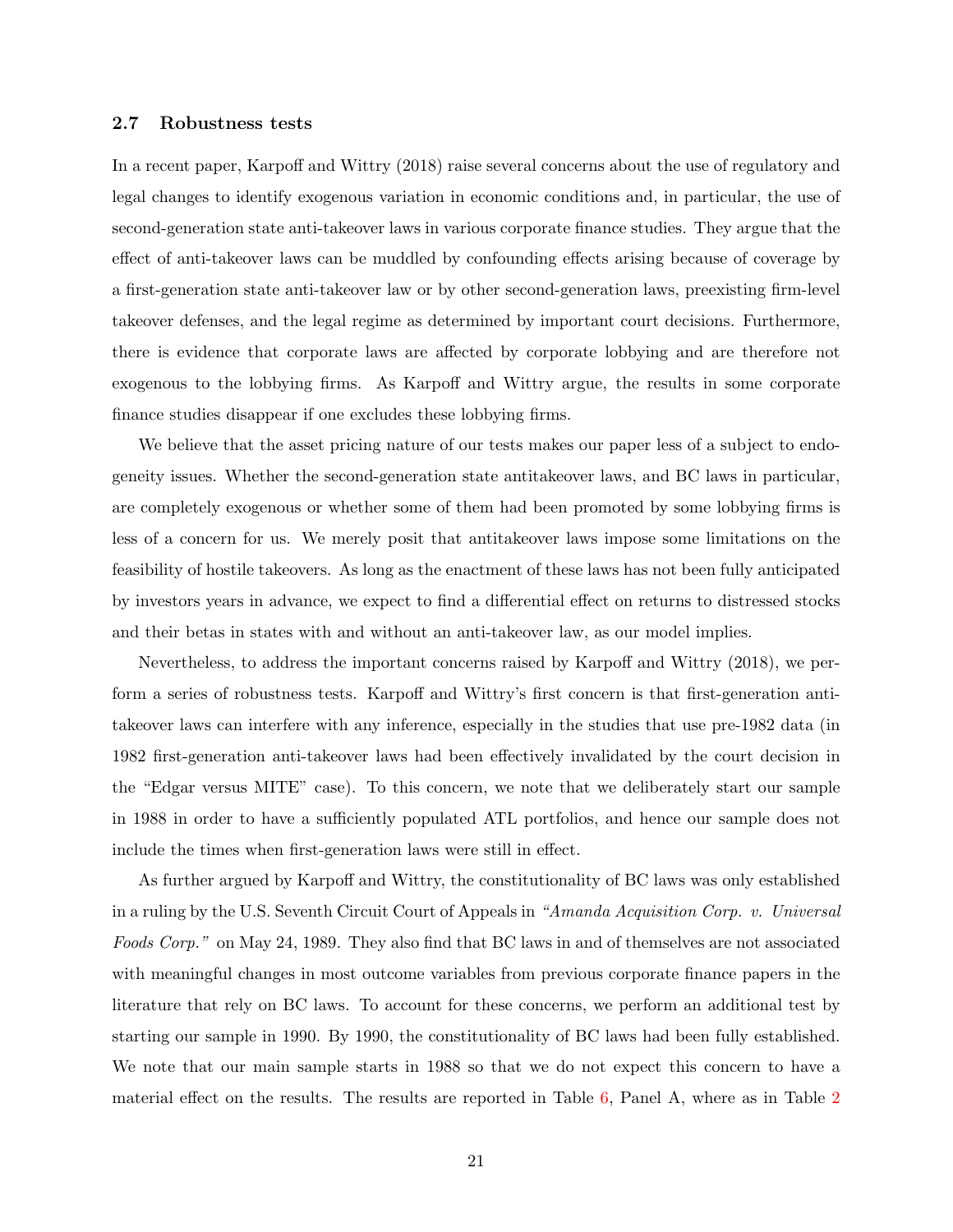### 2.7 Robustness tests

In a recent paper, Karpoff and Wittry (2018) raise several concerns about the use of regulatory and legal changes to identify exogenous variation in economic conditions and, in particular, the use of second-generation state anti-takeover laws in various corporate finance studies. They argue that the effect of anti-takeover laws can be muddled by confounding effects arising because of coverage by a first-generation state anti-takeover law or by other second-generation laws, preexisting firm-level takeover defenses, and the legal regime as determined by important court decisions. Furthermore, there is evidence that corporate laws are affected by corporate lobbying and are therefore not exogenous to the lobbying firms. As Karpoff and Wittry argue, the results in some corporate finance studies disappear if one excludes these lobbying firms.

We believe that the asset pricing nature of our tests makes our paper less of a subject to endogeneity issues. Whether the second-generation state antitakeover laws, and BC laws in particular, are completely exogenous or whether some of them had been promoted by some lobbying firms is less of a concern for us. We merely posit that antitakeover laws impose some limitations on the feasibility of hostile takeovers. As long as the enactment of these laws has not been fully anticipated by investors years in advance, we expect to find a differential effect on returns to distressed stocks and their betas in states with and without an anti-takeover law, as our model implies.

Nevertheless, to address the important concerns raised by Karpoff and Wittry (2018), we perform a series of robustness tests. Karpoff and Wittry's first concern is that first-generation anti-takeover laws can interfere with any inference, especially in the studies that use pre-1982 data (in 1982 first-generation anti-takeover laws had been effectively invalidated by the court decision in the "Edgar versus MITE" case). To this concern, we note that we deliberately start our sample in 1988 in order to have a sufficiently populated ATL portfolios, and hence our sample does not include the times when first-generation laws were still in effect.

As further argued by Karpoff and Wittry, the constitutionality of BC laws was only established in a ruling by the U.S. Seventh Circuit Court of Appeals in *"Amanda Acquisition Corp. v. Universal Foods Corp."* on May 24, 1989. They also find that BC laws in and of themselves are not associated with meaningful changes in most outcome variables from previous corporate finance papers in the literature that rely on BC laws. To account for these concerns, we perform an additional test by starting our sample in 1990. By 1990, the constitutionality of BC laws had been fully established. We note that our main sample starts in 1988 so that we do not expect this concern to have a material effect on the results. The results are reported in Table 6, Panel A, where as in Table 2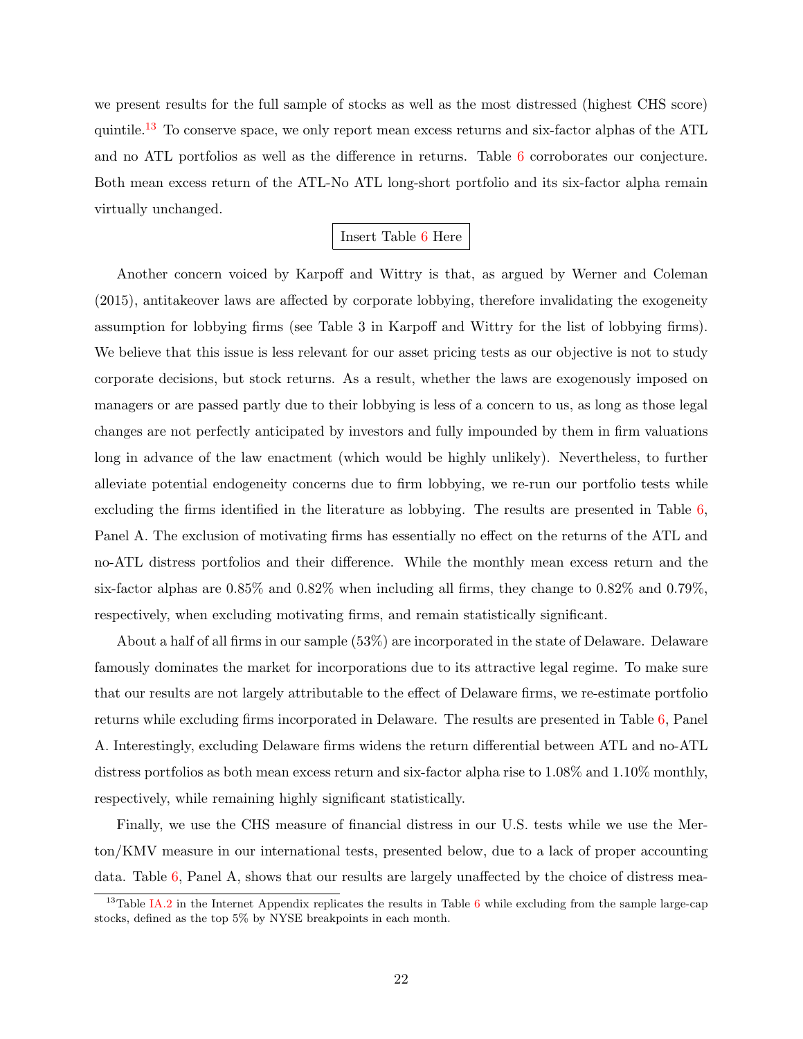we present results for the full sample of stocks as well as the most distressed (highest CHS score) quintile.[13] To conserve space, we only report mean excess returns and six-factor alphas of the ATL and no ATL portfolios as well as the difference in returns. Table 6 corroborates our conjecture. Both mean excess return of the ATL-No ATL long-short portfolio and its six-factor alpha remain virtually unchanged.

Insert Table 6 Here

Another concern voiced by Karpoff and Wittry is that, as argued by Werner and Coleman (2015), antitakeover laws are affected by corporate lobbying, therefore invalidating the exogeneity assumption for lobbying firms (see Table 3 in Karpoff and Wittry for the list of lobbying firms). We believe that this issue is less relevant for our asset pricing tests as our objective is not to study corporate decisions, but stock returns. As a result, whether the laws are exogenously imposed on managers or are passed partly due to their lobbying is less of a concern to us, as long as those legal changes are not perfectly anticipated by investors and fully impounded by them in firm valuations long in advance of the law enactment (which would be highly unlikely). Nevertheless, to further alleviate potential endogeneity concerns due to firm lobbying, we re-run our portfolio tests while excluding the firms identified in the literature as lobbying. The results are presented in Table 6, Panel A. The exclusion of motivating firms has essentially no effect on the returns of the ATL and no-ATL distress portfolios and their difference. While the monthly mean excess return and the six-factor alphas are 0.85% and 0.82% when including all firms, they change to 0.82% and 0.79%, respectively, when excluding motivating firms, and remain statistically significant.

About a half of all firms in our sample (53%) are incorporated in the state of Delaware. Delaware famously dominates the market for incorporations due to its attractive legal regime. To make sure that our results are not largely attributable to the effect of Delaware firms, we re-estimate portfolio returns while excluding firms incorporated in Delaware. The results are presented in Table 6, Panel A. Interestingly, excluding Delaware firms widens the return differential between ATL and no-ATL distress portfolios as both mean excess return and six-factor alpha rise to 1.08% and 1.10% monthly, respectively, while remaining highly significant statistically.

Finally, we use the CHS measure of financial distress in our U.S. tests while we use the Merton/KMV measure in our international tests, presented below, due to a lack of proper accounting data. Table 6, Panel A, shows that our results are largely unaffected by the choice of distress mea-

[13] Table IA.2 in the Internet Appendix replicates the results in Table 6 while excluding from the sample large-cap stocks, defined as the top 5% by NYSE breakpoints in each month.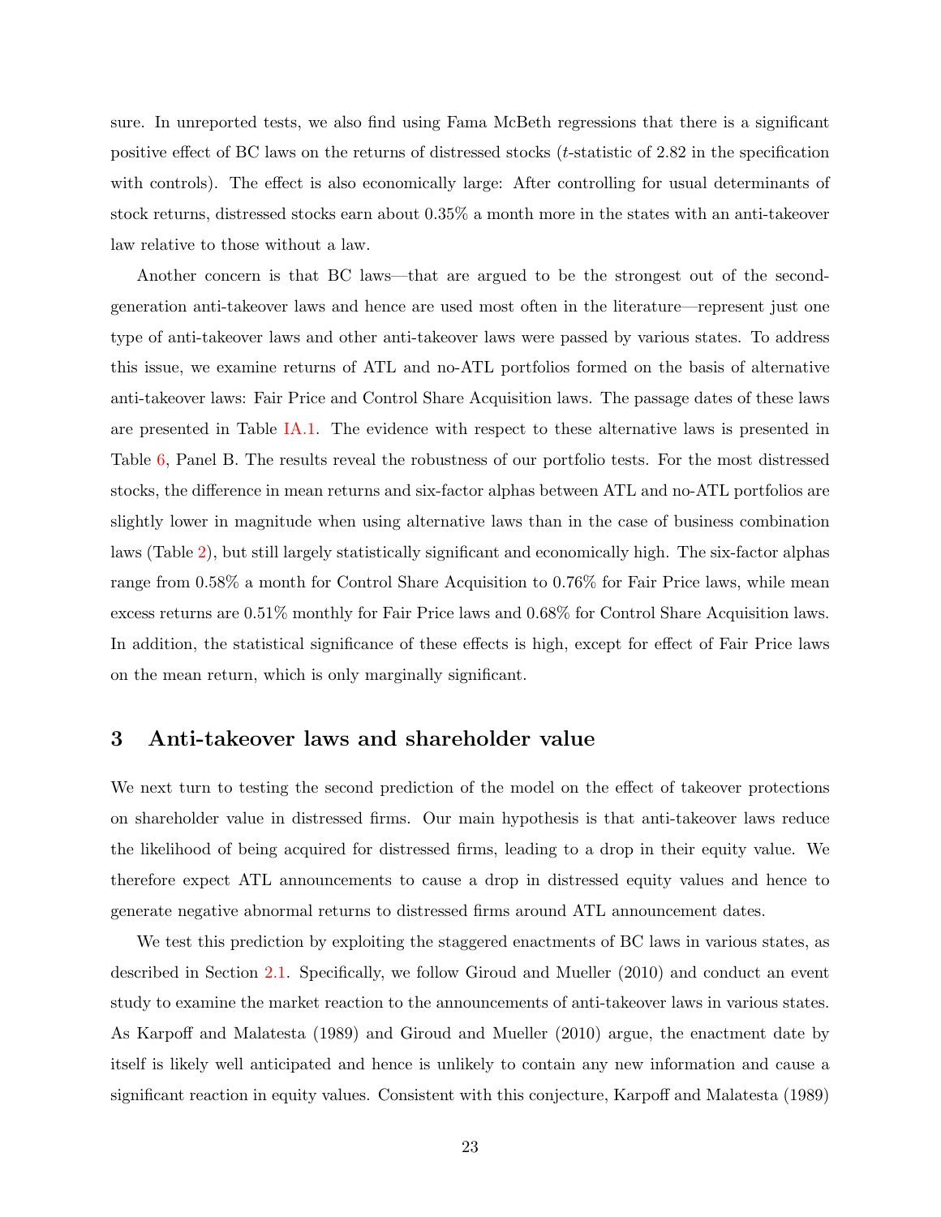sure. In unreported tests, we also find using Fama McBeth regressions that there is a significant positive effect of BC laws on the returns of distressed stocks ($t$-statistic of 2.82 in the specification with controls). The effect is also economically large: After controlling for usual determinants of stock returns, distressed stocks earn about 0.35% a month more in the states with an anti-takeover law relative to those without a law.

Another concern is that BC laws—that are argued to be the strongest out of the second-generation anti-takeover laws and hence are used most often in the literature—represent just one type of anti-takeover laws and other anti-takeover laws were passed by various states. To address this issue, we examine returns of ATL and no-ATL portfolios formed on the basis of alternative anti-takeover laws: Fair Price and Control Share Acquisition laws. The passage dates of these laws are presented in Table IA.1. The evidence with respect to these alternative laws is presented in Table 6, Panel B. The results reveal the robustness of our portfolio tests. For the most distressed stocks, the difference in mean returns and six-factor alphas between ATL and no-ATL portfolios are slightly lower in magnitude when using alternative laws than in the case of business combination laws (Table 2), but still largely statistically significant and economically high. The six-factor alphas range from 0.58% a month for Control Share Acquisition to 0.76% for Fair Price laws, while mean excess returns are 0.51% monthly for Fair Price laws and 0.68% for Control Share Acquisition laws. In addition, the statistical significance of these effects is high, except for effect of Fair Price laws on the mean return, which is only marginally significant.

## 3 Anti-takeover laws and shareholder value

We next turn to testing the second prediction of the model on the effect of takeover protections on shareholder value in distressed firms. Our main hypothesis is that anti-takeover laws reduce the likelihood of being acquired for distressed firms, leading to a drop in their equity value. We therefore expect ATL announcements to cause a drop in distressed equity values and hence to generate negative abnormal returns to distressed firms around ATL announcement dates.

We test this prediction by exploiting the staggered enactments of BC laws in various states, as described in Section 2.1. Specifically, we follow Giroud and Mueller (2010) and conduct an event study to examine the market reaction to the announcements of anti-takeover laws in various states. As Karpoff and Malatesta (1989) and Giroud and Mueller (2010) argue, the enactment date by itself is likely well anticipated and hence is unlikely to contain any new information and cause a significant reaction in equity values. Consistent with this conjecture, Karpoff and Malatesta (1989)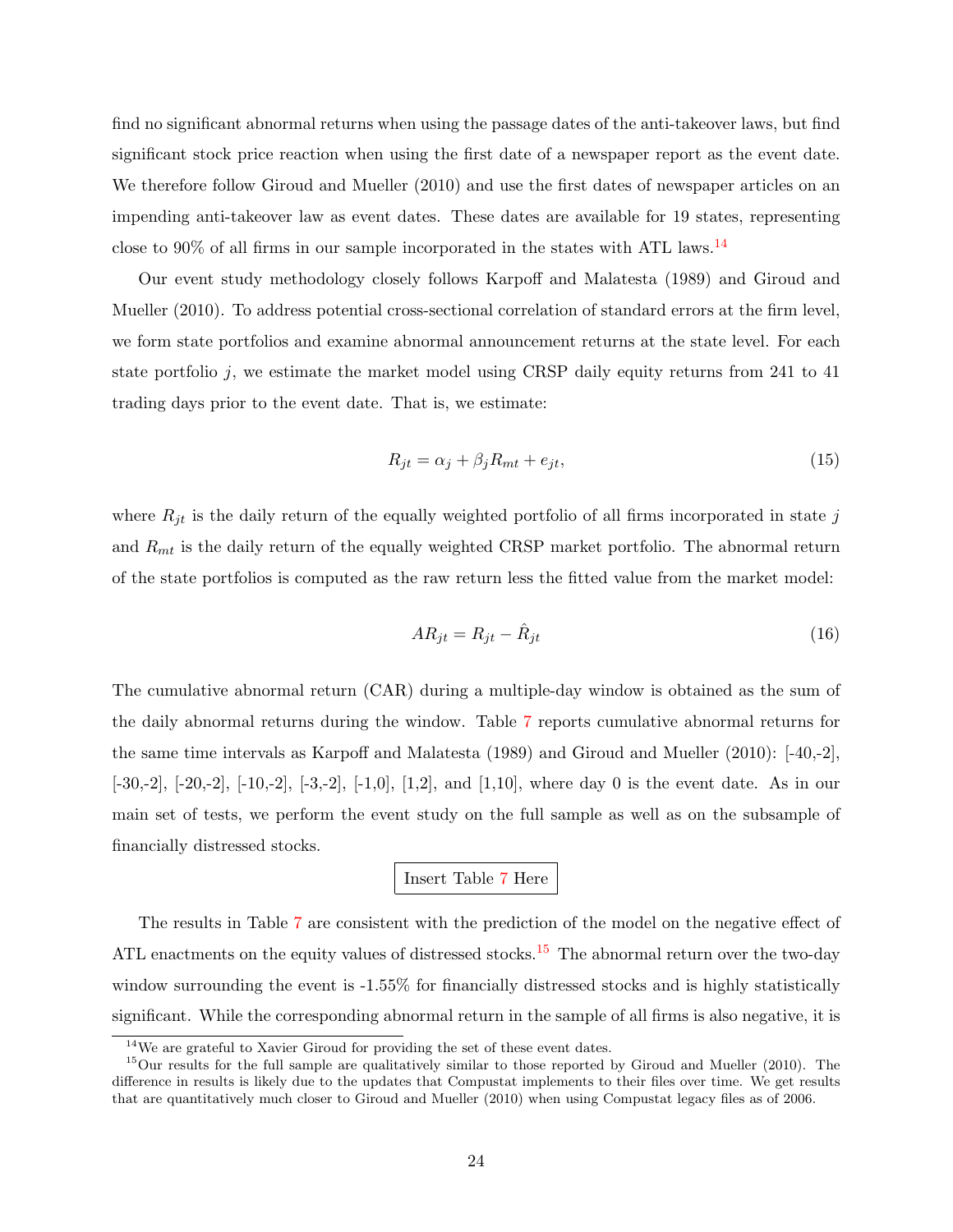find no significant abnormal returns when using the passage dates of the anti-takeover laws, but find significant stock price reaction when using the first date of a newspaper report as the event date. We therefore follow Giroud and Mueller (2010) and use the first dates of newspaper articles on an impending anti-takeover law as event dates. These dates are available for 19 states, representing close to 90% of all firms in our sample incorporated in the states with ATL laws.[14]

Our event study methodology closely follows Karpoff and Malatesta (1989) and Giroud and Mueller (2010). To address potential cross-sectional correlation of standard errors at the firm level, we form state portfolios and examine abnormal announcement returns at the state level. For each state portfolio $j$, we estimate the market model using CRSP daily equity returns from 241 to 41 trading days prior to the event date. That is, we estimate:

$$R_{jt} = \alpha_j + \beta_j R_{mt} + e_{jt}, \tag{15}$$

where $R_{jt}$ is the daily return of the equally weighted portfolio of all firms incorporated in state $j$ and $R_{mt}$ is the daily return of the equally weighted CRSP market portfolio. The abnormal return of the state portfolios is computed as the raw return less the fitted value from the market model:

$$AR_{jt} = R_{jt} - \hat{R}_{jt} \tag{16}$$

The cumulative abnormal return (CAR) during a multiple-day window is obtained as the sum of the daily abnormal returns during the window. Table 7 reports cumulative abnormal returns for the same time intervals as Karpoff and Malatesta (1989) and Giroud and Mueller (2010): [-40,-2], [-30,-2], [-20,-2], [-10,-2], [-3,-2], [-1,0], [1,2], and [1,10], where day 0 is the event date. As in our main set of tests, we perform the event study on the full sample as well as on the subsample of financially distressed stocks.

Insert Table 7 Here

The results in Table 7 are consistent with the prediction of the model on the negative effect of ATL enactments on the equity values of distressed stocks.[15] The abnormal return over the two-day window surrounding the event is -1.55% for financially distressed stocks and is highly statistically significant. While the corresponding abnormal return in the sample of all firms is also negative, it is

[14] We are grateful to Xavier Giroud for providing the set of these event dates.

[15] Our results for the full sample are qualitatively similar to those reported by Giroud and Mueller (2010). The difference in results is likely due to the updates that Compustat implements to their files over time. We get results that are quantitatively much closer to Giroud and Mueller (2010) when using Compustat legacy files as of 2006.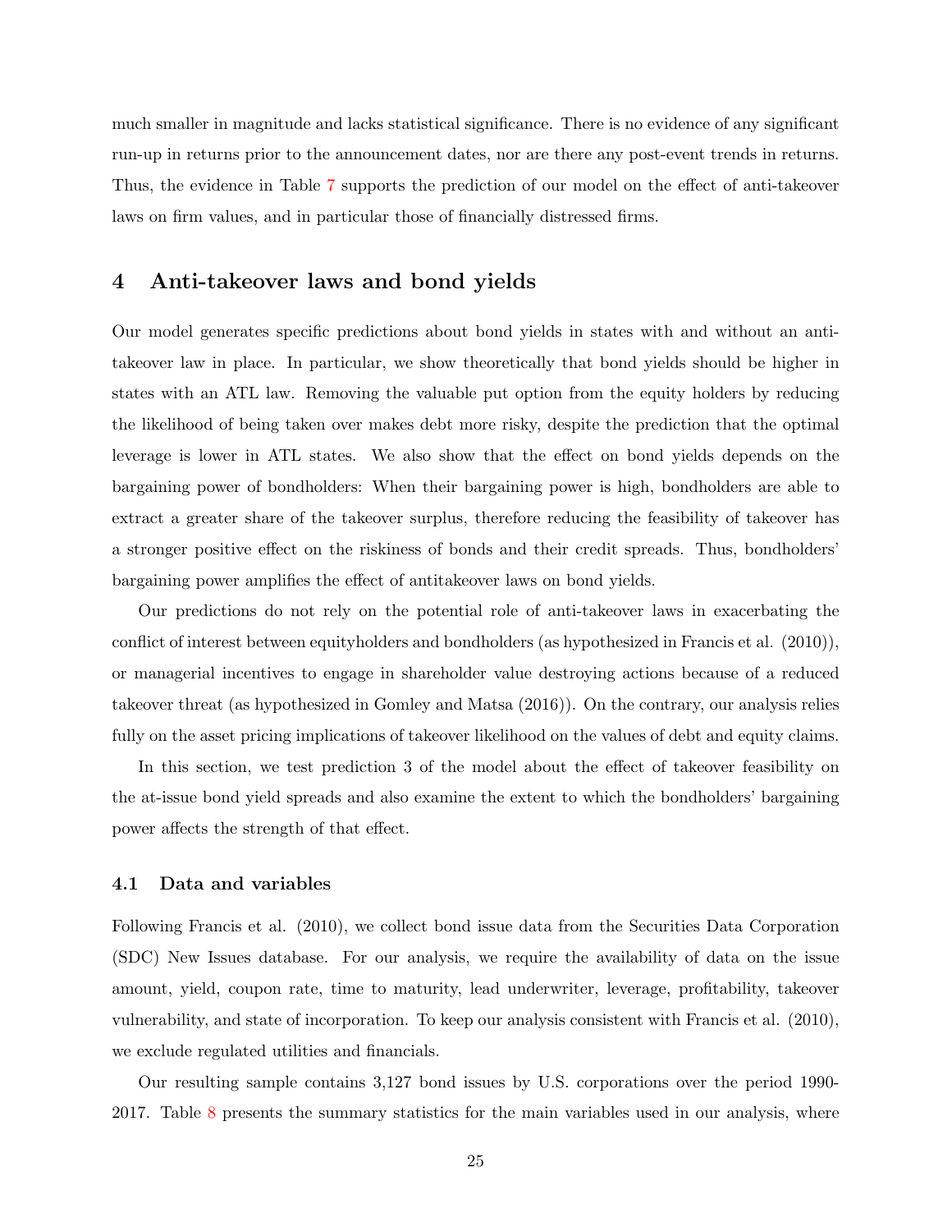much smaller in magnitude and lacks statistical significance. There is no evidence of any significant run-up in returns prior to the announcement dates, nor are there any post-event trends in returns. Thus, the evidence in Table 7 supports the prediction of our model on the effect of anti-takeover laws on firm values, and in particular those of financially distressed firms.

# 4 Anti-takeover laws and bond yields

Our model generates specific predictions about bond yields in states with and without an anti-takeover law in place. In particular, we show theoretically that bond yields should be higher in states with an ATL law. Removing the valuable put option from the equity holders by reducing the likelihood of being taken over makes debt more risky, despite the prediction that the optimal leverage is lower in ATL states. We also show that the effect on bond yields depends on the bargaining power of bondholders: When their bargaining power is high, bondholders are able to extract a greater share of the takeover surplus, therefore reducing the feasibility of takeover has a stronger positive effect on the riskiness of bonds and their credit spreads. Thus, bondholders' bargaining power amplifies the effect of antitakeover laws on bond yields.

Our predictions do not rely on the potential role of anti-takeover laws in exacerbating the conflict of interest between equityholders and bondholders (as hypothesized in Francis et al. (2010)), or managerial incentives to engage in shareholder value destroying actions because of a reduced takeover threat (as hypothesized in Gomley and Matsa (2016)). On the contrary, our analysis relies fully on the asset pricing implications of takeover likelihood on the values of debt and equity claims.

In this section, we test prediction 3 of the model about the effect of takeover feasibility on the at-issue bond yield spreads and also examine the extent to which the bondholders' bargaining power affects the strength of that effect.

## 4.1 Data and variables

Following Francis et al. (2010), we collect bond issue data from the Securities Data Corporation (SDC) New Issues database. For our analysis, we require the availability of data on the issue amount, yield, coupon rate, time to maturity, lead underwriter, leverage, profitability, takeover vulnerability, and state of incorporation. To keep our analysis consistent with Francis et al. (2010), we exclude regulated utilities and financials.

Our resulting sample contains 3,127 bond issues by U.S. corporations over the period 1990-2017. Table 8 presents the summary statistics for the main variables used in our analysis, where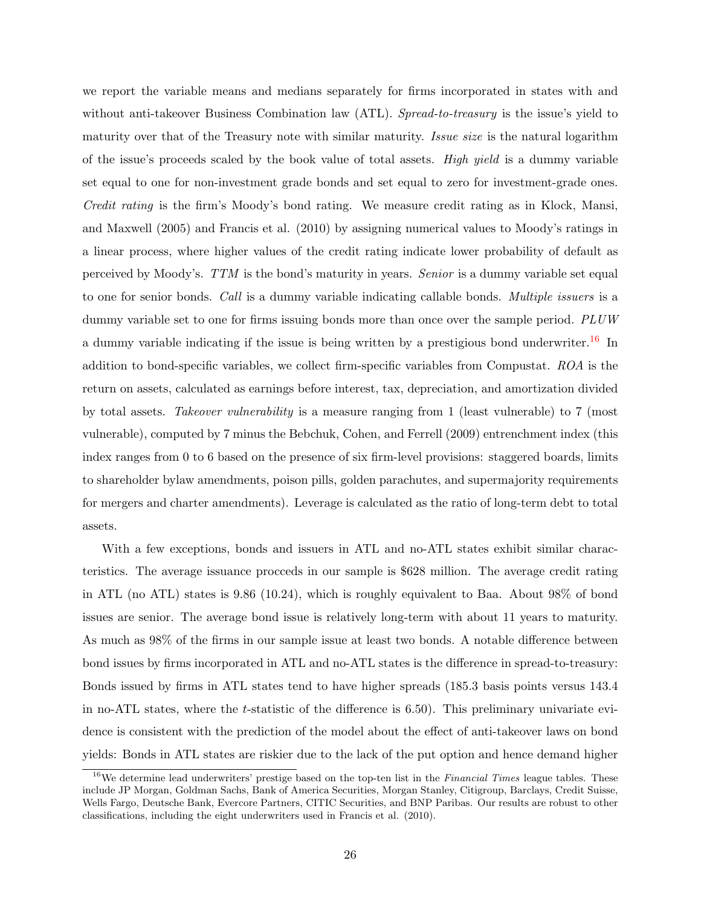we report the variable means and medians separately for firms incorporated in states with and without anti-takeover Business Combination law (ATL). *Spread-to-treasury* is the issue's yield to maturity over that of the Treasury note with similar maturity. *Issue size* is the natural logarithm of the issue's proceeds scaled by the book value of total assets. *High yield* is a dummy variable set equal to one for non-investment grade bonds and set equal to zero for investment-grade ones. *Credit rating* is the firm's Moody's bond rating. We measure credit rating as in Klock, Mansi, and Maxwell (2005) and Francis et al. (2010) by assigning numerical values to Moody's ratings in a linear process, where higher values of the credit rating indicate lower probability of default as perceived by Moody's. *TTM* is the bond's maturity in years. *Senior* is a dummy variable set equal to one for senior bonds. *Call* is a dummy variable indicating callable bonds. *Multiple issuers* is a dummy variable set to one for firms issuing bonds more than once over the sample period. *PLUW* a dummy variable indicating if the issue is being written by a prestigious bond underwriter.[16] In addition to bond-specific variables, we collect firm-specific variables from Compustat. *ROA* is the return on assets, calculated as earnings before interest, tax, depreciation, and amortization divided by total assets. *Takeover vulnerability* is a measure ranging from 1 (least vulnerable) to 7 (most vulnerable), computed by 7 minus the Bebchuk, Cohen, and Ferrell (2009) entrenchment index (this index ranges from 0 to 6 based on the presence of six firm-level provisions: staggered boards, limits to shareholder bylaw amendments, poison pills, golden parachutes, and supermajority requirements for mergers and charter amendments). Leverage is calculated as the ratio of long-term debt to total assets.

With a few exceptions, bonds and issuers in ATL and no-ATL states exhibit similar characteristics. The average issuance procceds in our sample is $628 million. The average credit rating in ATL (no ATL) states is 9.86 (10.24), which is roughly equivalent to Baa. About 98% of bond issues are senior. The average bond issue is relatively long-term with about 11 years to maturity. As much as 98% of the firms in our sample issue at least two bonds. A notable difference between bond issues by firms incorporated in ATL and no-ATL states is the difference in spread-to-treasury: Bonds issued by firms in ATL states tend to have higher spreads (185.3 basis points versus 143.4 in no-ATL states, where the $t$-statistic of the difference is 6.50). This preliminary univariate evidence is consistent with the prediction of the model about the effect of anti-takeover laws on bond yields: Bonds in ATL states are riskier due to the lack of the put option and hence demand higher

[16] We determine lead underwriters' prestige based on the top-ten list in the *Financial Times* league tables. These include JP Morgan, Goldman Sachs, Bank of America Securities, Morgan Stanley, Citigroup, Barclays, Credit Suisse, Wells Fargo, Deutsche Bank, Evercore Partners, CITIC Securities, and BNP Paribas. Our results are robust to other classifications, including the eight underwriters used in Francis et al. (2010).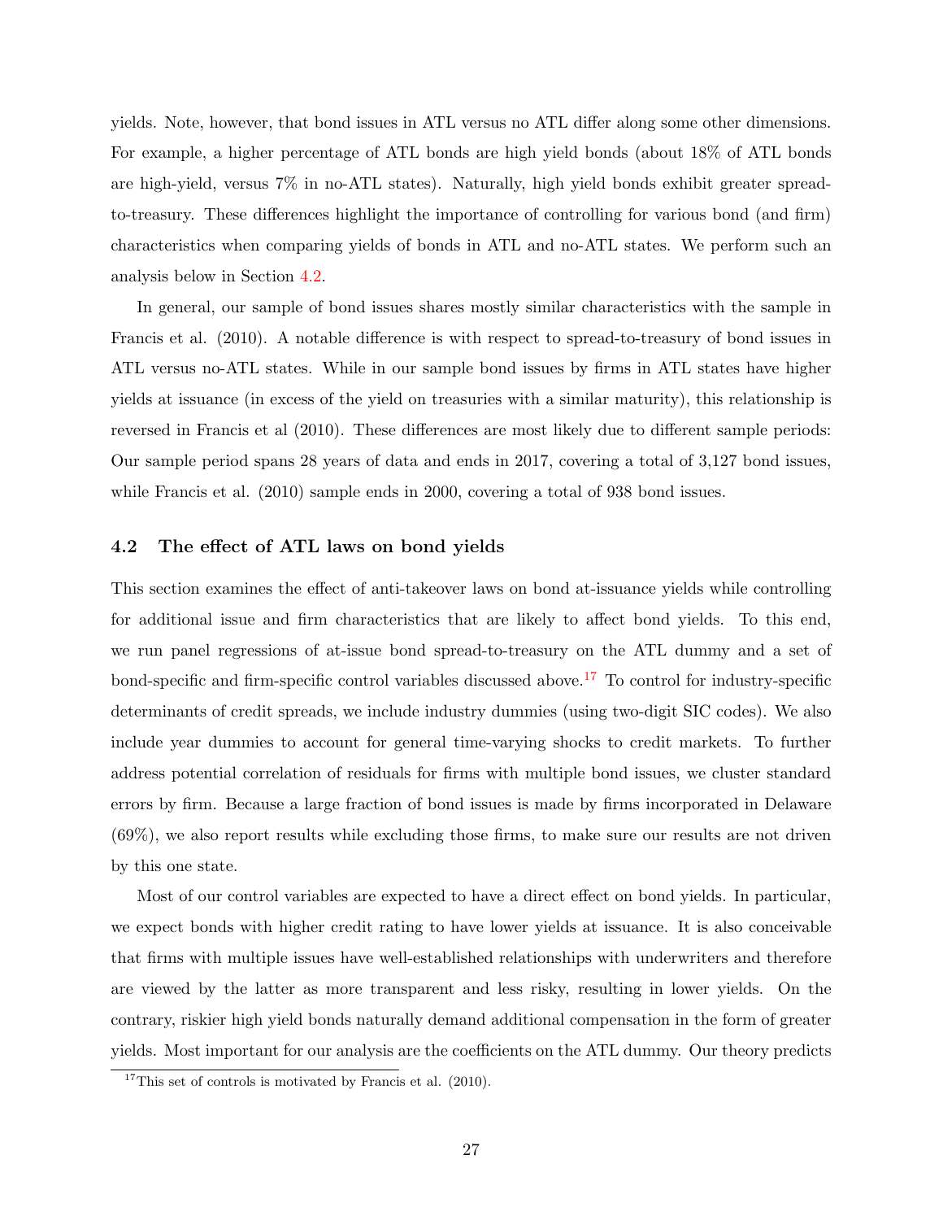yields. Note, however, that bond issues in ATL versus no ATL differ along some other dimensions. For example, a higher percentage of ATL bonds are high yield bonds (about 18% of ATL bonds are high-yield, versus 7% in no-ATL states). Naturally, high yield bonds exhibit greater spread-to-treasury. These differences highlight the importance of controlling for various bond (and firm) characteristics when comparing yields of bonds in ATL and no-ATL states. We perform such an analysis below in Section 4.2.

In general, our sample of bond issues shares mostly similar characteristics with the sample in Francis et al. (2010). A notable difference is with respect to spread-to-treasury of bond issues in ATL versus no-ATL states. While in our sample bond issues by firms in ATL states have higher yields at issuance (in excess of the yield on treasuries with a similar maturity), this relationship is reversed in Francis et al (2010). These differences are most likely due to different sample periods: Our sample period spans 28 years of data and ends in 2017, covering a total of 3,127 bond issues, while Francis et al. (2010) sample ends in 2000, covering a total of 938 bond issues.

## 4.2 The effect of ATL laws on bond yields

This section examines the effect of anti-takeover laws on bond at-issuance yields while controlling for additional issue and firm characteristics that are likely to affect bond yields. To this end, we run panel regressions of at-issue bond spread-to-treasury on the ATL dummy and a set of bond-specific and firm-specific control variables discussed above.[17] To control for industry-specific determinants of credit spreads, we include industry dummies (using two-digit SIC codes). We also include year dummies to account for general time-varying shocks to credit markets. To further address potential correlation of residuals for firms with multiple bond issues, we cluster standard errors by firm. Because a large fraction of bond issues is made by firms incorporated in Delaware (69%), we also report results while excluding those firms, to make sure our results are not driven by this one state.

Most of our control variables are expected to have a direct effect on bond yields. In particular, we expect bonds with higher credit rating to have lower yields at issuance. It is also conceivable that firms with multiple issues have well-established relationships with underwriters and therefore are viewed by the latter as more transparent and less risky, resulting in lower yields. On the contrary, riskier high yield bonds naturally demand additional compensation in the form of greater yields. Most important for our analysis are the coefficients on the ATL dummy. Our theory predicts

[17] This set of controls is motivated by Francis et al. (2010).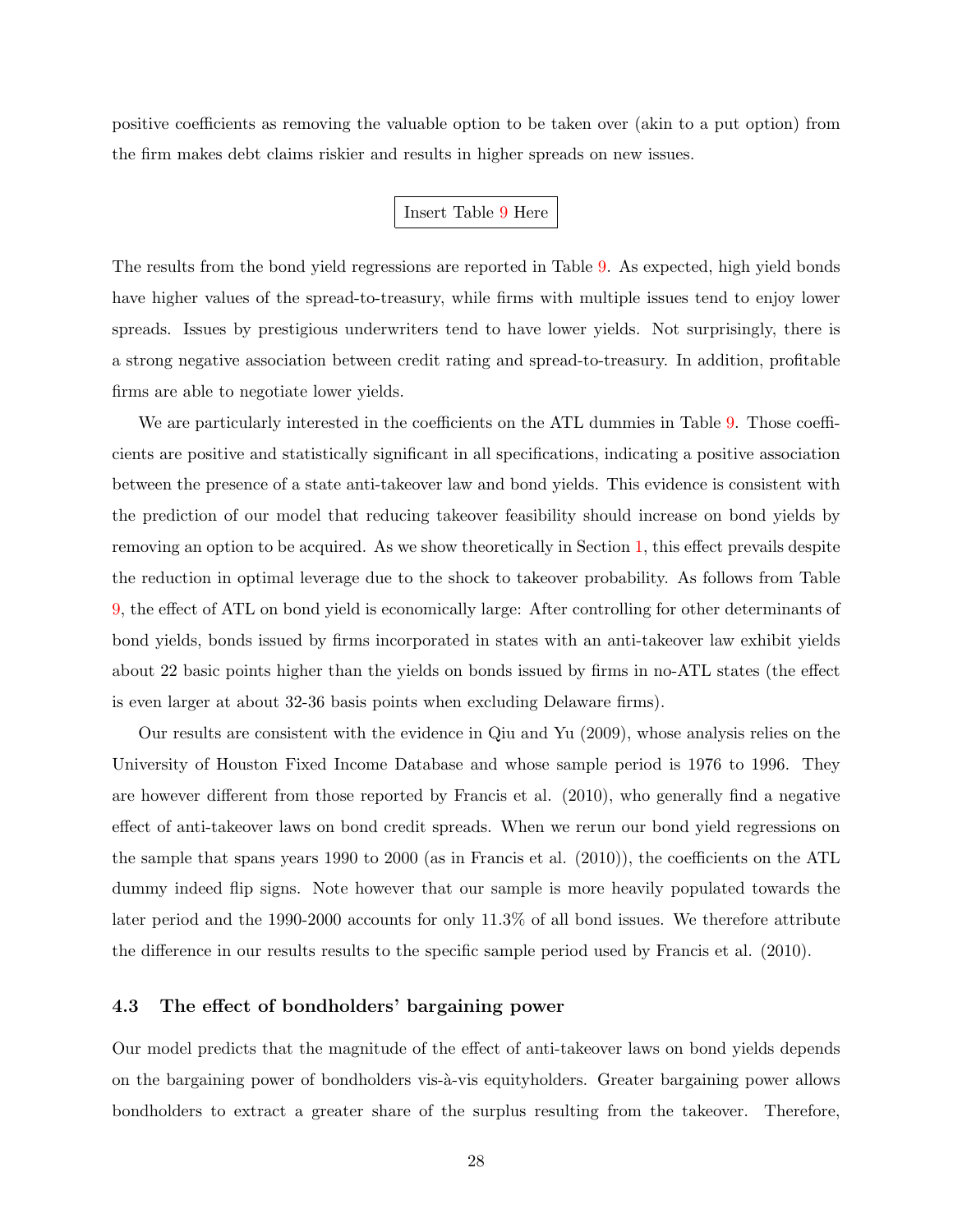positive coefficients as removing the valuable option to be taken over (akin to a put option) from the firm makes debt claims riskier and results in higher spreads on new issues.

Insert Table 9 Here

The results from the bond yield regressions are reported in Table 9. As expected, high yield bonds have higher values of the spread-to-treasury, while firms with multiple issues tend to enjoy lower spreads. Issues by prestigious underwriters tend to have lower yields. Not surprisingly, there is a strong negative association between credit rating and spread-to-treasury. In addition, profitable firms are able to negotiate lower yields.

We are particularly interested in the coefficients on the ATL dummies in Table 9. Those coefficients are positive and statistically significant in all specifications, indicating a positive association between the presence of a state anti-takeover law and bond yields. This evidence is consistent with the prediction of our model that reducing takeover feasibility should increase on bond yields by removing an option to be acquired. As we show theoretically in Section 1, this effect prevails despite the reduction in optimal leverage due to the shock to takeover probability. As follows from Table 9, the effect of ATL on bond yield is economically large: After controlling for other determinants of bond yields, bonds issued by firms incorporated in states with an anti-takeover law exhibit yields about 22 basic points higher than the yields on bonds issued by firms in no-ATL states (the effect is even larger at about 32-36 basis points when excluding Delaware firms).

Our results are consistent with the evidence in Qiu and Yu (2009), whose analysis relies on the University of Houston Fixed Income Database and whose sample period is 1976 to 1996. They are however different from those reported by Francis et al. (2010), who generally find a negative effect of anti-takeover laws on bond credit spreads. When we rerun our bond yield regressions on the sample that spans years 1990 to 2000 (as in Francis et al. (2010)), the coefficients on the ATL dummy indeed flip signs. Note however that our sample is more heavily populated towards the later period and the 1990-2000 accounts for only 11.3% of all bond issues. We therefore attribute the difference in our results results to the specific sample period used by Francis et al. (2010).

### 4.3 The effect of bondholders' bargaining power

Our model predicts that the magnitude of the effect of anti-takeover laws on bond yields depends on the bargaining power of bondholders vis-à-vis equityholders. Greater bargaining power allows bondholders to extract a greater share of the surplus resulting from the takeover. Therefore,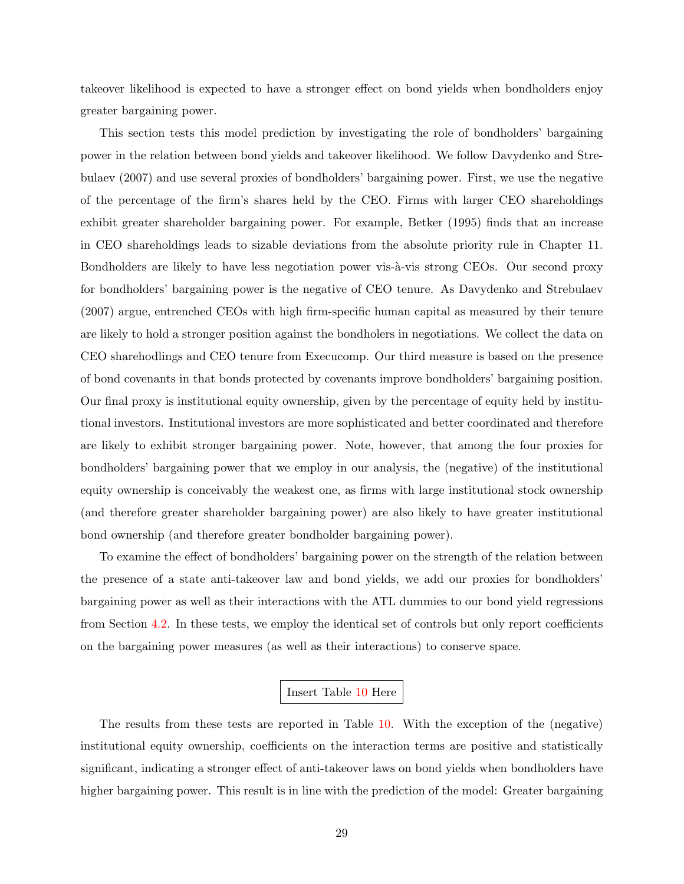takeover likelihood is expected to have a stronger effect on bond yields when bondholders enjoy greater bargaining power.

This section tests this model prediction by investigating the role of bondholders' bargaining power in the relation between bond yields and takeover likelihood. We follow Davydenko and Strebulaev (2007) and use several proxies of bondholders' bargaining power. First, we use the negative of the percentage of the firm's shares held by the CEO. Firms with larger CEO shareholdings exhibit greater shareholder bargaining power. For example, Betker (1995) finds that an increase in CEO shareholdings leads to sizable deviations from the absolute priority rule in Chapter 11. Bondholders are likely to have less negotiation power vis-à-vis strong CEOs. Our second proxy for bondholders' bargaining power is the negative of CEO tenure. As Davydenko and Strebulaev (2007) argue, entrenched CEOs with high firm-specific human capital as measured by their tenure are likely to hold a stronger position against the bondholers in negotiations. We collect the data on CEO sharehodlings and CEO tenure from Execucomp. Our third measure is based on the presence of bond covenants in that bonds protected by covenants improve bondholders' bargaining position. Our final proxy is institutional equity ownership, given by the percentage of equity held by institutional investors. Institutional investors are more sophisticated and better coordinated and therefore are likely to exhibit stronger bargaining power. Note, however, that among the four proxies for bondholders' bargaining power that we employ in our analysis, the (negative) of the institutional equity ownership is conceivably the weakest one, as firms with large institutional stock ownership (and therefore greater shareholder bargaining power) are also likely to have greater institutional bond ownership (and therefore greater bondholder bargaining power).

To examine the effect of bondholders' bargaining power on the strength of the relation between the presence of a state anti-takeover law and bond yields, we add our proxies for bondholders' bargaining power as well as their interactions with the ATL dummies to our bond yield regressions from Section 4.2. In these tests, we employ the identical set of controls but only report coefficients on the bargaining power measures (as well as their interactions) to conserve space.

Insert Table 10 Here

The results from these tests are reported in Table 10. With the exception of the (negative) institutional equity ownership, coefficients on the interaction terms are positive and statistically significant, indicating a stronger effect of anti-takeover laws on bond yields when bondholders have higher bargaining power. This result is in line with the prediction of the model: Greater bargaining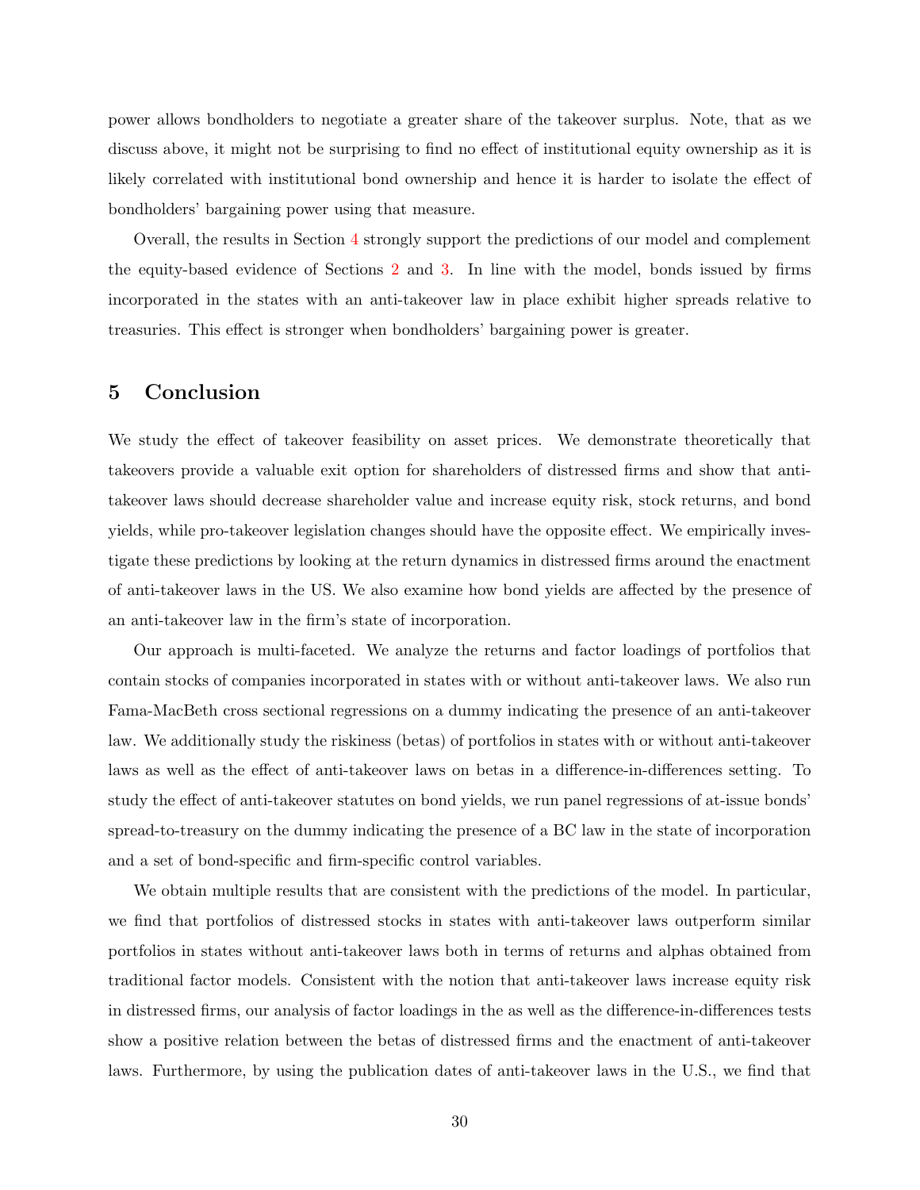power allows bondholders to negotiate a greater share of the takeover surplus. Note, that as we discuss above, it might not be surprising to find no effect of institutional equity ownership as it is likely correlated with institutional bond ownership and hence it is harder to isolate the effect of bondholders' bargaining power using that measure.

Overall, the results in Section 4 strongly support the predictions of our model and complement the equity-based evidence of Sections 2 and 3. In line with the model, bonds issued by firms incorporated in the states with an anti-takeover law in place exhibit higher spreads relative to treasuries. This effect is stronger when bondholders' bargaining power is greater.

# 5 Conclusion

We study the effect of takeover feasibility on asset prices. We demonstrate theoretically that takeovers provide a valuable exit option for shareholders of distressed firms and show that anti-takeover laws should decrease shareholder value and increase equity risk, stock returns, and bond yields, while pro-takeover legislation changes should have the opposite effect. We empirically investigate these predictions by looking at the return dynamics in distressed firms around the enactment of anti-takeover laws in the US. We also examine how bond yields are affected by the presence of an anti-takeover law in the firm's state of incorporation.

Our approach is multi-faceted. We analyze the returns and factor loadings of portfolios that contain stocks of companies incorporated in states with or without anti-takeover laws. We also run Fama-MacBeth cross sectional regressions on a dummy indicating the presence of an anti-takeover law. We additionally study the riskiness (betas) of portfolios in states with or without anti-takeover laws as well as the effect of anti-takeover laws on betas in a difference-in-differences setting. To study the effect of anti-takeover statutes on bond yields, we run panel regressions of at-issue bonds' spread-to-treasury on the dummy indicating the presence of a BC law in the state of incorporation and a set of bond-specific and firm-specific control variables.

We obtain multiple results that are consistent with the predictions of the model. In particular, we find that portfolios of distressed stocks in states with anti-takeover laws outperform similar portfolios in states without anti-takeover laws both in terms of returns and alphas obtained from traditional factor models. Consistent with the notion that anti-takeover laws increase equity risk in distressed firms, our analysis of factor loadings in the as well as the difference-in-differences tests show a positive relation between the betas of distressed firms and the enactment of anti-takeover laws. Furthermore, by using the publication dates of anti-takeover laws in the U.S., we find that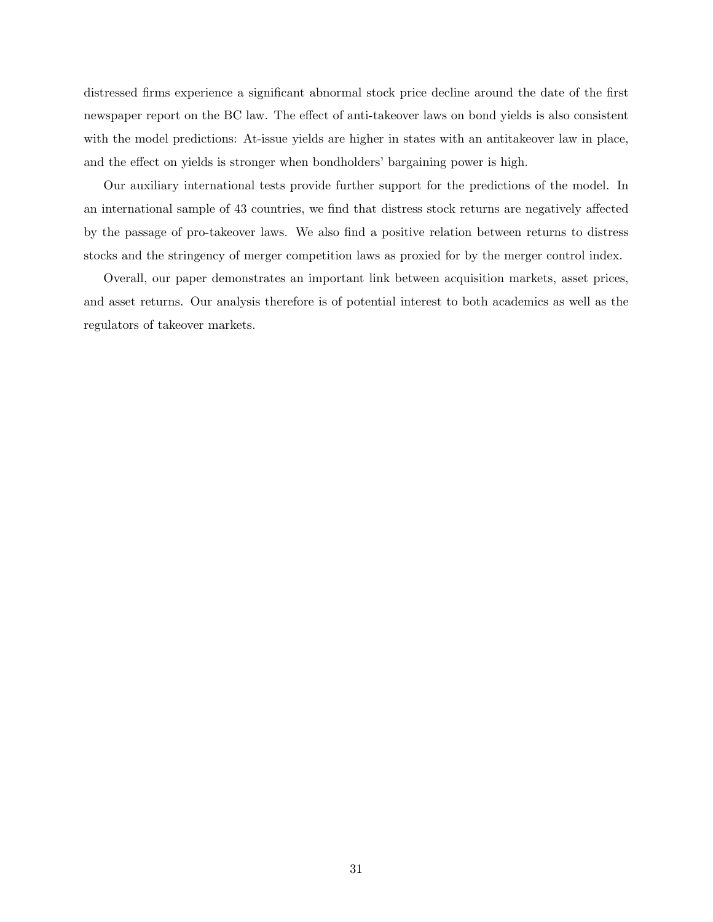distressed firms experience a significant abnormal stock price decline around the date of the first newspaper report on the BC law. The effect of anti-takeover laws on bond yields is also consistent with the model predictions: At-issue yields are higher in states with an antitakeover law in place, and the effect on yields is stronger when bondholders' bargaining power is high.

Our auxiliary international tests provide further support for the predictions of the model. In an international sample of 43 countries, we find that distress stock returns are negatively affected by the passage of pro-takeover laws. We also find a positive relation between returns to distress stocks and the stringency of merger competition laws as proxied for by the merger control index.

Overall, our paper demonstrates an important link between acquisition markets, asset prices, and asset returns. Our analysis therefore is of potential interest to both academics as well as the regulators of takeover markets.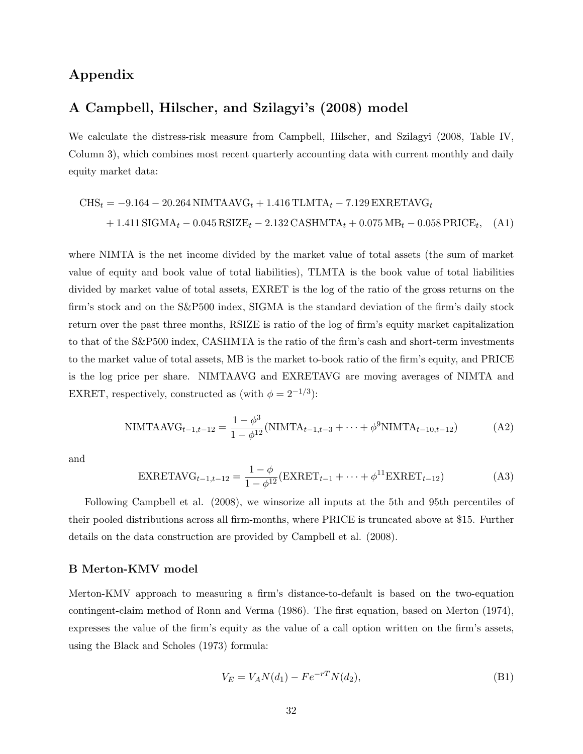# Appendix

## A Campbell, Hilscher, and Szilagyi's (2008) model

We calculate the distress-risk measure from Campbell, Hilscher, and Szilagyi (2008, Table IV, Column 3), which combines most recent quarterly accounting data with current monthly and daily equity market data:

$$\begin{aligned}\mathrm{CHS}_t = &-9.164 - 20.264\,\mathrm{NIMTAAVG}_t + 1.416\,\mathrm{TLMTA}_t - 7.129\,\mathrm{EXRETAVG}_t \\ &+ 1.411\,\mathrm{SIGMA}_t - 0.045\,\mathrm{RSIZE}_t - 2.132\,\mathrm{CASHMTA}_t + 0.075\,\mathrm{MB}_t - 0.058\,\mathrm{PRICE}_t, \quad \text{(A1)}\end{aligned}$$

where NIMTA is the net income divided by the market value of total assets (the sum of market value of equity and book value of total liabilities), TLMTA is the book value of total liabilities divided by market value of total assets, EXRET is the log of the ratio of the gross returns on the firm's stock and on the S&P500 index, SIGMA is the standard deviation of the firm's daily stock return over the past three months, RSIZE is ratio of the log of firm's equity market capitalization to that of the S&P500 index, CASHMTA is the ratio of the firm's cash and short-term investments to the market value of total assets, MB is the market to-book ratio of the firm's equity, and PRICE is the log price per share. NIMTAAVG and EXRETAVG are moving averages of NIMTA and EXRET, respectively, constructed as (with $\phi = 2^{-1/3}$):

$$\mathrm{NIMTAAVG}_{t-1,t-12} = \frac{1-\phi^3}{1-\phi^{12}}(\mathrm{NIMTA}_{t-1,t-3} + \cdots + \phi^9 \mathrm{NIMTA}_{t-10,t-12}) \quad \text{(A2)}$$

and

$$\mathrm{EXRETAVG}_{t-1,t-12} = \frac{1-\phi}{1-\phi^{12}}(\mathrm{EXRET}_{t-1} + \cdots + \phi^{11} \mathrm{EXRET}_{t-12}) \quad \text{(A3)}$$

Following Campbell et al. (2008), we winsorize all inputs at the 5th and 95th percentiles of their pooled distributions across all firm-months, where PRICE is truncated above at \$15. Further details on the data construction are provided by Campbell et al. (2008).

### B Merton-KMV model

Merton-KMV approach to measuring a firm's distance-to-default is based on the two-equation contingent-claim method of Ronn and Verma (1986). The first equation, based on Merton (1974), expresses the value of the firm's equity as the value of a call option written on the firm's assets, using the Black and Scholes (1973) formula:

$$V_E = V_A N(d_1) - F e^{-rT} N(d_2), \quad \text{(B1)}$$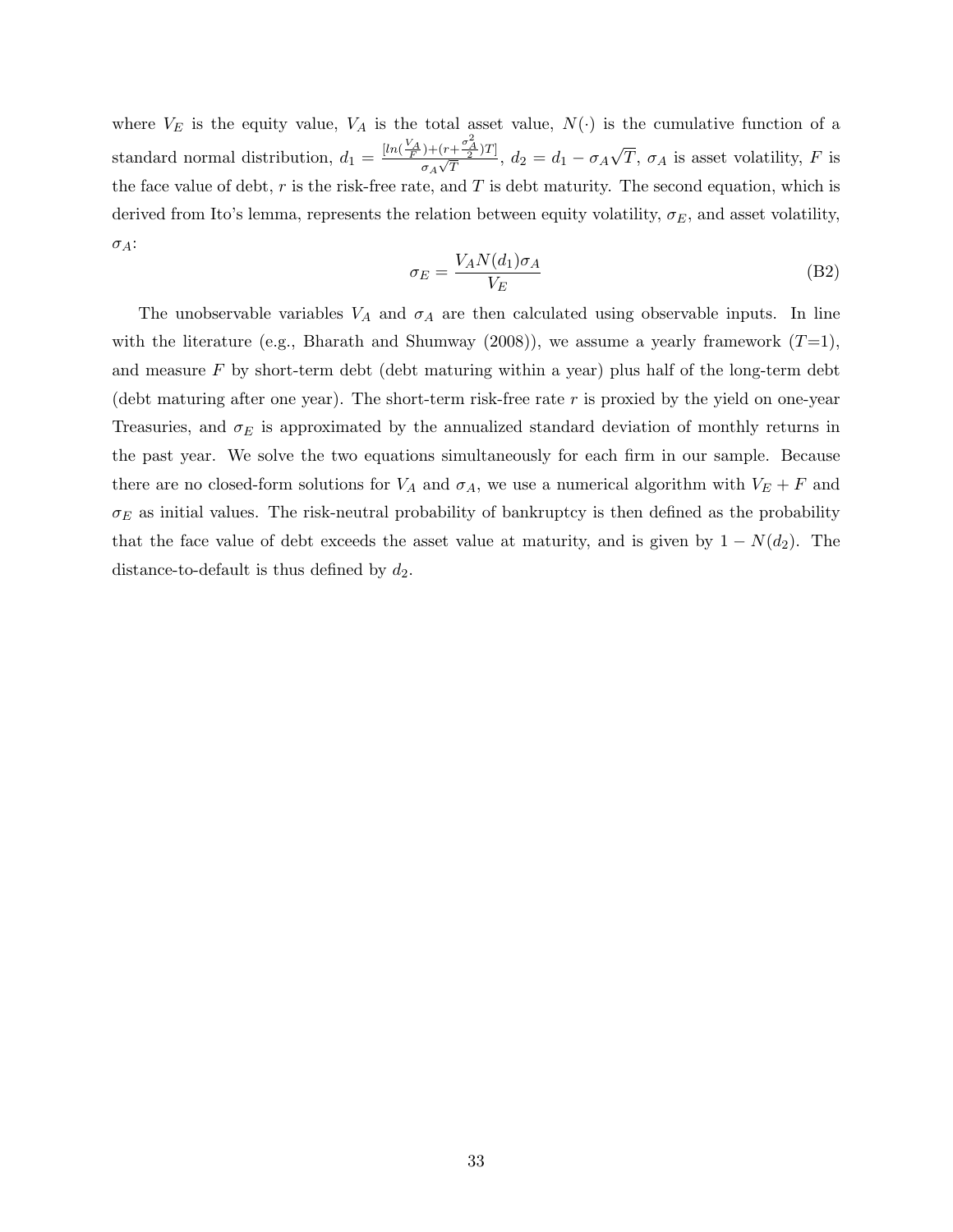where $V_E$ is the equity value, $V_A$ is the total asset value, $N(\cdot)$ is the cumulative function of a standard normal distribution, $d_1 = \frac{[ln(\frac{V_A}{F})+(r+\frac{\sigma_A^2}{2})T]}{\sigma_A\sqrt{T}}$, $d_2 = d_1 - \sigma_A\sqrt{T}$, $\sigma_A$ is asset volatility, $F$ is the face value of debt, $r$ is the risk-free rate, and $T$ is debt maturity. The second equation, which is derived from Ito's lemma, represents the relation between equity volatility, $\sigma_E$, and asset volatility, $\sigma_A$:

$$\sigma_E = \frac{V_A N(d_1)\sigma_A}{V_E} \tag{B2}$$

The unobservable variables $V_A$ and $\sigma_A$ are then calculated using observable inputs. In line with the literature (e.g., Bharath and Shumway (2008)), we assume a yearly framework ($T$=1), and measure $F$ by short-term debt (debt maturing within a year) plus half of the long-term debt (debt maturing after one year). The short-term risk-free rate $r$ is proxied by the yield on one-year Treasuries, and $\sigma_E$ is approximated by the annualized standard deviation of monthly returns in the past year. We solve the two equations simultaneously for each firm in our sample. Because there are no closed-form solutions for $V_A$ and $\sigma_A$, we use a numerical algorithm with $V_E + F$ and $\sigma_E$ as initial values. The risk-neutral probability of bankruptcy is then defined as the probability that the face value of debt exceeds the asset value at maturity, and is given by $1 - N(d_2)$. The distance-to-default is thus defined by $d_2$.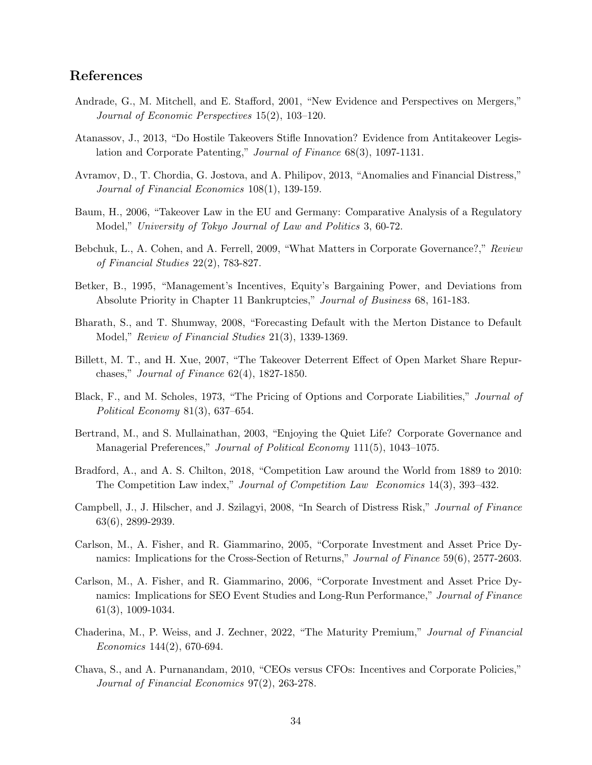## References

Andrade, G., M. Mitchell, and E. Stafford, 2001, "New Evidence and Perspectives on Mergers," *Journal of Economic Perspectives* 15(2), 103–120.

Atanassov, J., 2013, "Do Hostile Takeovers Stifle Innovation? Evidence from Antitakeover Legislation and Corporate Patenting," *Journal of Finance* 68(3), 1097-1131.

Avramov, D., T. Chordia, G. Jostova, and A. Philipov, 2013, "Anomalies and Financial Distress," *Journal of Financial Economics* 108(1), 139-159.

Baum, H., 2006, "Takeover Law in the EU and Germany: Comparative Analysis of a Regulatory Model," *University of Tokyo Journal of Law and Politics* 3, 60-72.

Bebchuk, L., A. Cohen, and A. Ferrell, 2009, "What Matters in Corporate Governance?," *Review of Financial Studies* 22(2), 783-827.

Betker, B., 1995, "Management's Incentives, Equity's Bargaining Power, and Deviations from Absolute Priority in Chapter 11 Bankruptcies," *Journal of Business* 68, 161-183.

Bharath, S., and T. Shumway, 2008, "Forecasting Default with the Merton Distance to Default Model," *Review of Financial Studies* 21(3), 1339-1369.

Billett, M. T., and H. Xue, 2007, "The Takeover Deterrent Effect of Open Market Share Repurchases," *Journal of Finance* 62(4), 1827-1850.

Black, F., and M. Scholes, 1973, "The Pricing of Options and Corporate Liabilities," *Journal of Political Economy* 81(3), 637–654.

Bertrand, M., and S. Mullainathan, 2003, "Enjoying the Quiet Life? Corporate Governance and Managerial Preferences," *Journal of Political Economy* 111(5), 1043–1075.

Bradford, A., and A. S. Chilton, 2018, "Competition Law around the World from 1889 to 2010: The Competition Law index," *Journal of Competition Law Economics* 14(3), 393–432.

Campbell, J., J. Hilscher, and J. Szilagyi, 2008, "In Search of Distress Risk," *Journal of Finance* 63(6), 2899-2939.

Carlson, M., A. Fisher, and R. Giammarino, 2005, "Corporate Investment and Asset Price Dynamics: Implications for the Cross-Section of Returns," *Journal of Finance* 59(6), 2577-2603.

Carlson, M., A. Fisher, and R. Giammarino, 2006, "Corporate Investment and Asset Price Dynamics: Implications for SEO Event Studies and Long-Run Performance," *Journal of Finance* 61(3), 1009-1034.

Chaderina, M., P. Weiss, and J. Zechner, 2022, "The Maturity Premium," *Journal of Financial Economics* 144(2), 670-694.

Chava, S., and A. Purnanandam, 2010, "CEOs versus CFOs: Incentives and Corporate Policies," *Journal of Financial Economics* 97(2), 263-278.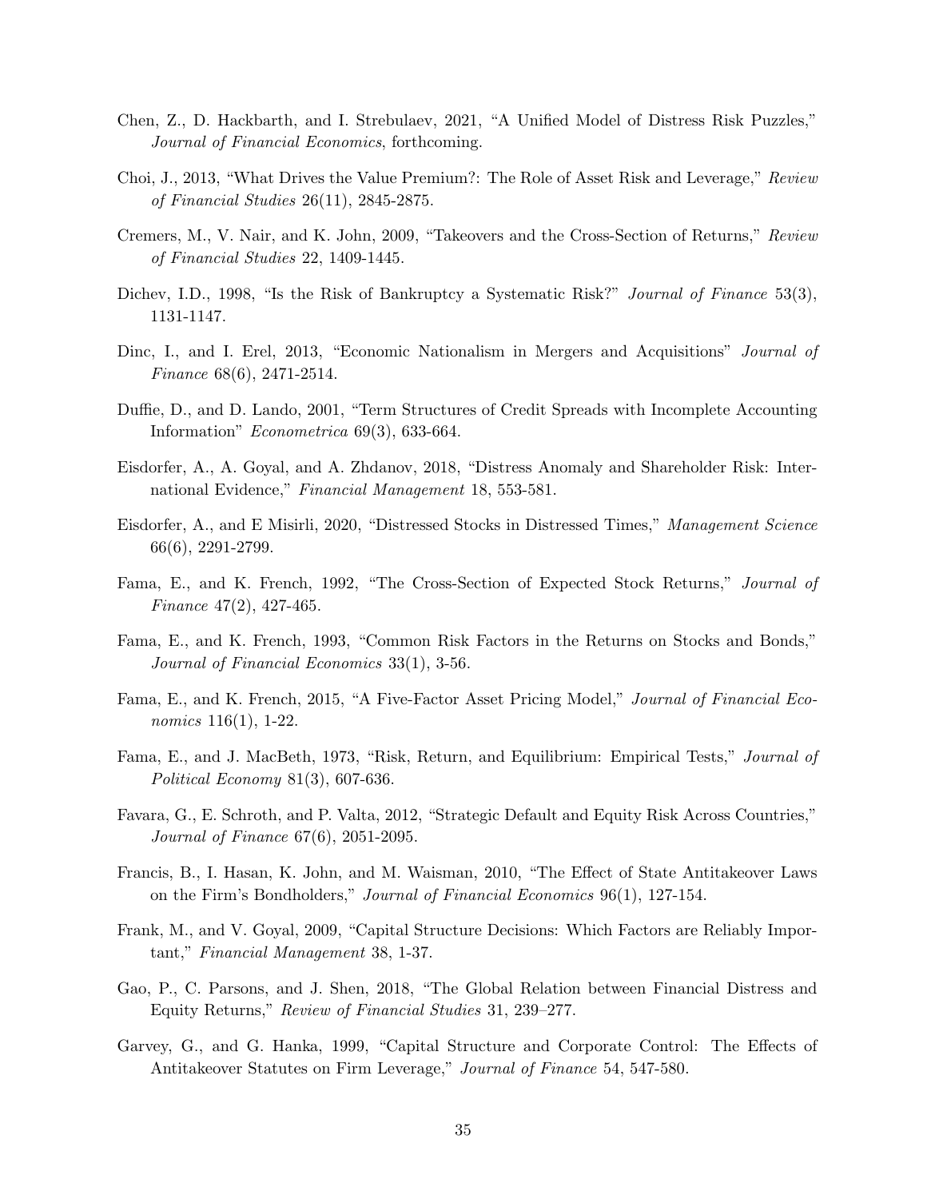Chen, Z., D. Hackbarth, and I. Strebulaev, 2021, "A Unified Model of Distress Risk Puzzles," *Journal of Financial Economics*, forthcoming.

Choi, J., 2013, "What Drives the Value Premium?: The Role of Asset Risk and Leverage," *Review of Financial Studies* 26(11), 2845-2875.

Cremers, M., V. Nair, and K. John, 2009, "Takeovers and the Cross-Section of Returns," *Review of Financial Studies* 22, 1409-1445.

Dichev, I.D., 1998, "Is the Risk of Bankruptcy a Systematic Risk?" *Journal of Finance* 53(3), 1131-1147.

Dinc, I., and I. Erel, 2013, "Economic Nationalism in Mergers and Acquisitions" *Journal of Finance* 68(6), 2471-2514.

Duffie, D., and D. Lando, 2001, "Term Structures of Credit Spreads with Incomplete Accounting Information" *Econometrica* 69(3), 633-664.

Eisdorfer, A., A. Goyal, and A. Zhdanov, 2018, "Distress Anomaly and Shareholder Risk: International Evidence," *Financial Management* 18, 553-581.

Eisdorfer, A., and E Misirli, 2020, "Distressed Stocks in Distressed Times," *Management Science* 66(6), 2291-2799.

Fama, E., and K. French, 1992, "The Cross-Section of Expected Stock Returns," *Journal of Finance* 47(2), 427-465.

Fama, E., and K. French, 1993, "Common Risk Factors in the Returns on Stocks and Bonds," *Journal of Financial Economics* 33(1), 3-56.

Fama, E., and K. French, 2015, "A Five-Factor Asset Pricing Model," *Journal of Financial Economics* 116(1), 1-22.

Fama, E., and J. MacBeth, 1973, "Risk, Return, and Equilibrium: Empirical Tests," *Journal of Political Economy* 81(3), 607-636.

Favara, G., E. Schroth, and P. Valta, 2012, "Strategic Default and Equity Risk Across Countries," *Journal of Finance* 67(6), 2051-2095.

Francis, B., I. Hasan, K. John, and M. Waisman, 2010, "The Effect of State Antitakeover Laws on the Firm's Bondholders," *Journal of Financial Economics* 96(1), 127-154.

Frank, M., and V. Goyal, 2009, "Capital Structure Decisions: Which Factors are Reliably Important," *Financial Management* 38, 1-37.

Gao, P., C. Parsons, and J. Shen, 2018, "The Global Relation between Financial Distress and Equity Returns," *Review of Financial Studies* 31, 239–277.

Garvey, G., and G. Hanka, 1999, "Capital Structure and Corporate Control: The Effects of Antitakeover Statutes on Firm Leverage," *Journal of Finance* 54, 547-580.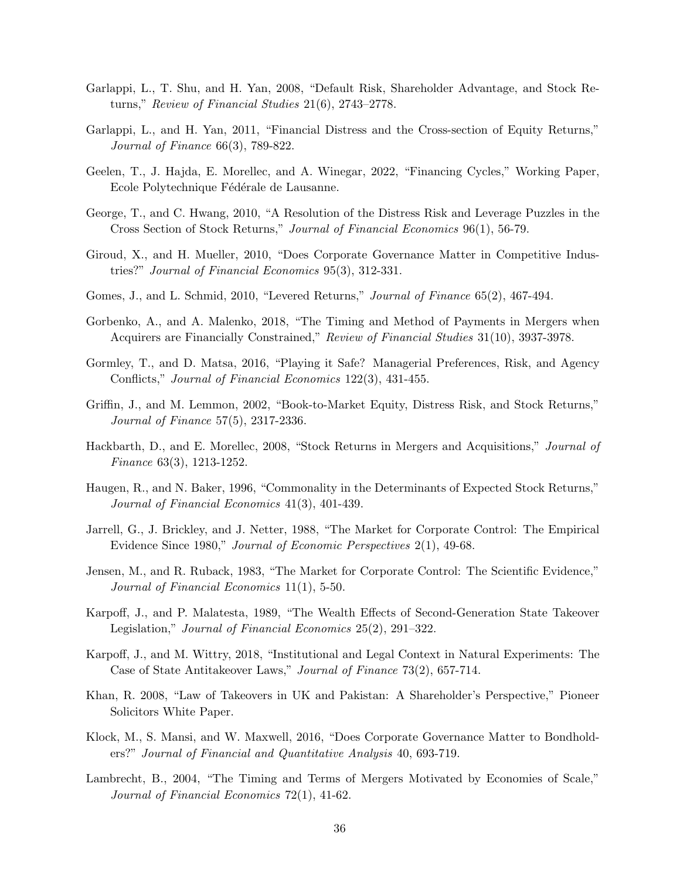Garlappi, L., T. Shu, and H. Yan, 2008, "Default Risk, Shareholder Advantage, and Stock Returns," *Review of Financial Studies* 21(6), 2743–2778.

Garlappi, L., and H. Yan, 2011, "Financial Distress and the Cross-section of Equity Returns," *Journal of Finance* 66(3), 789-822.

Geelen, T., J. Hajda, E. Morellec, and A. Winegar, 2022, "Financing Cycles," Working Paper, Ecole Polytechnique Fédérale de Lausanne.

George, T., and C. Hwang, 2010, "A Resolution of the Distress Risk and Leverage Puzzles in the Cross Section of Stock Returns," *Journal of Financial Economics* 96(1), 56-79.

Giroud, X., and H. Mueller, 2010, "Does Corporate Governance Matter in Competitive Industries?" *Journal of Financial Economics* 95(3), 312-331.

Gomes, J., and L. Schmid, 2010, "Levered Returns," *Journal of Finance* 65(2), 467-494.

Gorbenko, A., and A. Malenko, 2018, "The Timing and Method of Payments in Mergers when Acquirers are Financially Constrained," *Review of Financial Studies* 31(10), 3937-3978.

Gormley, T., and D. Matsa, 2016, "Playing it Safe? Managerial Preferences, Risk, and Agency Conflicts," *Journal of Financial Economics* 122(3), 431-455.

Griffin, J., and M. Lemmon, 2002, "Book-to-Market Equity, Distress Risk, and Stock Returns," *Journal of Finance* 57(5), 2317-2336.

Hackbarth, D., and E. Morellec, 2008, "Stock Returns in Mergers and Acquisitions," *Journal of Finance* 63(3), 1213-1252.

Haugen, R., and N. Baker, 1996, "Commonality in the Determinants of Expected Stock Returns," *Journal of Financial Economics* 41(3), 401-439.

Jarrell, G., J. Brickley, and J. Netter, 1988, "The Market for Corporate Control: The Empirical Evidence Since 1980," *Journal of Economic Perspectives* 2(1), 49-68.

Jensen, M., and R. Ruback, 1983, "The Market for Corporate Control: The Scientific Evidence," *Journal of Financial Economics* 11(1), 5-50.

Karpoff, J., and P. Malatesta, 1989, "The Wealth Effects of Second-Generation State Takeover Legislation," *Journal of Financial Economics* 25(2), 291–322.

Karpoff, J., and M. Wittry, 2018, "Institutional and Legal Context in Natural Experiments: The Case of State Antitakeover Laws," *Journal of Finance* 73(2), 657-714.

Khan, R. 2008, "Law of Takeovers in UK and Pakistan: A Shareholder's Perspective," Pioneer Solicitors White Paper.

Klock, M., S. Mansi, and W. Maxwell, 2016, "Does Corporate Governance Matter to Bondholders?" *Journal of Financial and Quantitative Analysis* 40, 693-719.

Lambrecht, B., 2004, "The Timing and Terms of Mergers Motivated by Economies of Scale," *Journal of Financial Economics* 72(1), 41-62.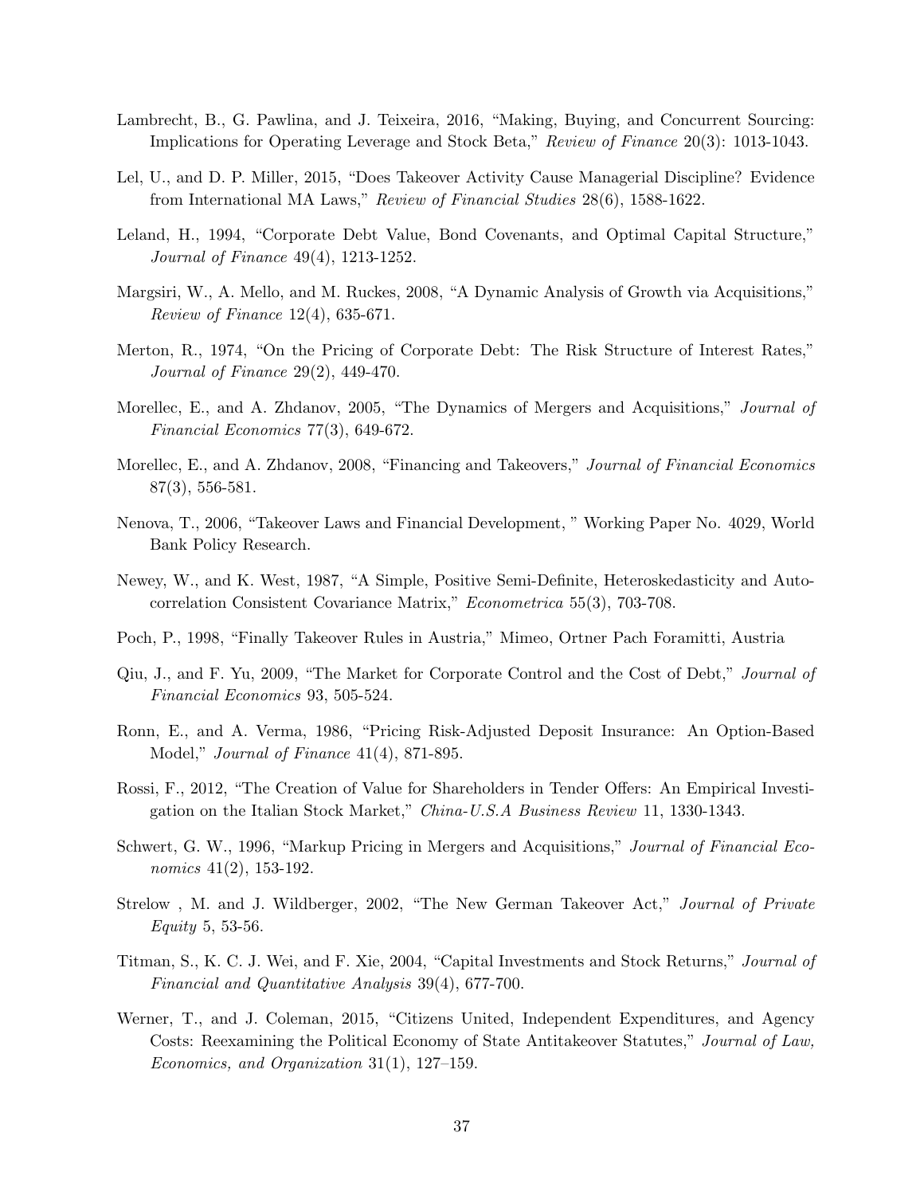Lambrecht, B., G. Pawlina, and J. Teixeira, 2016, "Making, Buying, and Concurrent Sourcing: Implications for Operating Leverage and Stock Beta," *Review of Finance* 20(3): 1013-1043.

Lel, U., and D. P. Miller, 2015, "Does Takeover Activity Cause Managerial Discipline? Evidence from International MA Laws," *Review of Financial Studies* 28(6), 1588-1622.

Leland, H., 1994, "Corporate Debt Value, Bond Covenants, and Optimal Capital Structure," *Journal of Finance* 49(4), 1213-1252.

Margsiri, W., A. Mello, and M. Ruckes, 2008, "A Dynamic Analysis of Growth via Acquisitions," *Review of Finance* 12(4), 635-671.

Merton, R., 1974, "On the Pricing of Corporate Debt: The Risk Structure of Interest Rates," *Journal of Finance* 29(2), 449-470.

Morellec, E., and A. Zhdanov, 2005, "The Dynamics of Mergers and Acquisitions," *Journal of Financial Economics* 77(3), 649-672.

Morellec, E., and A. Zhdanov, 2008, "Financing and Takeovers," *Journal of Financial Economics* 87(3), 556-581.

Nenova, T., 2006, "Takeover Laws and Financial Development, " Working Paper No. 4029, World Bank Policy Research.

Newey, W., and K. West, 1987, "A Simple, Positive Semi-Definite, Heteroskedasticity and Autocorrelation Consistent Covariance Matrix," *Econometrica* 55(3), 703-708.

Poch, P., 1998, "Finally Takeover Rules in Austria," Mimeo, Ortner Pach Foramitti, Austria

Qiu, J., and F. Yu, 2009, "The Market for Corporate Control and the Cost of Debt," *Journal of Financial Economics* 93, 505-524.

Ronn, E., and A. Verma, 1986, "Pricing Risk-Adjusted Deposit Insurance: An Option-Based Model," *Journal of Finance* 41(4), 871-895.

Rossi, F., 2012, "The Creation of Value for Shareholders in Tender Offers: An Empirical Investigation on the Italian Stock Market," *China-U.S.A Business Review* 11, 1330-1343.

Schwert, G. W., 1996, "Markup Pricing in Mergers and Acquisitions," *Journal of Financial Economics* 41(2), 153-192.

Strelow , M. and J. Wildberger, 2002, "The New German Takeover Act," *Journal of Private Equity* 5, 53-56.

Titman, S., K. C. J. Wei, and F. Xie, 2004, "Capital Investments and Stock Returns," *Journal of Financial and Quantitative Analysis* 39(4), 677-700.

Werner, T., and J. Coleman, 2015, "Citizens United, Independent Expenditures, and Agency Costs: Reexamining the Political Economy of State Antitakeover Statutes," *Journal of Law, Economics, and Organization* 31(1), 127–159.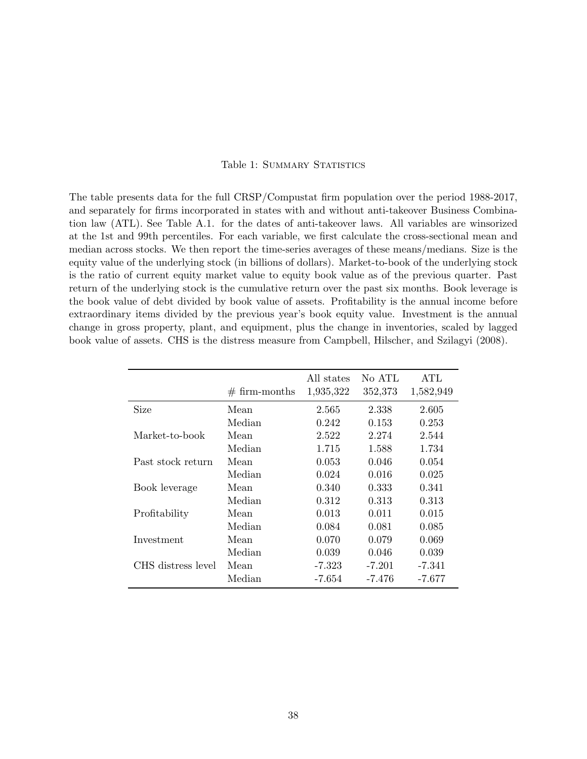Table 1: Summary Statistics

The table presents data for the full CRSP/Compustat firm population over the period 1988-2017, and separately for firms incorporated in states with and without anti-takeover Business Combination law (ATL). See Table A.1. for the dates of anti-takeover laws. All variables are winsorized at the 1st and 99th percentiles. For each variable, we first calculate the cross-sectional mean and median across stocks. We then report the time-series averages of these means/medians. Size is the equity value of the underlying stock (in billions of dollars). Market-to-book of the underlying stock is the ratio of current equity market value to equity book value as of the previous quarter. Past return of the underlying stock is the cumulative return over the past six months. Book leverage is the book value of debt divided by book value of assets. Profitability is the annual income before extraordinary items divided by the previous year's book equity value. Investment is the annual change in gross property, plant, and equipment, plus the change in inventories, scaled by lagged book value of assets. CHS is the distress measure from Campbell, Hilscher, and Szilagyi (2008).

| | # firm-months | All states<br>1,935,322 | No ATL<br>352,373 | ATL<br>1,582,949 |
|---|---|---|---|---|
| Size | Mean | 2.565 | 2.338 | 2.605 |
| | Median | 0.242 | 0.153 | 0.253 |
| Market-to-book | Mean | 2.522 | 2.274 | 2.544 |
| | Median | 1.715 | 1.588 | 1.734 |
| Past stock return | Mean | 0.053 | 0.046 | 0.054 |
| | Median | 0.024 | 0.016 | 0.025 |
| Book leverage | Mean | 0.340 | 0.333 | 0.341 |
| | Median | 0.312 | 0.313 | 0.313 |
| Profitability | Mean | 0.013 | 0.011 | 0.015 |
| | Median | 0.084 | 0.081 | 0.085 |
| Investment | Mean | 0.070 | 0.079 | 0.069 |
| | Median | 0.039 | 0.046 | 0.039 |
| CHS distress level | Mean | -7.323 | -7.201 | -7.341 |
| | Median | -7.654 | -7.476 | -7.677 |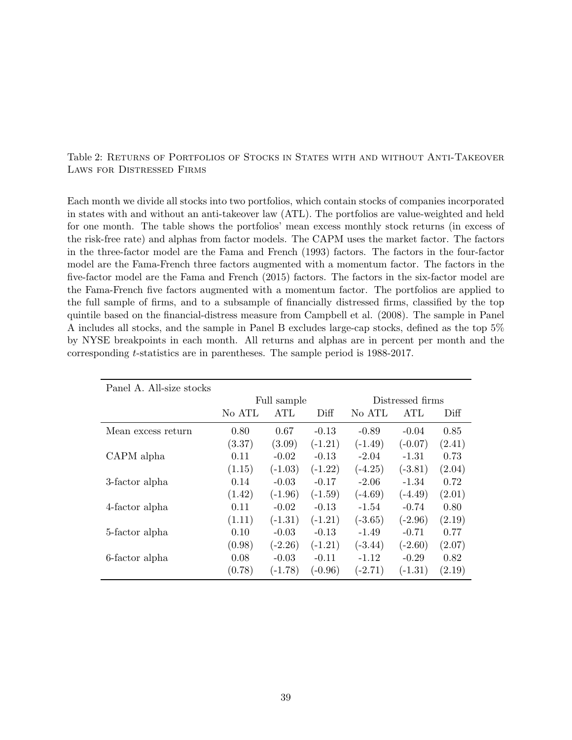Table 2: Returns of Portfolios of Stocks in States with and without Anti-Takeover Laws for Distressed Firms

Each month we divide all stocks into two portfolios, which contain stocks of companies incorporated in states with and without an anti-takeover law (ATL). The portfolios are value-weighted and held for one month. The table shows the portfolios' mean excess monthly stock returns (in excess of the risk-free rate) and alphas from factor models. The CAPM uses the market factor. The factors in the three-factor model are the Fama and French (1993) factors. The factors in the four-factor model are the Fama-French three factors augmented with a momentum factor. The factors in the five-factor model are the Fama and French (2015) factors. The factors in the six-factor model are the Fama-French five factors augmented with a momentum factor. The portfolios are applied to the full sample of firms, and to a subsample of financially distressed firms, classified by the top quintile based on the financial-distress measure from Campbell et al. (2008). The sample in Panel A includes all stocks, and the sample in Panel B excludes large-cap stocks, defined as the top 5% by NYSE breakpoints in each month. All returns and alphas are in percent per month and the corresponding *t*-statistics are in parentheses. The sample period is 1988-2017.

| Panel A. All-size stocks | Full sample | | | Distressed firms | | |
|---|---|---|---|---|---|---|
| | No ATL | ATL | Diff | No ATL | ATL | Diff |
| Mean excess return | 0.80 | 0.67 | -0.13 | -0.89 | -0.04 | 0.85 |
| | (3.37) | (3.09) | (-1.21) | (-1.49) | (-0.07) | (2.41) |
| CAPM alpha | 0.11 | -0.02 | -0.13 | -2.04 | -1.31 | 0.73 |
| | (1.15) | (-1.03) | (-1.22) | (-4.25) | (-3.81) | (2.04) |
| 3-factor alpha | 0.14 | -0.03 | -0.17 | -2.06 | -1.34 | 0.72 |
| | (1.42) | (-1.96) | (-1.59) | (-4.69) | (-4.49) | (2.01) |
| 4-factor alpha | 0.11 | -0.02 | -0.13 | -1.54 | -0.74 | 0.80 |
| | (1.11) | (-1.31) | (-1.21) | (-3.65) | (-2.96) | (2.19) |
| 5-factor alpha | 0.10 | -0.03 | -0.13 | -1.49 | -0.71 | 0.77 |
| | (0.98) | (-2.26) | (-1.21) | (-3.44) | (-2.60) | (2.07) |
| 6-factor alpha | 0.08 | -0.03 | -0.11 | -1.12 | -0.29 | 0.82 |
| | (0.78) | (-1.78) | (-0.96) | (-2.71) | (-1.31) | (2.19) |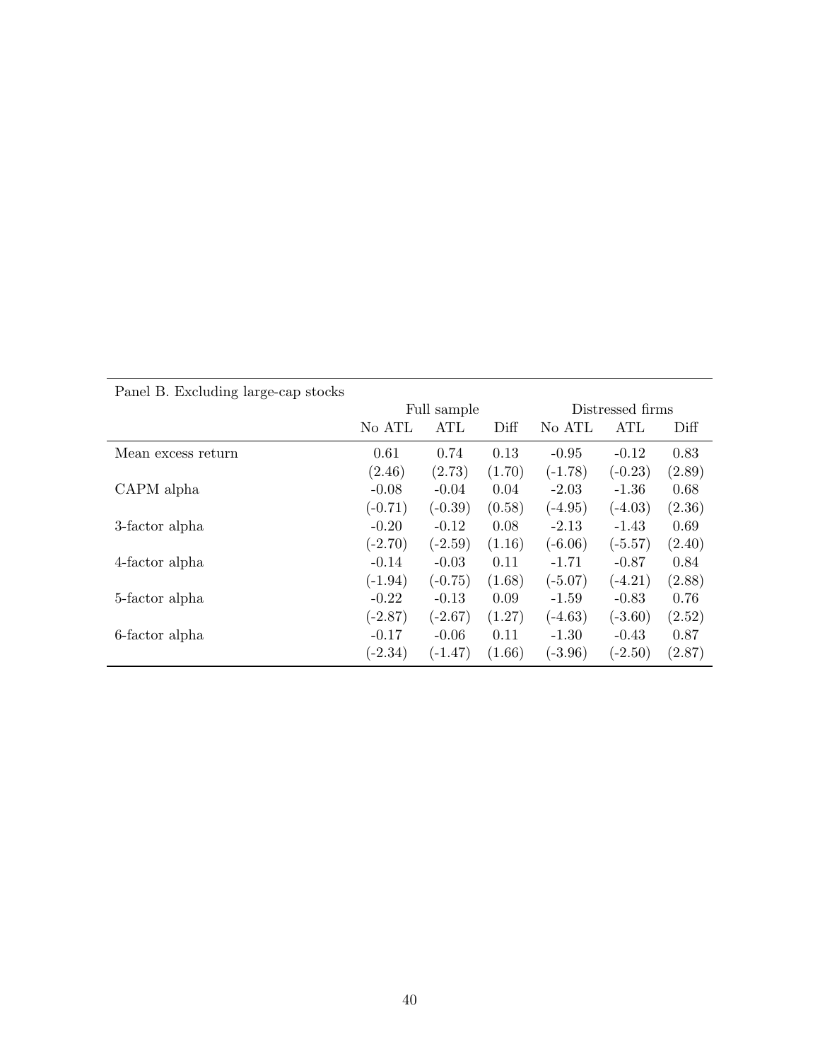Panel B. Excluding large-cap stocks

| | Full sample | | | Distressed firms | | |
|---|---|---|---|---|---|---|
| | No ATL | ATL | Diff | No ATL | ATL | Diff |
| Mean excess return | 0.61 | 0.74 | 0.13 | -0.95 | -0.12 | 0.83 |
| | (2.46) | (2.73) | (1.70) | (-1.78) | (-0.23) | (2.89) |
| CAPM alpha | -0.08 | -0.04 | 0.04 | -2.03 | -1.36 | 0.68 |
| | (-0.71) | (-0.39) | (0.58) | (-4.95) | (-4.03) | (2.36) |
| 3-factor alpha | -0.20 | -0.12 | 0.08 | -2.13 | -1.43 | 0.69 |
| | (-2.70) | (-2.59) | (1.16) | (-6.06) | (-5.57) | (2.40) |
| 4-factor alpha | -0.14 | -0.03 | 0.11 | -1.71 | -0.87 | 0.84 |
| | (-1.94) | (-0.75) | (1.68) | (-5.07) | (-4.21) | (2.88) |
| 5-factor alpha | -0.22 | -0.13 | 0.09 | -1.59 | -0.83 | 0.76 |
| | (-2.87) | (-2.67) | (1.27) | (-4.63) | (-3.60) | (2.52) |
| 6-factor alpha | -0.17 | -0.06 | 0.11 | -1.30 | -0.43 | 0.87 |
| | (-2.34) | (-1.47) | (1.66) | (-3.96) | (-2.50) | (2.87) |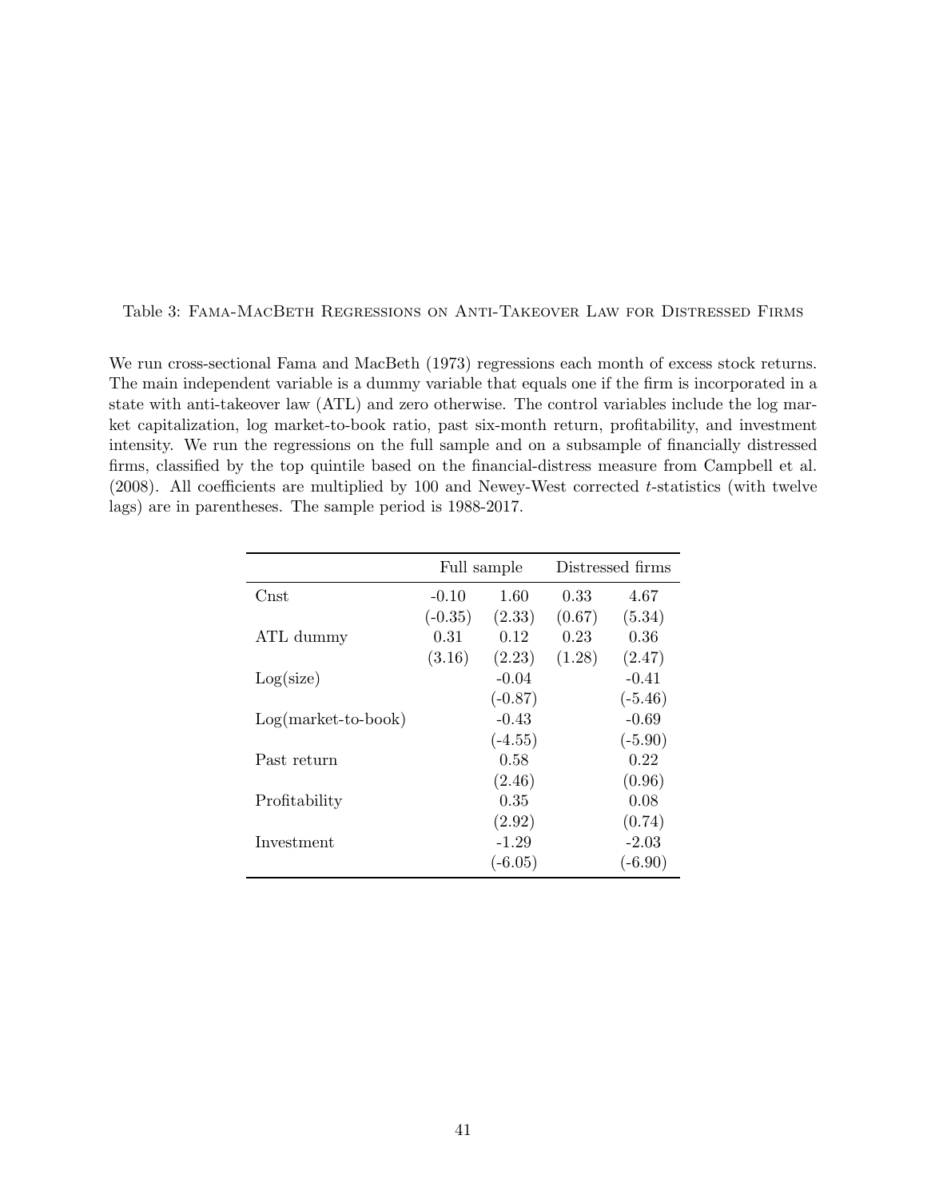Table 3: Fama-MacBeth Regressions on Anti-Takeover Law for Distressed Firms

We run cross-sectional Fama and MacBeth (1973) regressions each month of excess stock returns. The main independent variable is a dummy variable that equals one if the firm is incorporated in a state with anti-takeover law (ATL) and zero otherwise. The control variables include the log market capitalization, log market-to-book ratio, past six-month return, profitability, and investment intensity. We run the regressions on the full sample and on a subsample of financially distressed firms, classified by the top quintile based on the financial-distress measure from Campbell et al. (2008). All coefficients are multiplied by 100 and Newey-West corrected $t$-statistics (with twelve lags) are in parentheses. The sample period is 1988-2017.

| | Full sample | | Distressed firms | |
|---|---|---|---|---|
| Cnst | -0.10 | 1.60 | 0.33 | 4.67 |
| | (-0.35) | (2.33) | (0.67) | (5.34) |
| ATL dummy | 0.31 | 0.12 | 0.23 | 0.36 |
| | (3.16) | (2.23) | (1.28) | (2.47) |
| Log(size) | | -0.04 | | -0.41 |
| | | (-0.87) | | (-5.46) |
| Log(market-to-book) | | -0.43 | | -0.69 |
| | | (-4.55) | | (-5.90) |
| Past return | | 0.58 | | 0.22 |
| | | (2.46) | | (0.96) |
| Profitability | | 0.35 | | 0.08 |
| | | (2.92) | | (0.74) |
| Investment | | -1.29 | | -2.03 |
| | | (-6.05) | | (-6.90) |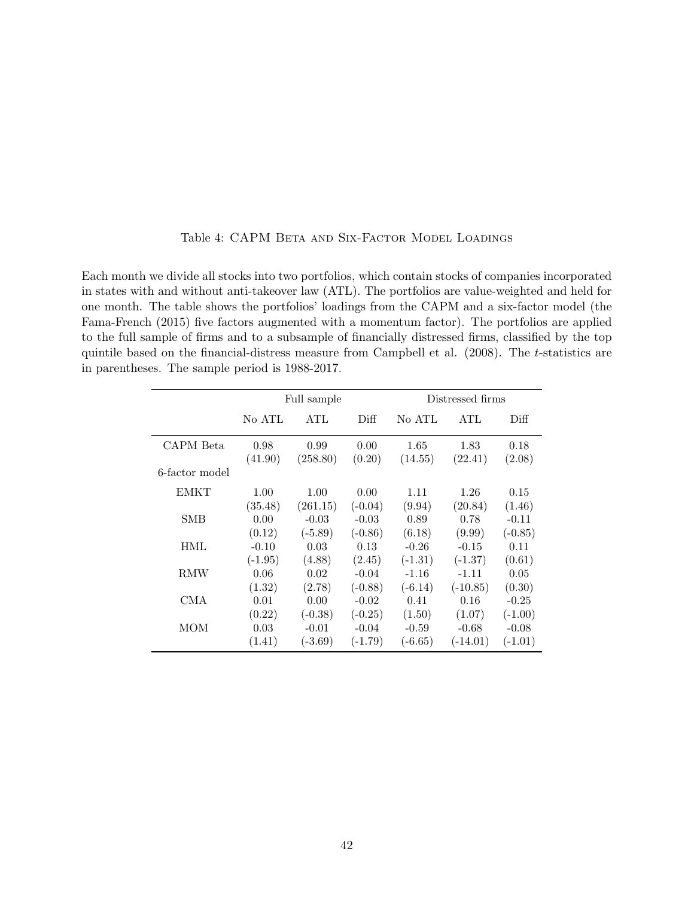Table 4: CAPM Beta and Six-Factor Model Loadings

Each month we divide all stocks into two portfolios, which contain stocks of companies incorporated in states with and without anti-takeover law (ATL). The portfolios are value-weighted and held for one month. The table shows the portfolios' loadings from the CAPM and a six-factor model (the Fama-French (2015) five factors augmented with a momentum factor). The portfolios are applied to the full sample of firms and to a subsample of financially distressed firms, classified by the top quintile based on the financial-distress measure from Campbell et al. (2008). The *t*-statistics are in parentheses. The sample period is 1988-2017.

| | Full sample | | | Distressed firms | | |
|---|---|---|---|---|---|---|
| | No ATL | ATL | Diff | No ATL | ATL | Diff |
| CAPM Beta | 0.98 | 0.99 | 0.00 | 1.65 | 1.83 | 0.18 |
| | (41.90) | (258.80) | (0.20) | (14.55) | (22.41) | (2.08) |
| 6-factor model | | | | | | |
| EMKT | 1.00 | 1.00 | 0.00 | 1.11 | 1.26 | 0.15 |
| | (35.48) | (261.15) | (-0.04) | (9.94) | (20.84) | (1.46) |
| SMB | 0.00 | -0.03 | -0.03 | 0.89 | 0.78 | -0.11 |
| | (0.12) | (-5.89) | (-0.86) | (6.18) | (9.99) | (-0.85) |
| HML | -0.10 | 0.03 | 0.13 | -0.26 | -0.15 | 0.11 |
| | (-1.95) | (4.88) | (2.45) | (-1.31) | (-1.37) | (0.61) |
| RMW | 0.06 | 0.02 | -0.04 | -1.16 | -1.11 | 0.05 |
| | (1.32) | (2.78) | (-0.88) | (-6.14) | (-10.85) | (0.30) |
| CMA | 0.01 | 0.00 | -0.02 | 0.41 | 0.16 | -0.25 |
| | (0.22) | (-0.38) | (-0.25) | (1.50) | (1.07) | (-1.00) |
| MOM | 0.03 | -0.01 | -0.04 | -0.59 | -0.68 | -0.08 |
| | (1.41) | (-3.69) | (-1.79) | (-6.65) | (-14.01) | (-1.01) |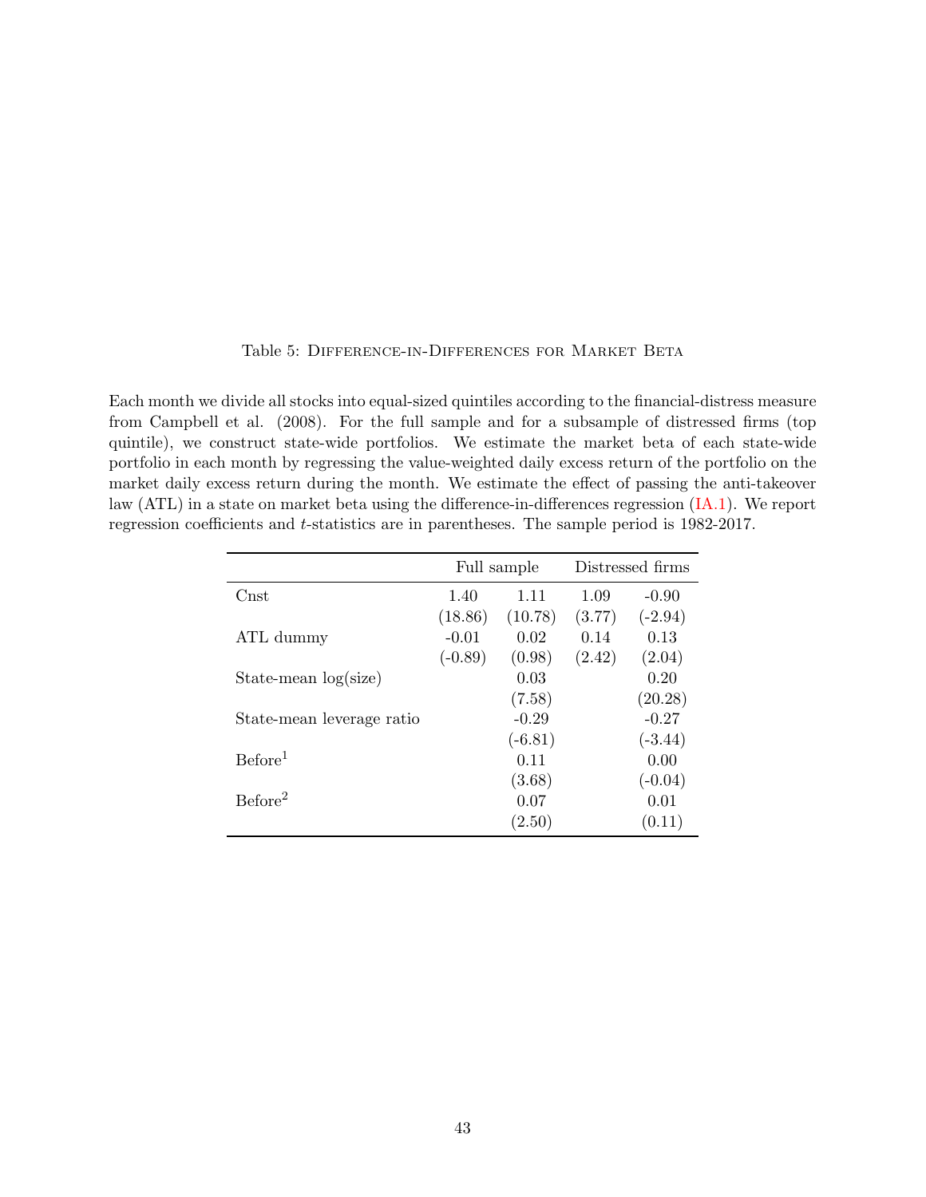Table 5: Difference-in-Differences for Market Beta

Each month we divide all stocks into equal-sized quintiles according to the financial-distress measure from Campbell et al. (2008). For the full sample and for a subsample of distressed firms (top quintile), we construct state-wide portfolios. We estimate the market beta of each state-wide portfolio in each month by regressing the value-weighted daily excess return of the portfolio on the market daily excess return during the month. We estimate the effect of passing the anti-takeover law (ATL) in a state on market beta using the difference-in-differences regression (IA.1). We report regression coefficients and $t$-statistics are in parentheses. The sample period is 1982-2017.

| | Full sample | | Distressed firms | |
|---|---|---|---|---|
| Cnst | 1.40 | 1.11 | 1.09 | -0.90 |
| | (18.86) | (10.78) | (3.77) | (-2.94) |
| ATL dummy | -0.01 | 0.02 | 0.14 | 0.13 |
| | (-0.89) | (0.98) | (2.42) | (2.04) |
| State-mean log(size) | | 0.03 | | 0.20 |
| | | (7.58) | | (20.28) |
| State-mean leverage ratio | | -0.29 | | -0.27 |
| | | (-6.81) | | (-3.44) |
| Before$^1$ | | 0.11 | | 0.00 |
| | | (3.68) | | (-0.04) |
| Before$^2$ | | 0.07 | | 0.01 |
| | | (2.50) | | (0.11) |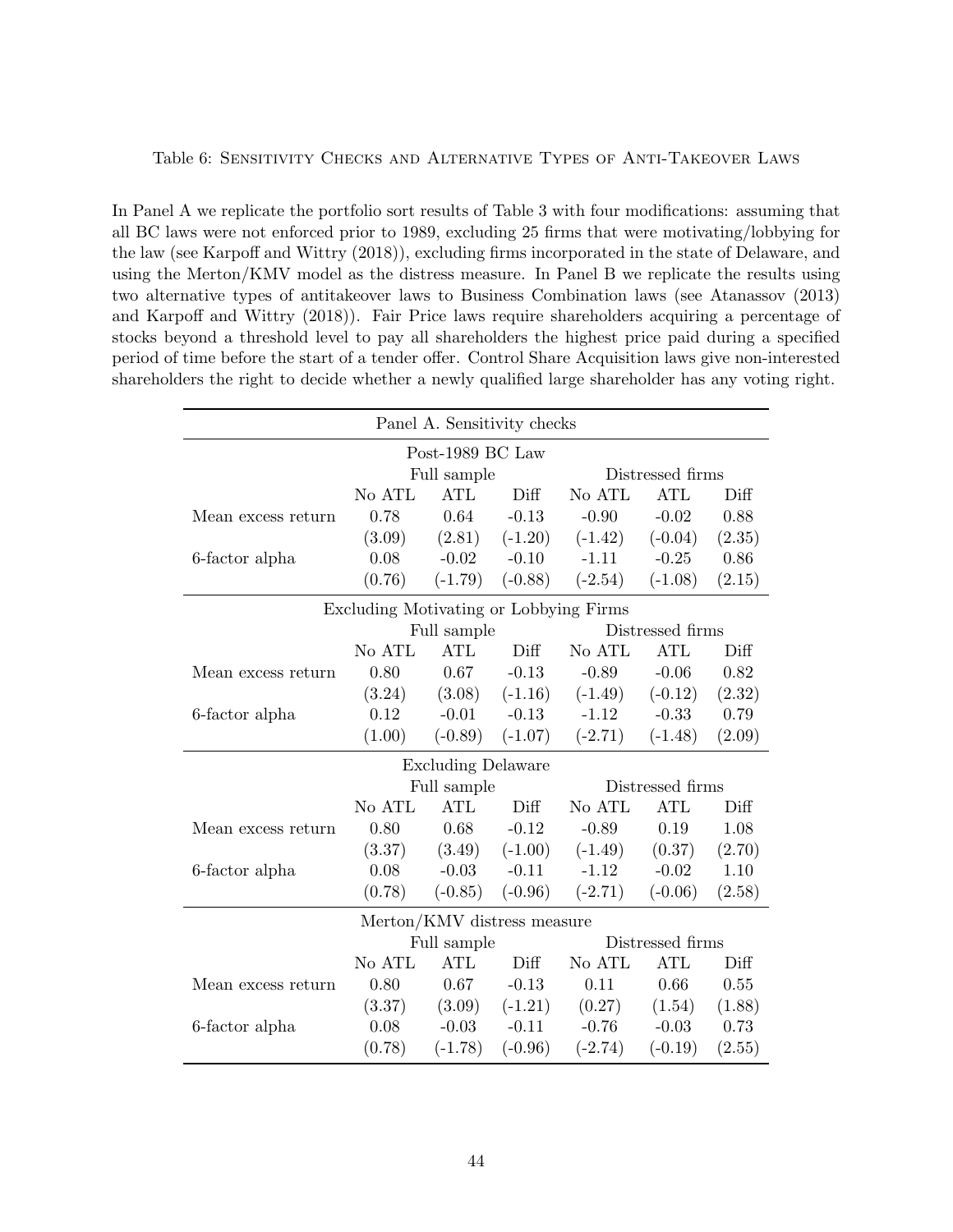Table 6: Sensitivity Checks and Alternative Types of Anti-Takeover Laws

In Panel A we replicate the portfolio sort results of Table 3 with four modifications: assuming that all BC laws were not enforced prior to 1989, excluding 25 firms that were motivating/lobbying for the law (see Karpoff and Wittry (2018)), excluding firms incorporated in the state of Delaware, and using the Merton/KMV model as the distress measure. In Panel B we replicate the results using two alternative types of antitakeover laws to Business Combination laws (see Atanassov (2013) and Karpoff and Wittry (2018)). Fair Price laws require shareholders acquiring a percentage of stocks beyond a threshold level to pay all shareholders the highest price paid during a specified period of time before the start of a tender offer. Control Share Acquisition laws give non-interested shareholders the right to decide whether a newly qualified large shareholder has any voting right.

| Panel A. Sensitivity checks | | | | | | |
|---|---|---|---|---|---|---|
| **Post-1989 BC Law** | | | | | | |
| | Full sample | | | Distressed firms | | |
| | No ATL | ATL | Diff | No ATL | ATL | Diff |
| Mean excess return | 0.78 | 0.64 | -0.13 | -0.90 | -0.02 | 0.88 |
| | (3.09) | (2.81) | (-1.20) | (-1.42) | (-0.04) | (2.35) |
| 6-factor alpha | 0.08 | -0.02 | -0.10 | -1.11 | -0.25 | 0.86 |
| | (0.76) | (-1.79) | (-0.88) | (-2.54) | (-1.08) | (2.15) |
| **Excluding Motivating or Lobbying Firms** | | | | | | |
| | Full sample | | | Distressed firms | | |
| | No ATL | ATL | Diff | No ATL | ATL | Diff |
| Mean excess return | 0.80 | 0.67 | -0.13 | -0.89 | -0.06 | 0.82 |
| | (3.24) | (3.08) | (-1.16) | (-1.49) | (-0.12) | (2.32) |
| 6-factor alpha | 0.12 | -0.01 | -0.13 | -1.12 | -0.33 | 0.79 |
| | (1.00) | (-0.89) | (-1.07) | (-2.71) | (-1.48) | (2.09) |
| **Excluding Delaware** | | | | | | |
| | Full sample | | | Distressed firms | | |
| | No ATL | ATL | Diff | No ATL | ATL | Diff |
| Mean excess return | 0.80 | 0.68 | -0.12 | -0.89 | 0.19 | 1.08 |
| | (3.37) | (3.49) | (-1.00) | (-1.49) | (0.37) | (2.70) |
| 6-factor alpha | 0.08 | -0.03 | -0.11 | -1.12 | -0.02 | 1.10 |
| | (0.78) | (-0.85) | (-0.96) | (-2.71) | (-0.06) | (2.58) |
| **Merton/KMV distress measure** | | | | | | |
| | Full sample | | | Distressed firms | | |
| | No ATL | ATL | Diff | No ATL | ATL | Diff |
| Mean excess return | 0.80 | 0.67 | -0.13 | 0.11 | 0.66 | 0.55 |
| | (3.37) | (3.09) | (-1.21) | (0.27) | (1.54) | (1.88) |
| 6-factor alpha | 0.08 | -0.03 | -0.11 | -0.76 | -0.03 | 0.73 |
| | (0.78) | (-1.78) | (-0.96) | (-2.74) | (-0.19) | (2.55) |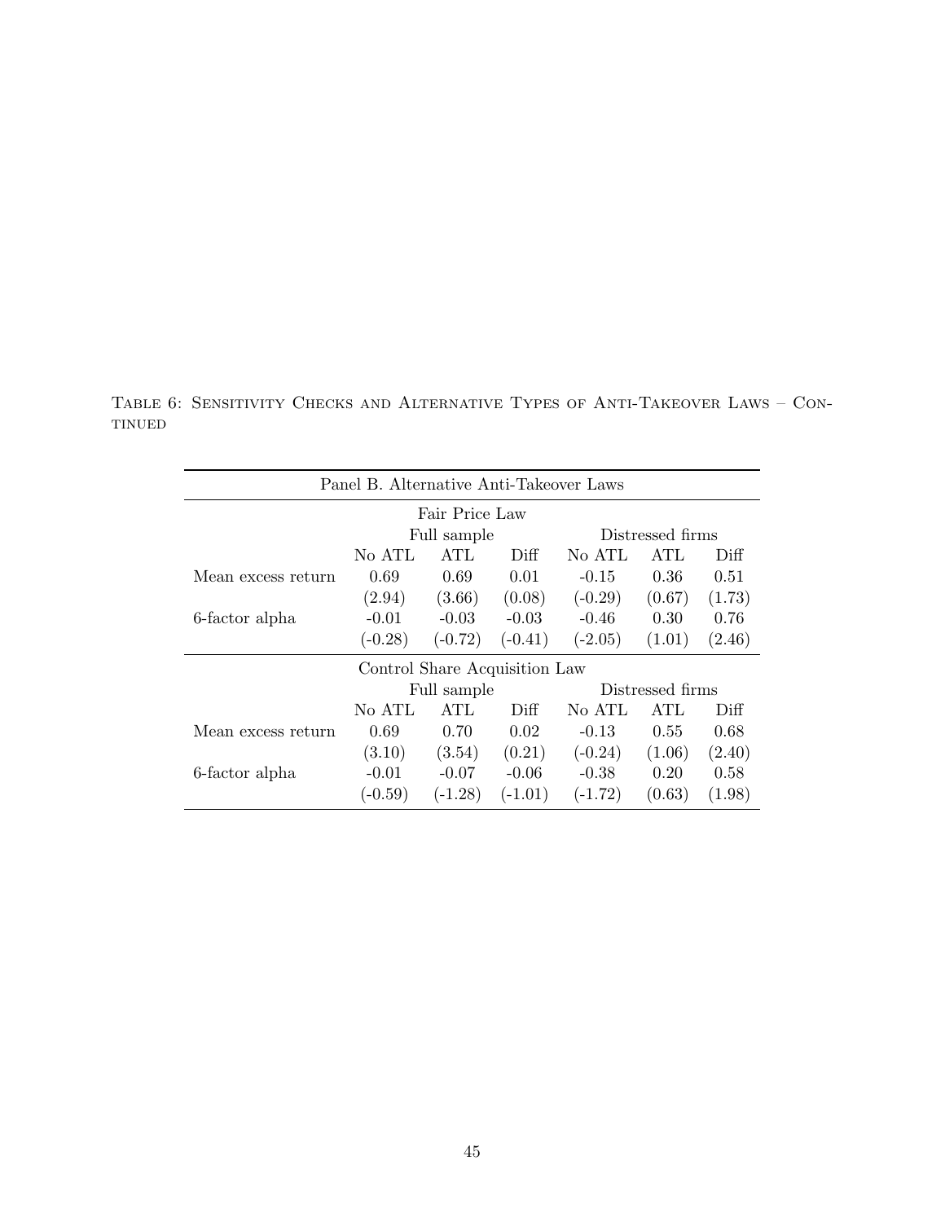Table 6: Sensitivity Checks and Alternative Types of Anti-Takeover Laws – Continued

| Panel B. Alternative Anti-Takeover Laws | | | | | | |
|---|---|---|---|---|---|---|
| | Fair Price Law | | | | | |
| | Full sample | | | Distressed firms | | |
| | No ATL | ATL | Diff | No ATL | ATL | Diff |
| Mean excess return | 0.69 | 0.69 | 0.01 | -0.15 | 0.36 | 0.51 |
| | (2.94) | (3.66) | (0.08) | (-0.29) | (0.67) | (1.73) |
| 6-factor alpha | -0.01 | -0.03 | -0.03 | -0.46 | 0.30 | 0.76 |
| | (-0.28) | (-0.72) | (-0.41) | (-2.05) | (1.01) | (2.46) |
| | Control Share Acquisition Law | | | | | |
| | Full sample | | | Distressed firms | | |
| | No ATL | ATL | Diff | No ATL | ATL | Diff |
| Mean excess return | 0.69 | 0.70 | 0.02 | -0.13 | 0.55 | 0.68 |
| | (3.10) | (3.54) | (0.21) | (-0.24) | (1.06) | (2.40) |
| 6-factor alpha | -0.01 | -0.07 | -0.06 | -0.38 | 0.20 | 0.58 |
| | (-0.59) | (-1.28) | (-1.01) | (-1.72) | (0.63) | (1.98) |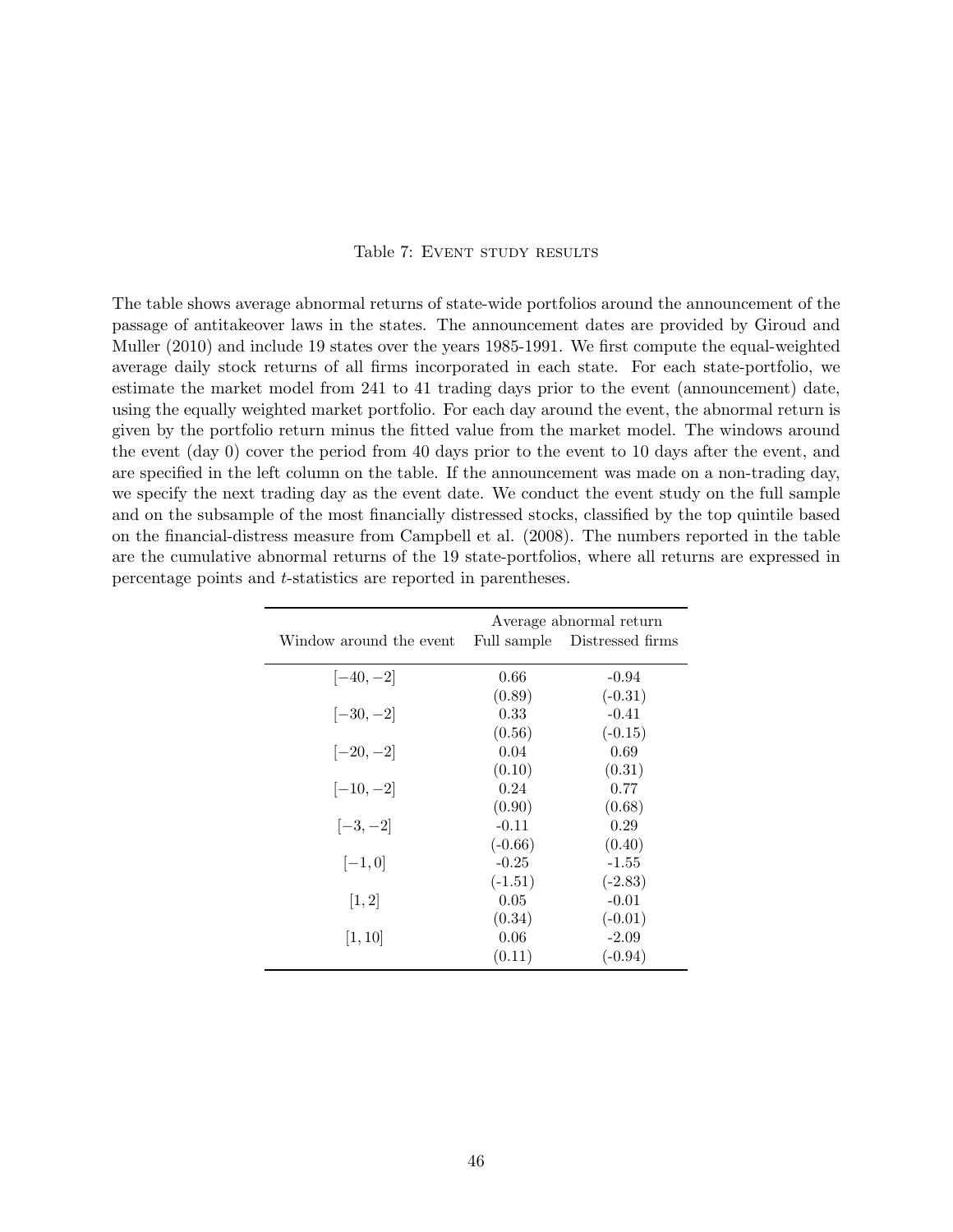Table 7: Event study results

The table shows average abnormal returns of state-wide portfolios around the announcement of the passage of antitakeover laws in the states. The announcement dates are provided by Giroud and Muller (2010) and include 19 states over the years 1985-1991. We first compute the equal-weighted average daily stock returns of all firms incorporated in each state. For each state-portfolio, we estimate the market model from 241 to 41 trading days prior to the event (announcement) date, using the equally weighted market portfolio. For each day around the event, the abnormal return is given by the portfolio return minus the fitted value from the market model. The windows around the event (day 0) cover the period from 40 days prior to the event to 10 days after the event, and are specified in the left column on the table. If the announcement was made on a non-trading day, we specify the next trading day as the event date. We conduct the event study on the full sample and on the subsample of the most financially distressed stocks, classified by the top quintile based on the financial-distress measure from Campbell et al. (2008). The numbers reported in the table are the cumulative abnormal returns of the 19 state-portfolios, where all returns are expressed in percentage points and $t$-statistics are reported in parentheses.

| | Average abnormal return | |
|---|---|---|
| Window around the event | Full sample | Distressed firms |
| $[-40, -2]$ | 0.66 | -0.94 |
| | (0.89) | (-0.31) |
| $[-30, -2]$ | 0.33 | -0.41 |
| | (0.56) | (-0.15) |
| $[-20, -2]$ | 0.04 | 0.69 |
| | (0.10) | (0.31) |
| $[-10, -2]$ | 0.24 | 0.77 |
| | (0.90) | (0.68) |
| $[-3, -2]$ | -0.11 | 0.29 |
| | (-0.66) | (0.40) |
| $[-1, 0]$ | -0.25 | -1.55 |
| | (-1.51) | (-2.83) |
| $[1, 2]$ | 0.05 | -0.01 |
| | (0.34) | (-0.01) |
| $[1, 10]$ | 0.06 | -2.09 |
| | (0.11) | (-0.94) |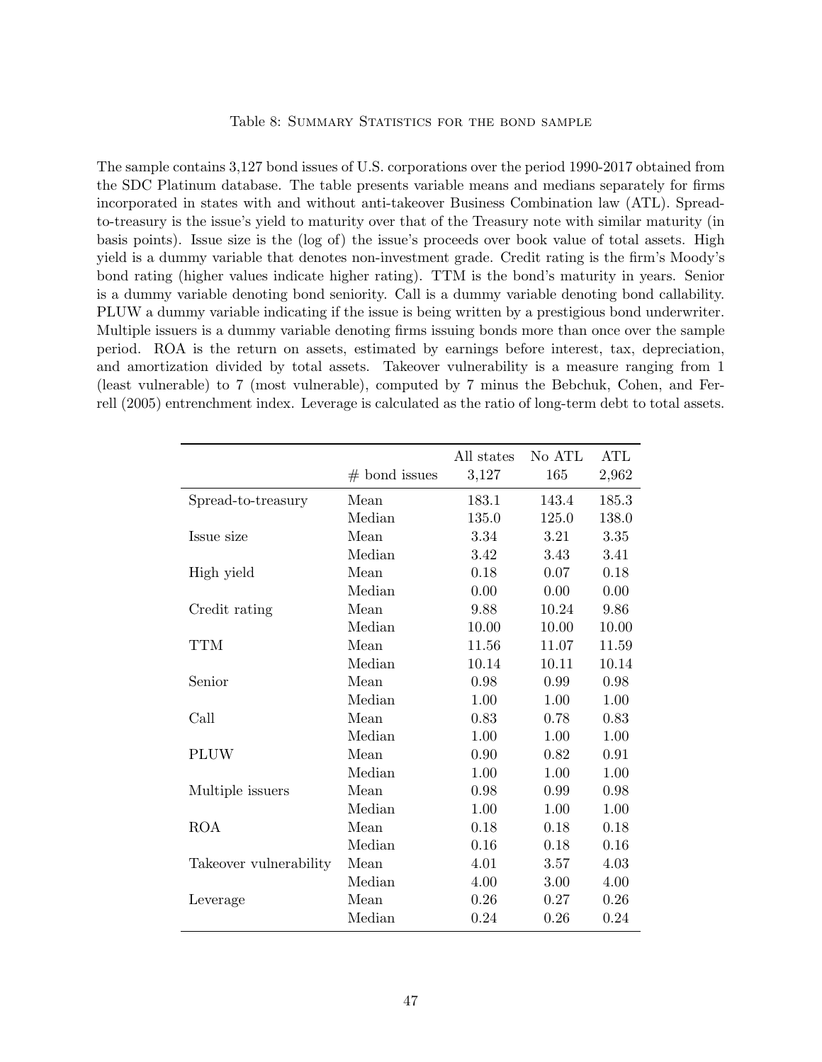Table 8: Summary Statistics for the bond sample

The sample contains 3,127 bond issues of U.S. corporations over the period 1990-2017 obtained from the SDC Platinum database. The table presents variable means and medians separately for firms incorporated in states with and without anti-takeover Business Combination law (ATL). Spread-to-treasury is the issue's yield to maturity over that of the Treasury note with similar maturity (in basis points). Issue size is the (log of) the issue's proceeds over book value of total assets. High yield is a dummy variable that denotes non-investment grade. Credit rating is the firm's Moody's bond rating (higher values indicate higher rating). TTM is the bond's maturity in years. Senior is a dummy variable denoting bond seniority. Call is a dummy variable denoting bond callability. PLUW a dummy variable indicating if the issue is being written by a prestigious bond underwriter. Multiple issuers is a dummy variable denoting firms issuing bonds more than once over the sample period. ROA is the return on assets, estimated by earnings before interest, tax, depreciation, and amortization divided by total assets. Takeover vulnerability is a measure ranging from 1 (least vulnerable) to 7 (most vulnerable), computed by 7 minus the Bebchuk, Cohen, and Ferrell (2005) entrenchment index. Leverage is calculated as the ratio of long-term debt to total assets.

| | | All states | No ATL | ATL |
|---|---|---|---|---|
| | # bond issues | 3,127 | 165 | 2,962 |
| Spread-to-treasury | Mean | 183.1 | 143.4 | 185.3 |
| | Median | 135.0 | 125.0 | 138.0 |
| Issue size | Mean | 3.34 | 3.21 | 3.35 |
| | Median | 3.42 | 3.43 | 3.41 |
| High yield | Mean | 0.18 | 0.07 | 0.18 |
| | Median | 0.00 | 0.00 | 0.00 |
| Credit rating | Mean | 9.88 | 10.24 | 9.86 |
| | Median | 10.00 | 10.00 | 10.00 |
| TTM | Mean | 11.56 | 11.07 | 11.59 |
| | Median | 10.14 | 10.11 | 10.14 |
| Senior | Mean | 0.98 | 0.99 | 0.98 |
| | Median | 1.00 | 1.00 | 1.00 |
| Call | Mean | 0.83 | 0.78 | 0.83 |
| | Median | 1.00 | 1.00 | 1.00 |
| PLUW | Mean | 0.90 | 0.82 | 0.91 |
| | Median | 1.00 | 1.00 | 1.00 |
| Multiple issuers | Mean | 0.98 | 0.99 | 0.98 |
| | Median | 1.00 | 1.00 | 1.00 |
| ROA | Mean | 0.18 | 0.18 | 0.18 |
| | Median | 0.16 | 0.18 | 0.16 |
| Takeover vulnerability | Mean | 4.01 | 3.57 | 4.03 |
| | Median | 4.00 | 3.00 | 4.00 |
| Leverage | Mean | 0.26 | 0.27 | 0.26 |
| | Median | 0.24 | 0.26 | 0.24 |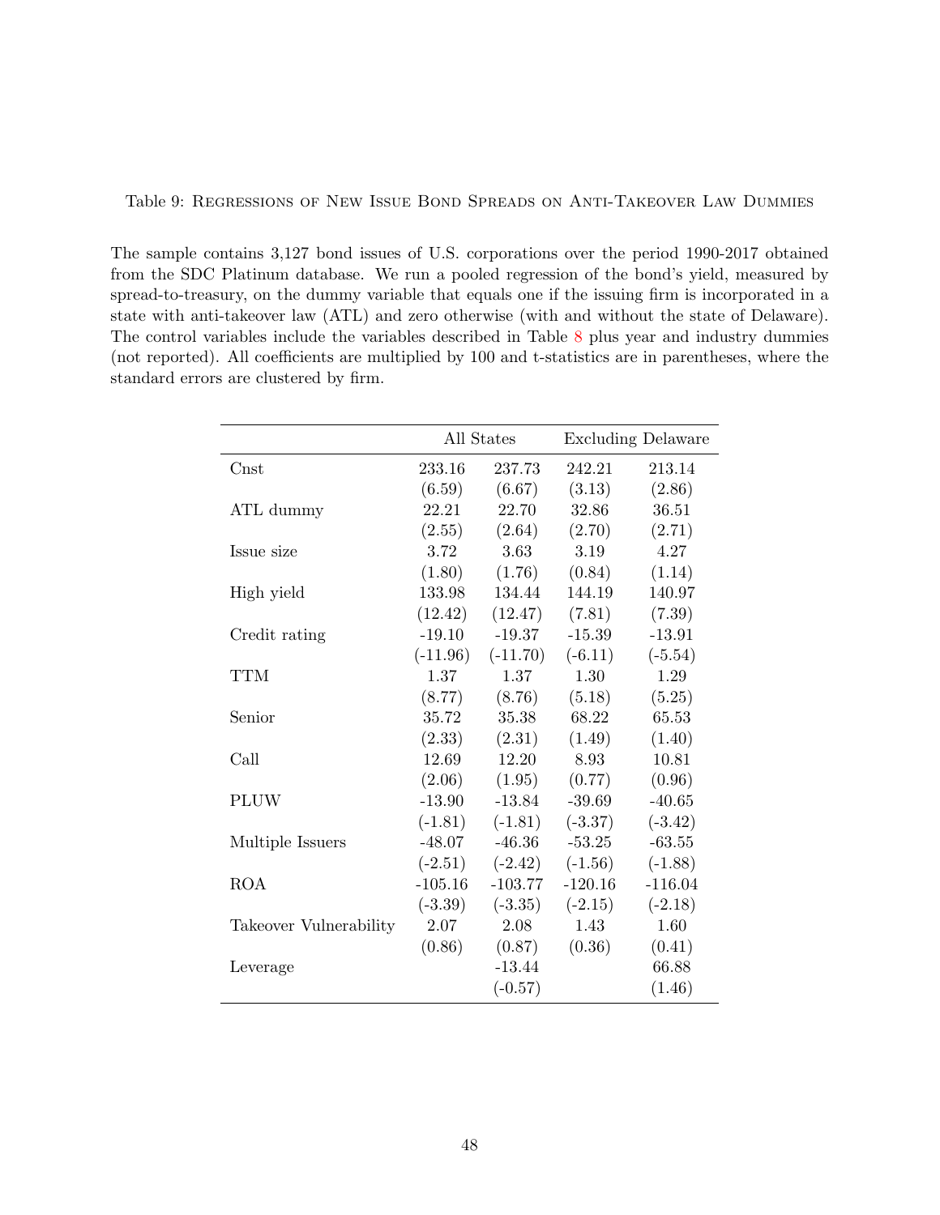Table 9: Regressions of New Issue Bond Spreads on Anti-Takeover Law Dummies

The sample contains 3,127 bond issues of U.S. corporations over the period 1990-2017 obtained from the SDC Platinum database. We run a pooled regression of the bond's yield, measured by spread-to-treasury, on the dummy variable that equals one if the issuing firm is incorporated in a state with anti-takeover law (ATL) and zero otherwise (with and without the state of Delaware). The control variables include the variables described in Table 8 plus year and industry dummies (not reported). All coefficients are multiplied by 100 and t-statistics are in parentheses, where the standard errors are clustered by firm.

| | All States | | Excluding Delaware | |
|---|---|---|---|---|
| Cnst | 233.16 | 237.73 | 242.21 | 213.14 |
| | (6.59) | (6.67) | (3.13) | (2.86) |
| ATL dummy | 22.21 | 22.70 | 32.86 | 36.51 |
| | (2.55) | (2.64) | (2.70) | (2.71) |
| Issue size | 3.72 | 3.63 | 3.19 | 4.27 |
| | (1.80) | (1.76) | (0.84) | (1.14) |
| High yield | 133.98 | 134.44 | 144.19 | 140.97 |
| | (12.42) | (12.47) | (7.81) | (7.39) |
| Credit rating | -19.10 | -19.37 | -15.39 | -13.91 |
| | (-11.96) | (-11.70) | (-6.11) | (-5.54) |
| TTM | 1.37 | 1.37 | 1.30 | 1.29 |
| | (8.77) | (8.76) | (5.18) | (5.25) |
| Senior | 35.72 | 35.38 | 68.22 | 65.53 |
| | (2.33) | (2.31) | (1.49) | (1.40) |
| Call | 12.69 | 12.20 | 8.93 | 10.81 |
| | (2.06) | (1.95) | (0.77) | (0.96) |
| PLUW | -13.90 | -13.84 | -39.69 | -40.65 |
| | (-1.81) | (-1.81) | (-3.37) | (-3.42) |
| Multiple Issuers | -48.07 | -46.36 | -53.25 | -63.55 |
| | (-2.51) | (-2.42) | (-1.56) | (-1.88) |
| ROA | -105.16 | -103.77 | -120.16 | -116.04 |
| | (-3.39) | (-3.35) | (-2.15) | (-2.18) |
| Takeover Vulnerability | 2.07 | 2.08 | 1.43 | 1.60 |
| | (0.86) | (0.87) | (0.36) | (0.41) |
| Leverage | | -13.44 | | 66.88 |
| | | (-0.57) | | (1.46) |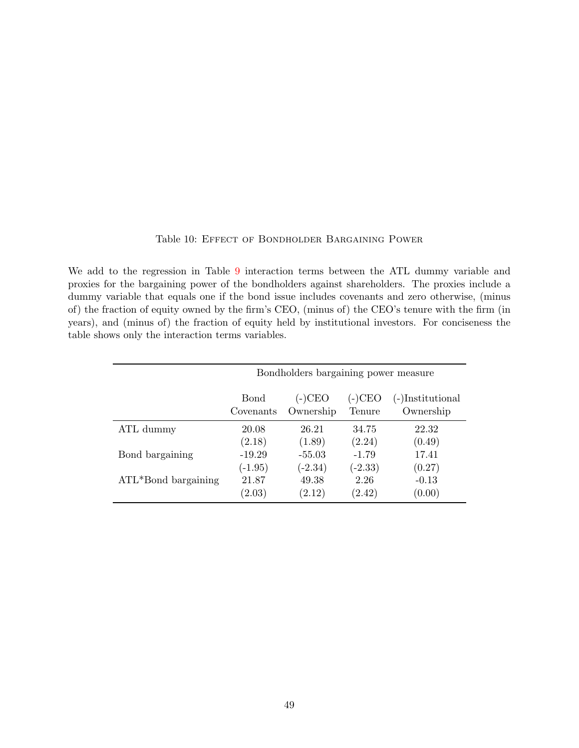Table 10: Effect of Bondholder Bargaining Power

We add to the regression in Table 9 interaction terms between the ATL dummy variable and proxies for the bargaining power of the bondholders against shareholders. The proxies include a dummy variable that equals one if the bond issue includes covenants and zero otherwise, (minus of) the fraction of equity owned by the firm's CEO, (minus of) the CEO's tenure with the firm (in years), and (minus of) the fraction of equity held by institutional investors. For conciseness the table shows only the interaction terms variables.

| | Bondholders bargaining power measure | | | |
|---|---|---|---|---|
| | Bond Covenants | (-)CEO Ownership | (-)CEO Tenure | (-)Institutional Ownership |
| ATL dummy | 20.08 | 26.21 | 34.75 | 22.32 |
| | (2.18) | (1.89) | (2.24) | (0.49) |
| Bond bargaining | -19.29 | -55.03 | -1.79 | 17.41 |
| | (-1.95) | (-2.34) | (-2.33) | (0.27) |
| ATL*Bond bargaining | 21.87 | 49.38 | 2.26 | -0.13 |
| | (2.03) | (2.12) | (2.42) | (0.00) |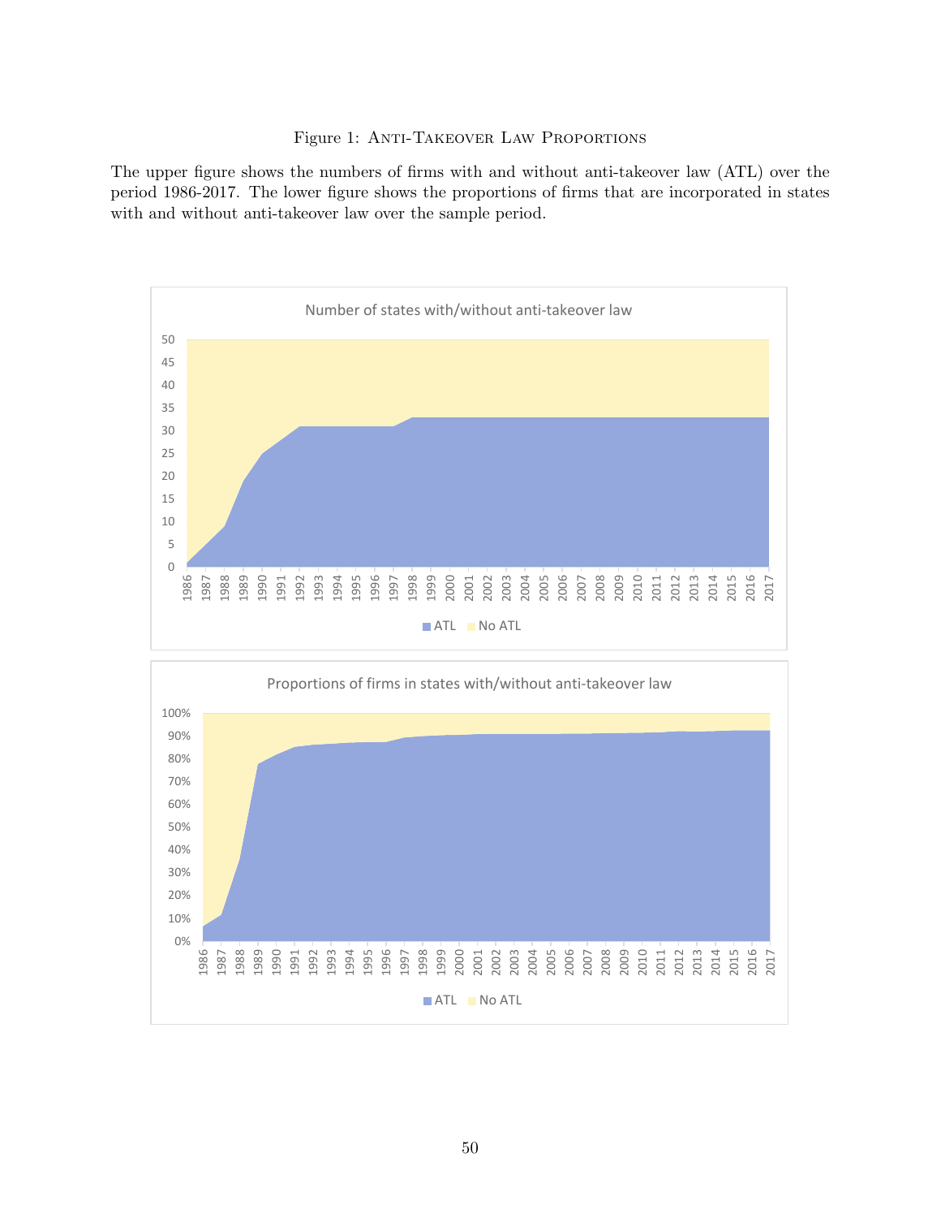Figure 1: Anti-Takeover Law Proportions

The upper figure shows the numbers of firms with and without anti-takeover law (ATL) over the period 1986-2017. The lower figure shows the proportions of firms that are incorporated in states with and without anti-takeover law over the sample period.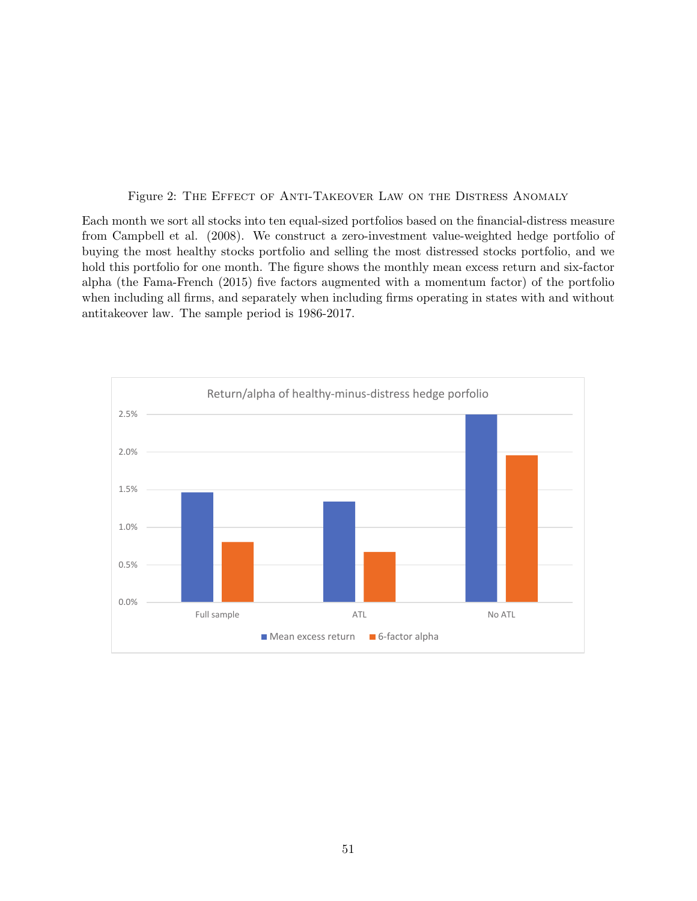Figure 2: The Effect of Anti-Takeover Law on the Distress Anomaly

Each month we sort all stocks into ten equal-sized portfolios based on the financial-distress measure from Campbell et al. (2008). We construct a zero-investment value-weighted hedge portfolio of buying the most healthy stocks portfolio and selling the most distressed stocks portfolio, and we hold this portfolio for one month. The figure shows the monthly mean excess return and six-factor alpha (the Fama-French (2015) five factors augmented with a momentum factor) of the portfolio when including all firms, and separately when including firms operating in states with and without antitakeover law. The sample period is 1986-2017.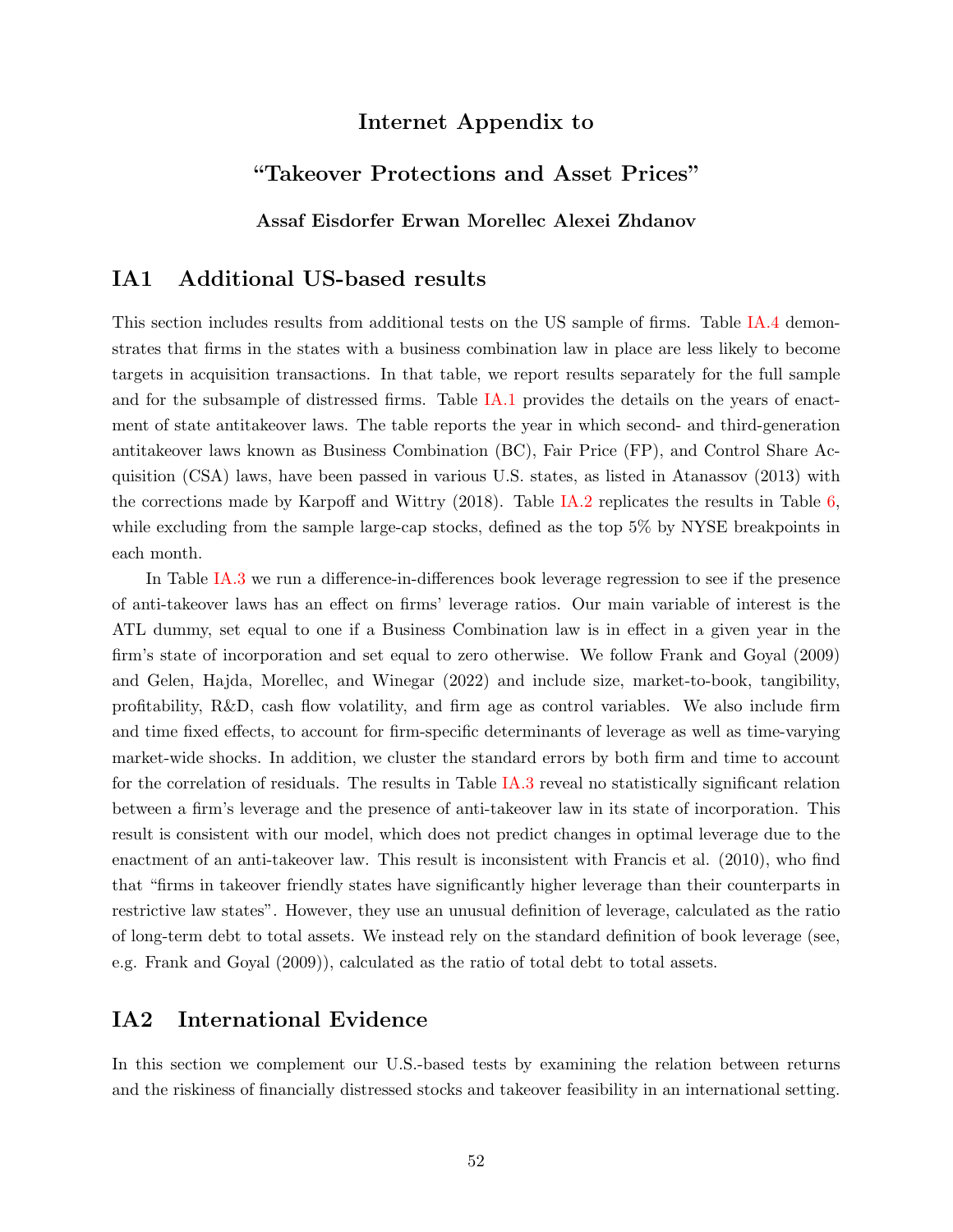# Internet Appendix to

# "Takeover Protections and Asset Prices"

**Assaf Eisdorfer Erwan Morellec Alexei Zhdanov**

## IA1 Additional US-based results

This section includes results from additional tests on the US sample of firms. Table IA.4 demonstrates that firms in the states with a business combination law in place are less likely to become targets in acquisition transactions. In that table, we report results separately for the full sample and for the subsample of distressed firms. Table IA.1 provides the details on the years of enactment of state antitakeover laws. The table reports the year in which second- and third-generation antitakeover laws known as Business Combination (BC), Fair Price (FP), and Control Share Acquisition (CSA) laws, have been passed in various U.S. states, as listed in Atanassov (2013) with the corrections made by Karpoff and Wittry (2018). Table IA.2 replicates the results in Table 6, while excluding from the sample large-cap stocks, defined as the top 5% by NYSE breakpoints in each month.

In Table IA.3 we run a difference-in-differences book leverage regression to see if the presence of anti-takeover laws has an effect on firms' leverage ratios. Our main variable of interest is the ATL dummy, set equal to one if a Business Combination law is in effect in a given year in the firm's state of incorporation and set equal to zero otherwise. We follow Frank and Goyal (2009) and Gelen, Hajda, Morellec, and Winegar (2022) and include size, market-to-book, tangibility, profitability, R&D, cash flow volatility, and firm age as control variables. We also include firm and time fixed effects, to account for firm-specific determinants of leverage as well as time-varying market-wide shocks. In addition, we cluster the standard errors by both firm and time to account for the correlation of residuals. The results in Table IA.3 reveal no statistically significant relation between a firm's leverage and the presence of anti-takeover law in its state of incorporation. This result is consistent with our model, which does not predict changes in optimal leverage due to the enactment of an anti-takeover law. This result is inconsistent with Francis et al. (2010), who find that "firms in takeover friendly states have significantly higher leverage than their counterparts in restrictive law states". However, they use an unusual definition of leverage, calculated as the ratio of long-term debt to total assets. We instead rely on the standard definition of book leverage (see, e.g. Frank and Goyal (2009)), calculated as the ratio of total debt to total assets.

## IA2 International Evidence

In this section we complement our U.S.-based tests by examining the relation between returns and the riskiness of financially distressed stocks and takeover feasibility in an international setting.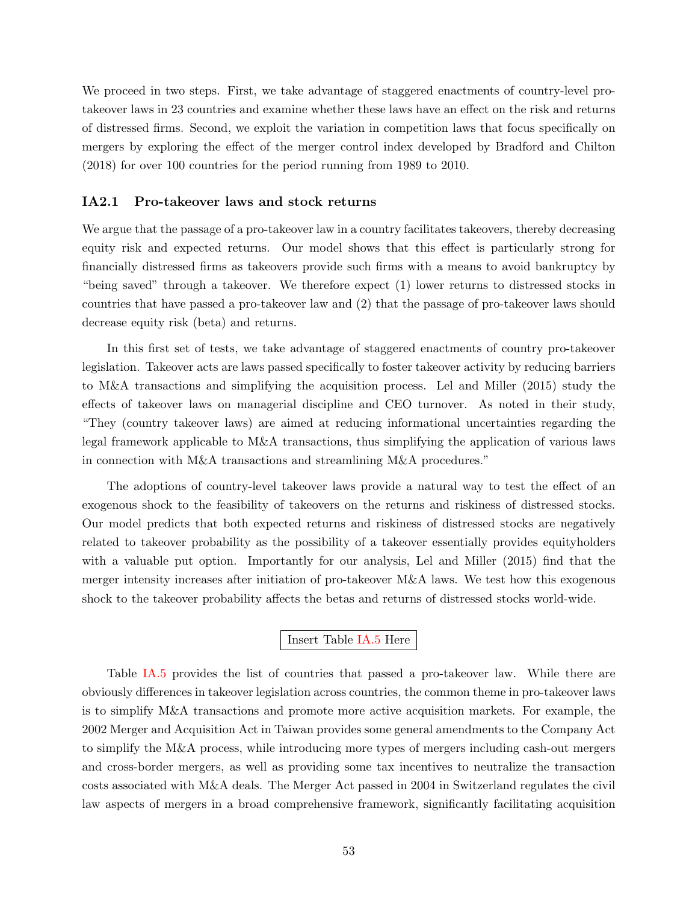We proceed in two steps. First, we take advantage of staggered enactments of country-level pro-takeover laws in 23 countries and examine whether these laws have an effect on the risk and returns of distressed firms. Second, we exploit the variation in competition laws that focus specifically on mergers by exploring the effect of the merger control index developed by Bradford and Chilton (2018) for over 100 countries for the period running from 1989 to 2010.

## IA2.1 Pro-takeover laws and stock returns

We argue that the passage of a pro-takeover law in a country facilitates takeovers, thereby decreasing equity risk and expected returns. Our model shows that this effect is particularly strong for financially distressed firms as takeovers provide such firms with a means to avoid bankruptcy by "being saved" through a takeover. We therefore expect (1) lower returns to distressed stocks in countries that have passed a pro-takeover law and (2) that the passage of pro-takeover laws should decrease equity risk (beta) and returns.

In this first set of tests, we take advantage of staggered enactments of country pro-takeover legislation. Takeover acts are laws passed specifically to foster takeover activity by reducing barriers to M&A transactions and simplifying the acquisition process. Lel and Miller (2015) study the effects of takeover laws on managerial discipline and CEO turnover. As noted in their study, "They (country takeover laws) are aimed at reducing informational uncertainties regarding the legal framework applicable to M&A transactions, thus simplifying the application of various laws in connection with M&A transactions and streamlining M&A procedures."

The adoptions of country-level takeover laws provide a natural way to test the effect of an exogenous shock to the feasibility of takeovers on the returns and riskiness of distressed stocks. Our model predicts that both expected returns and riskiness of distressed stocks are negatively related to takeover probability as the possibility of a takeover essentially provides equityholders with a valuable put option. Importantly for our analysis, Lel and Miller (2015) find that the merger intensity increases after initiation of pro-takeover M&A laws. We test how this exogenous shock to the takeover probability affects the betas and returns of distressed stocks world-wide.

Insert Table IA.5 Here

Table IA.5 provides the list of countries that passed a pro-takeover law. While there are obviously differences in takeover legislation across countries, the common theme in pro-takeover laws is to simplify M&A transactions and promote more active acquisition markets. For example, the 2002 Merger and Acquisition Act in Taiwan provides some general amendments to the Company Act to simplify the M&A process, while introducing more types of mergers including cash-out mergers and cross-border mergers, as well as providing some tax incentives to neutralize the transaction costs associated with M&A deals. The Merger Act passed in 2004 in Switzerland regulates the civil law aspects of mergers in a broad comprehensive framework, significantly facilitating acquisition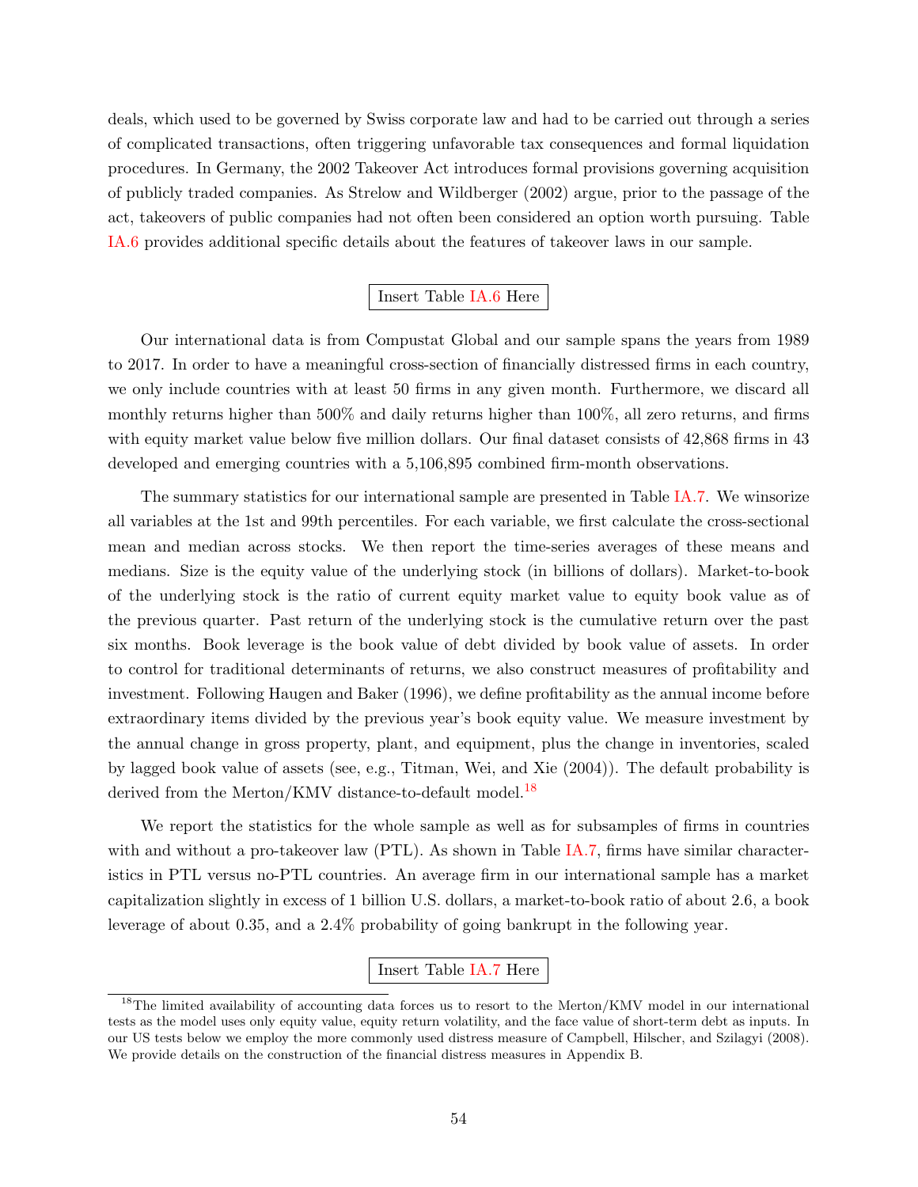deals, which used to be governed by Swiss corporate law and had to be carried out through a series of complicated transactions, often triggering unfavorable tax consequences and formal liquidation procedures. In Germany, the 2002 Takeover Act introduces formal provisions governing acquisition of publicly traded companies. As Strelow and Wildberger (2002) argue, prior to the passage of the act, takeovers of public companies had not often been considered an option worth pursuing. Table IA.6 provides additional specific details about the features of takeover laws in our sample.

Insert Table IA.6 Here

Our international data is from Compustat Global and our sample spans the years from 1989 to 2017. In order to have a meaningful cross-section of financially distressed firms in each country, we only include countries with at least 50 firms in any given month. Furthermore, we discard all monthly returns higher than 500% and daily returns higher than 100%, all zero returns, and firms with equity market value below five million dollars. Our final dataset consists of 42,868 firms in 43 developed and emerging countries with a 5,106,895 combined firm-month observations.

The summary statistics for our international sample are presented in Table IA.7. We winsorize all variables at the 1st and 99th percentiles. For each variable, we first calculate the cross-sectional mean and median across stocks. We then report the time-series averages of these means and medians. Size is the equity value of the underlying stock (in billions of dollars). Market-to-book of the underlying stock is the ratio of current equity market value to equity book value as of the previous quarter. Past return of the underlying stock is the cumulative return over the past six months. Book leverage is the book value of debt divided by book value of assets. In order to control for traditional determinants of returns, we also construct measures of profitability and investment. Following Haugen and Baker (1996), we define profitability as the annual income before extraordinary items divided by the previous year's book equity value. We measure investment by the annual change in gross property, plant, and equipment, plus the change in inventories, scaled by lagged book value of assets (see, e.g., Titman, Wei, and Xie (2004)). The default probability is derived from the Merton/KMV distance-to-default model.[18]

We report the statistics for the whole sample as well as for subsamples of firms in countries with and without a pro-takeover law (PTL). As shown in Table IA.7, firms have similar characteristics in PTL versus no-PTL countries. An average firm in our international sample has a market capitalization slightly in excess of 1 billion U.S. dollars, a market-to-book ratio of about 2.6, a book leverage of about 0.35, and a 2.4% probability of going bankrupt in the following year.

Insert Table IA.7 Here

[18] The limited availability of accounting data forces us to resort to the Merton/KMV model in our international tests as the model uses only equity value, equity return volatility, and the face value of short-term debt as inputs. In our US tests below we employ the more commonly used distress measure of Campbell, Hilscher, and Szilagyi (2008). We provide details on the construction of the financial distress measures in Appendix B.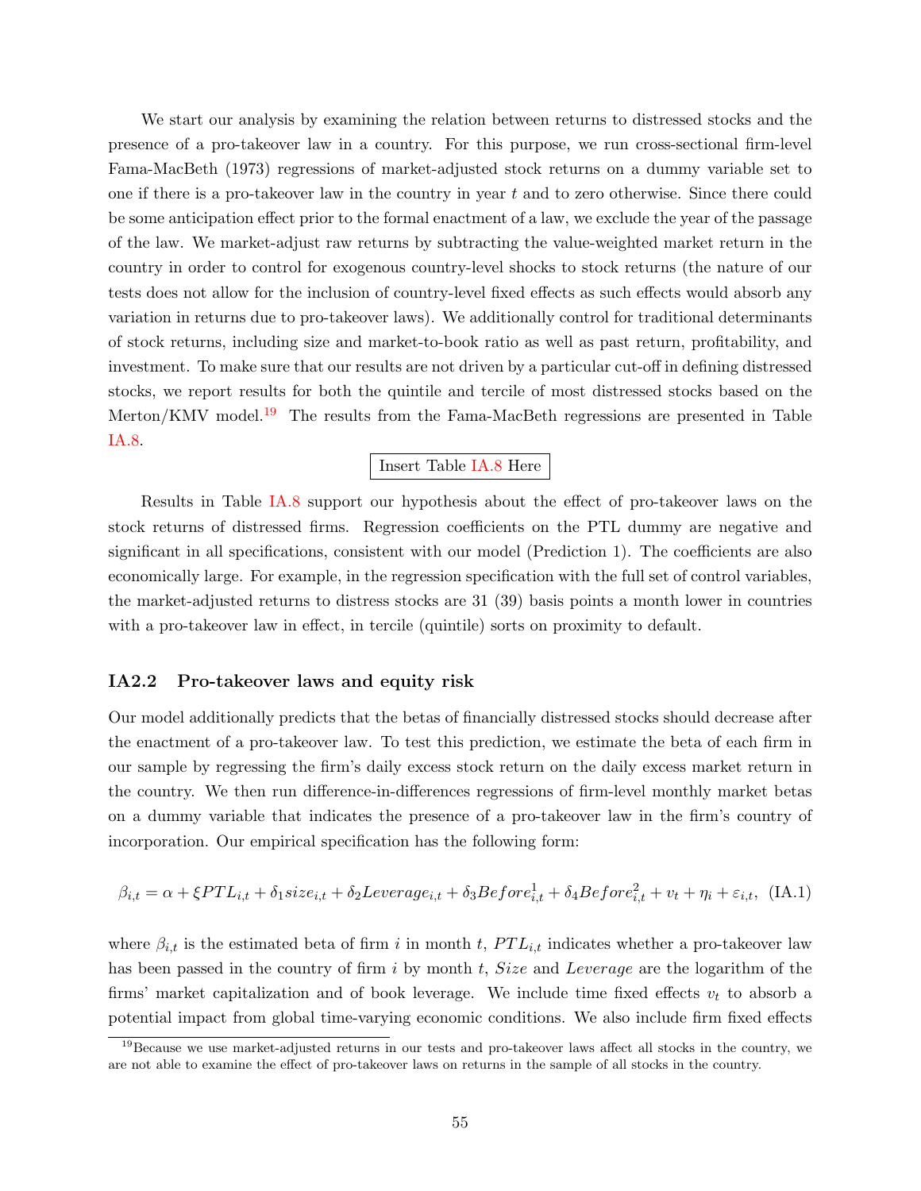We start our analysis by examining the relation between returns to distressed stocks and the presence of a pro-takeover law in a country. For this purpose, we run cross-sectional firm-level Fama-MacBeth (1973) regressions of market-adjusted stock returns on a dummy variable set to one if there is a pro-takeover law in the country in year $t$ and to zero otherwise. Since there could be some anticipation effect prior to the formal enactment of a law, we exclude the year of the passage of the law. We market-adjust raw returns by subtracting the value-weighted market return in the country in order to control for exogenous country-level shocks to stock returns (the nature of our tests does not allow for the inclusion of country-level fixed effects as such effects would absorb any variation in returns due to pro-takeover laws). We additionally control for traditional determinants of stock returns, including size and market-to-book ratio as well as past return, profitability, and investment. To make sure that our results are not driven by a particular cut-off in defining distressed stocks, we report results for both the quintile and tercile of most distressed stocks based on the Merton/KMV model.[19] The results from the Fama-MacBeth regressions are presented in Table IA.8.

Insert Table IA.8 Here

Results in Table IA.8 support our hypothesis about the effect of pro-takeover laws on the stock returns of distressed firms. Regression coefficients on the PTL dummy are negative and significant in all specifications, consistent with our model (Prediction 1). The coefficients are also economically large. For example, in the regression specification with the full set of control variables, the market-adjusted returns to distress stocks are 31 (39) basis points a month lower in countries with a pro-takeover law in effect, in tercile (quintile) sorts on proximity to default.

### IA2.2 Pro-takeover laws and equity risk

Our model additionally predicts that the betas of financially distressed stocks should decrease after the enactment of a pro-takeover law. To test this prediction, we estimate the beta of each firm in our sample by regressing the firm's daily excess stock return on the daily excess market return in the country. We then run difference-in-differences regressions of firm-level monthly market betas on a dummy variable that indicates the presence of a pro-takeover law in the firm's country of incorporation. Our empirical specification has the following form:

$$\beta_{i,t} = \alpha + \xi PTL_{i,t} + \delta_1 size_{i,t} + \delta_2 Leverage_{i,t} + \delta_3 Before^1_{i,t} + \delta_4 Before^2_{i,t} + v_t + \eta_i + \varepsilon_{i,t}, \quad \text{(IA.1)}$$

where $\beta_{i,t}$ is the estimated beta of firm $i$ in month $t$, $PTL_{i,t}$ indicates whether a pro-takeover law has been passed in the country of firm $i$ by month $t$, $Size$ and $Leverage$ are the logarithm of the firms' market capitalization and of book leverage. We include time fixed effects $v_t$ to absorb a potential impact from global time-varying economic conditions. We also include firm fixed effects

[19] Because we use market-adjusted returns in our tests and pro-takeover laws affect all stocks in the country, we are not able to examine the effect of pro-takeover laws on returns in the sample of all stocks in the country.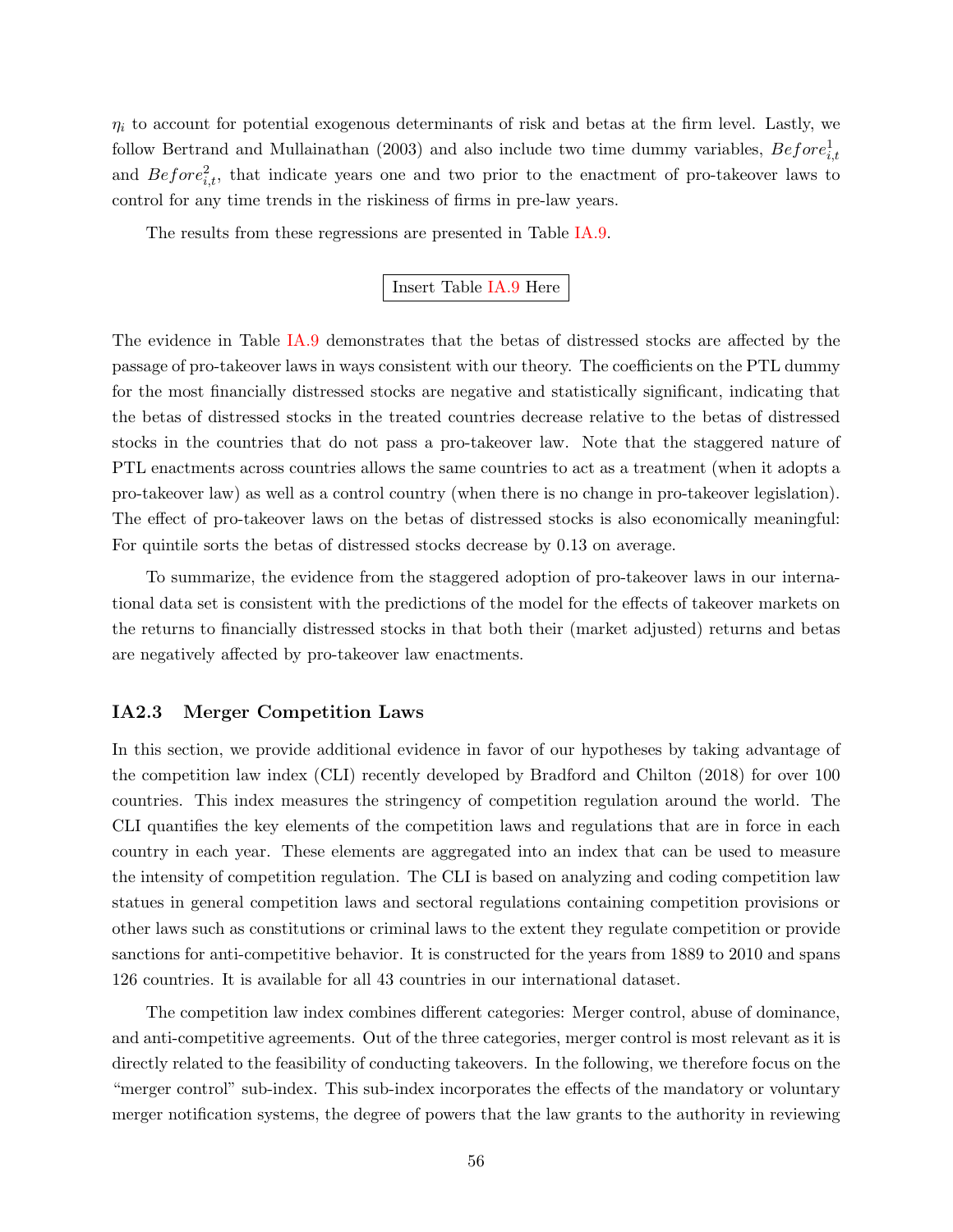$\eta_i$ to account for potential exogenous determinants of risk and betas at the firm level. Lastly, we follow Bertrand and Mullainathan (2003) and also include two time dummy variables, $Before^1_{i,t}$ and $Before^2_{i,t}$, that indicate years one and two prior to the enactment of pro-takeover laws to control for any time trends in the riskiness of firms in pre-law years.

The results from these regressions are presented in Table IA.9.

Insert Table IA.9 Here

The evidence in Table IA.9 demonstrates that the betas of distressed stocks are affected by the passage of pro-takeover laws in ways consistent with our theory. The coefficients on the PTL dummy for the most financially distressed stocks are negative and statistically significant, indicating that the betas of distressed stocks in the treated countries decrease relative to the betas of distressed stocks in the countries that do not pass a pro-takeover law. Note that the staggered nature of PTL enactments across countries allows the same countries to act as a treatment (when it adopts a pro-takeover law) as well as a control country (when there is no change in pro-takeover legislation). The effect of pro-takeover laws on the betas of distressed stocks is also economically meaningful: For quintile sorts the betas of distressed stocks decrease by 0.13 on average.

To summarize, the evidence from the staggered adoption of pro-takeover laws in our international data set is consistent with the predictions of the model for the effects of takeover markets on the returns to financially distressed stocks in that both their (market adjusted) returns and betas are negatively affected by pro-takeover law enactments.

### IA2.3 Merger Competition Laws

In this section, we provide additional evidence in favor of our hypotheses by taking advantage of the competition law index (CLI) recently developed by Bradford and Chilton (2018) for over 100 countries. This index measures the stringency of competition regulation around the world. The CLI quantifies the key elements of the competition laws and regulations that are in force in each country in each year. These elements are aggregated into an index that can be used to measure the intensity of competition regulation. The CLI is based on analyzing and coding competition law statues in general competition laws and sectoral regulations containing competition provisions or other laws such as constitutions or criminal laws to the extent they regulate competition or provide sanctions for anti-competitive behavior. It is constructed for the years from 1889 to 2010 and spans 126 countries. It is available for all 43 countries in our international dataset.

The competition law index combines different categories: Merger control, abuse of dominance, and anti-competitive agreements. Out of the three categories, merger control is most relevant as it is directly related to the feasibility of conducting takeovers. In the following, we therefore focus on the "merger control" sub-index. This sub-index incorporates the effects of the mandatory or voluntary merger notification systems, the degree of powers that the law grants to the authority in reviewing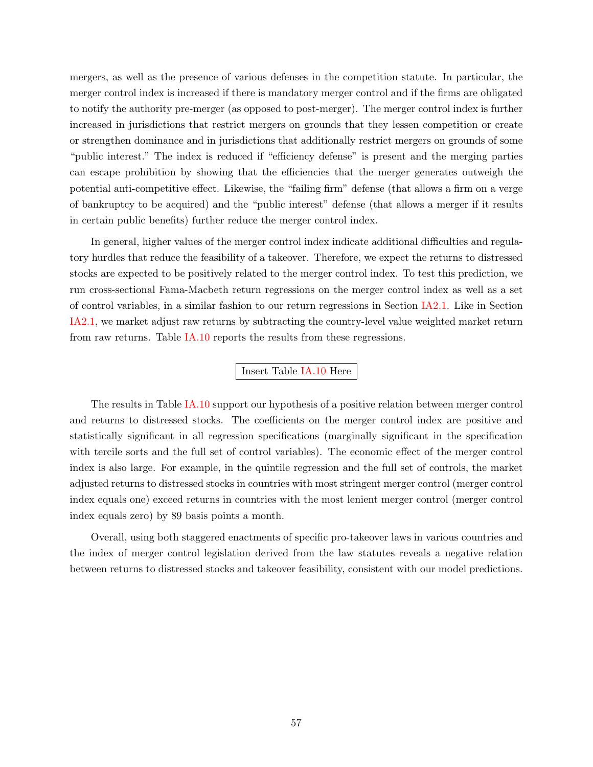mergers, as well as the presence of various defenses in the competition statute. In particular, the merger control index is increased if there is mandatory merger control and if the firms are obligated to notify the authority pre-merger (as opposed to post-merger). The merger control index is further increased in jurisdictions that restrict mergers on grounds that they lessen competition or create or strengthen dominance and in jurisdictions that additionally restrict mergers on grounds of some "public interest." The index is reduced if "efficiency defense" is present and the merging parties can escape prohibition by showing that the efficiencies that the merger generates outweigh the potential anti-competitive effect. Likewise, the "failing firm" defense (that allows a firm on a verge of bankruptcy to be acquired) and the "public interest" defense (that allows a merger if it results in certain public benefits) further reduce the merger control index.

In general, higher values of the merger control index indicate additional difficulties and regulatory hurdles that reduce the feasibility of a takeover. Therefore, we expect the returns to distressed stocks are expected to be positively related to the merger control index. To test this prediction, we run cross-sectional Fama-Macbeth return regressions on the merger control index as well as a set of control variables, in a similar fashion to our return regressions in Section IA2.1. Like in Section IA2.1, we market adjust raw returns by subtracting the country-level value weighted market return from raw returns. Table IA.10 reports the results from these regressions.

Insert Table IA.10 Here

The results in Table IA.10 support our hypothesis of a positive relation between merger control and returns to distressed stocks. The coefficients on the merger control index are positive and statistically significant in all regression specifications (marginally significant in the specification with tercile sorts and the full set of control variables). The economic effect of the merger control index is also large. For example, in the quintile regression and the full set of controls, the market adjusted returns to distressed stocks in countries with most stringent merger control (merger control index equals one) exceed returns in countries with the most lenient merger control (merger control index equals zero) by 89 basis points a month.

Overall, using both staggered enactments of specific pro-takeover laws in various countries and the index of merger control legislation derived from the law statutes reveals a negative relation between returns to distressed stocks and takeover feasibility, consistent with our model predictions.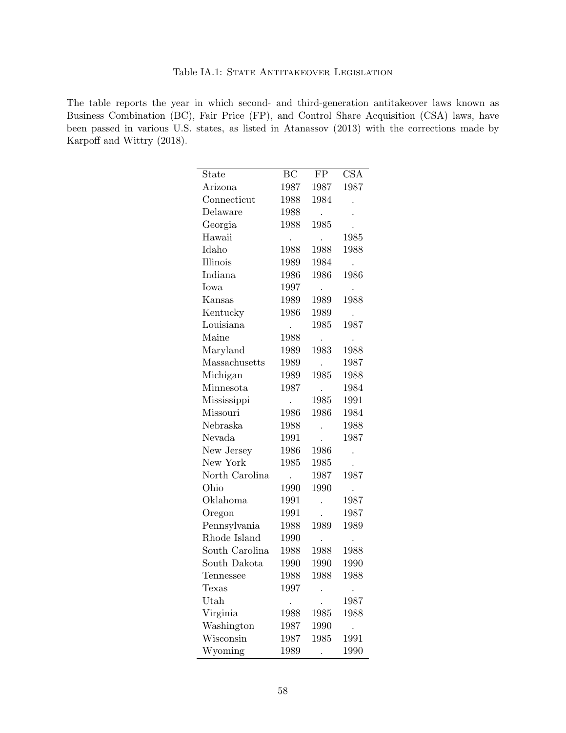Table IA.1: State Antitakeover Legislation

The table reports the year in which second- and third-generation antitakeover laws known as Business Combination (BC), Fair Price (FP), and Control Share Acquisition (CSA) laws, have been passed in various U.S. states, as listed in Atanassov (2013) with the corrections made by Karpoff and Wittry (2018).

| State | BC | FP | CSA |
|---|---|---|---|
| Arizona | 1987 | 1987 | 1987 |
| Connecticut | 1988 | 1984 | . |
| Delaware | 1988 | . | . |
| Georgia | 1988 | 1985 | . |
| Hawaii | . | . | 1985 |
| Idaho | 1988 | 1988 | 1988 |
| Illinois | 1989 | 1984 | . |
| Indiana | 1986 | 1986 | 1986 |
| Iowa | 1997 | . | . |
| Kansas | 1989 | 1989 | 1988 |
| Kentucky | 1986 | 1989 | . |
| Louisiana | . | 1985 | 1987 |
| Maine | 1988 | . | . |
| Maryland | 1989 | 1983 | 1988 |
| Massachusetts | 1989 | . | 1987 |
| Michigan | 1989 | 1985 | 1988 |
| Minnesota | 1987 | . | 1984 |
| Mississippi | . | 1985 | 1991 |
| Missouri | 1986 | 1986 | 1984 |
| Nebraska | 1988 | . | 1988 |
| Nevada | 1991 | . | 1987 |
| New Jersey | 1986 | 1986 | . |
| New York | 1985 | 1985 | . |
| North Carolina | . | 1987 | 1987 |
| Ohio | 1990 | 1990 | . |
| Oklahoma | 1991 | . | 1987 |
| Oregon | 1991 | . | 1987 |
| Pennsylvania | 1988 | 1989 | 1989 |
| Rhode Island | 1990 | . | . |
| South Carolina | 1988 | 1988 | 1988 |
| South Dakota | 1990 | 1990 | 1990 |
| Tennessee | 1988 | 1988 | 1988 |
| Texas | 1997 | . | . |
| Utah | . | . | 1987 |
| Virginia | 1988 | 1985 | 1988 |
| Washington | 1987 | 1990 | . |
| Wisconsin | 1987 | 1985 | 1991 |
| Wyoming | 1989 | . | 1990 |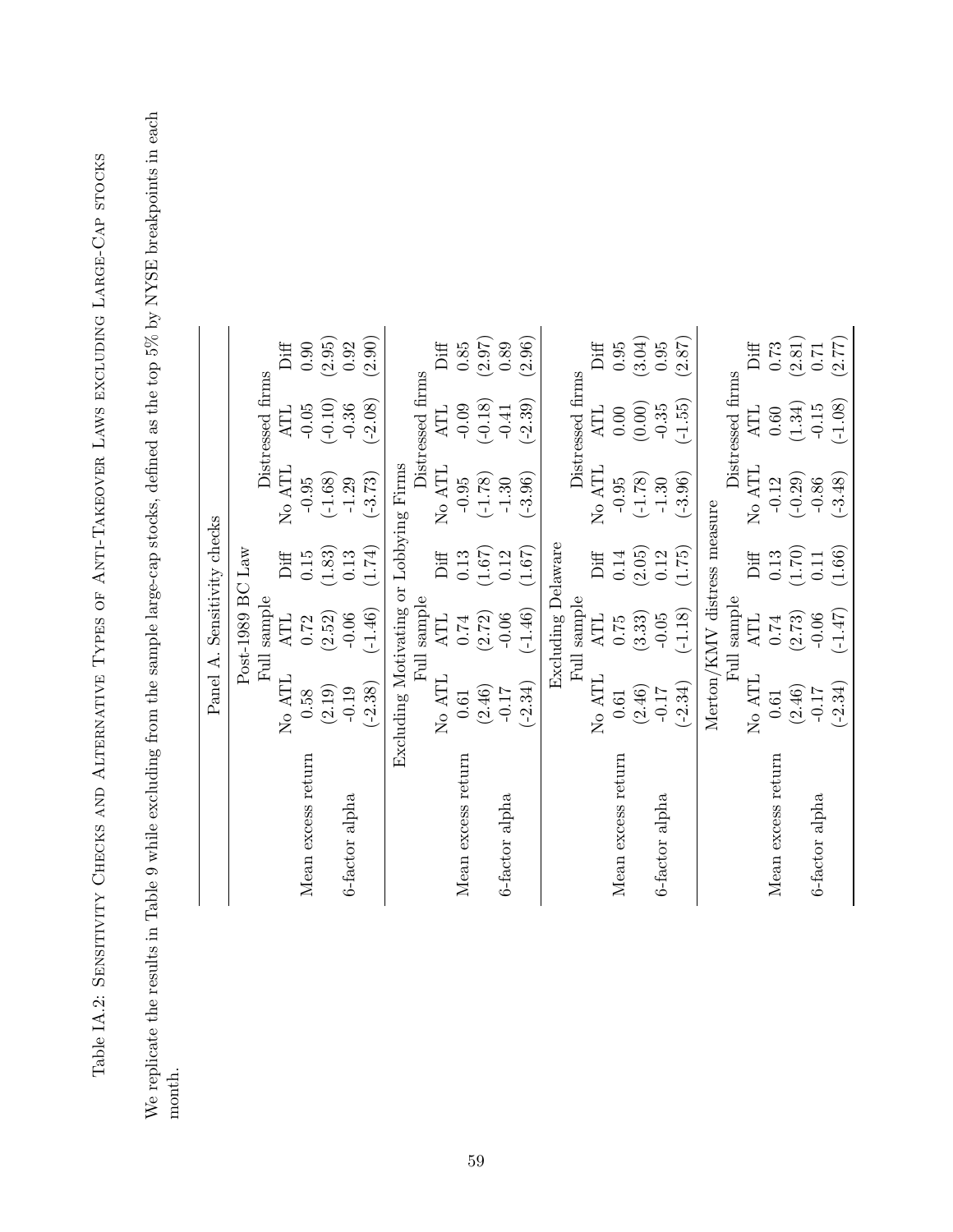Table IA.2: Sensitivity Checks and Alternative Types of Anti-Takeover Laws excluding Large-Cap stocks

We replicate the results in Table 9 while excluding from the sample large-cap stocks, defined as the top 5% by NYSE breakpoints in each month.

| Panel A. Sensitivity checks | | | | | | |
|---|---|---|---|---|---|---|
| | Post-1989 BC Law | | | | | |
| | Full sample | | | Distressed firms | | |
| | No ATL | ATL | Diff | No ATL | ATL | Diff |
| Mean excess return | 0.58 | 0.72 | 0.15 | -0.95 | -0.05 | 0.90 |
| | (2.19) | (2.52) | (1.83) | (-1.68) | (-0.10) | (2.95) |
| 6-factor alpha | -0.19 | -0.06 | 0.13 | -1.29 | -0.36 | 0.92 |
| | (-2.38) | (-1.46) | (1.74) | (-3.73) | (-2.08) | (2.90) |
| | Excluding Motivating or Lobbying Firms | | | | | |
| | Full sample | | | Distressed firms | | |
| | No ATL | ATL | Diff | No ATL | ATL | Diff |
| Mean excess return | 0.61 | 0.74 | 0.13 | -0.95 | -0.09 | 0.85 |
| | (2.46) | (2.72) | (1.67) | (-1.78) | (-0.18) | (2.97) |
| 6-factor alpha | -0.17 | -0.06 | 0.12 | -1.30 | -0.41 | 0.89 |
| | (-2.34) | (-1.46) | (1.67) | (-3.96) | (-2.39) | (2.96) |
| | Excluding Delaware | | | | | |
| | Full sample | | | Distressed firms | | |
| | No ATL | ATL | Diff | No ATL | ATL | Diff |
| Mean excess return | 0.61 | 0.75 | 0.14 | -0.95 | 0.00 | 0.95 |
| | (2.46) | (3.33) | (2.05) | (-1.78) | (0.00) | (3.04) |
| 6-factor alpha | -0.17 | -0.05 | 0.12 | -1.30 | -0.35 | 0.95 |
| | (-2.34) | (-1.18) | (1.75) | (-3.96) | (-1.55) | (2.87) |
| | Merton/KMV distress measure | | | | | |
| | Full sample | | | Distressed firms | | |
| | No ATL | ATL | Diff | No ATL | ATL | Diff |
| Mean excess return | 0.61 | 0.74 | 0.13 | -0.12 | 0.60 | 0.73 |
| | (2.46) | (2.73) | (1.70) | (-0.29) | (1.34) | (2.81) |
| 6-factor alpha | -0.17 | -0.06 | 0.11 | -0.86 | -0.15 | 0.71 |
| | (-2.34) | (-1.47) | (1.66) | (-3.48) | (-1.08) | (2.77) |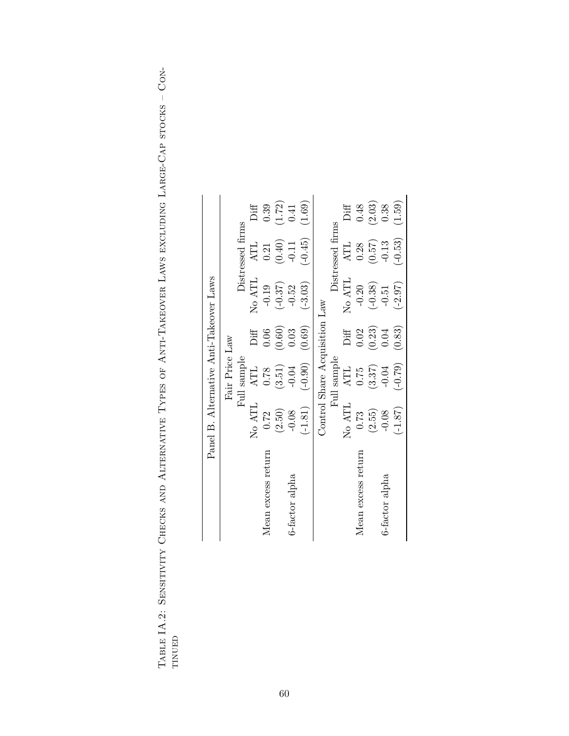Table IA.2: Sensitivity Checks and Alternative Types of Anti-Takeover Laws excluding Large-Cap stocks – Continued

| Panel B. Alternative Anti-Takeover Laws | | | | | | |
|---|---|---|---|---|---|---|
| | Fair Price Law | | | | | |
| | Full sample | | | Distressed firms | | |
| | No ATL | ATL | Diff | No ATL | ATL | Diff |
| Mean excess return | 0.72 | 0.78 | 0.06 | -0.19 | 0.21 | 0.39 |
| | (2.50) | (3.51) | (0.60) | (-0.37) | (0.40) | (1.72) |
| 6-factor alpha | -0.08 | -0.04 | 0.03 | -0.52 | -0.11 | 0.41 |
| | (-1.81) | (-0.90) | (0.69) | (-3.03) | (-0.45) | (1.69) |
| | Control Share Acquisition Law | | | | | |
| | Full sample | | | Distressed firms | | |
| | No ATL | ATL | Diff | No ATL | ATL | Diff |
| Mean excess return | 0.73 | 0.75 | 0.02 | -0.20 | 0.28 | 0.48 |
| | (2.55) | (3.37) | (0.23) | (-0.38) | (0.57) | (2.03) |
| 6-factor alpha | -0.08 | -0.04 | 0.04 | -0.51 | -0.13 | 0.38 |
| | (-1.87) | (-0.79) | (0.83) | (-2.97) | (-0.53) | (1.59) |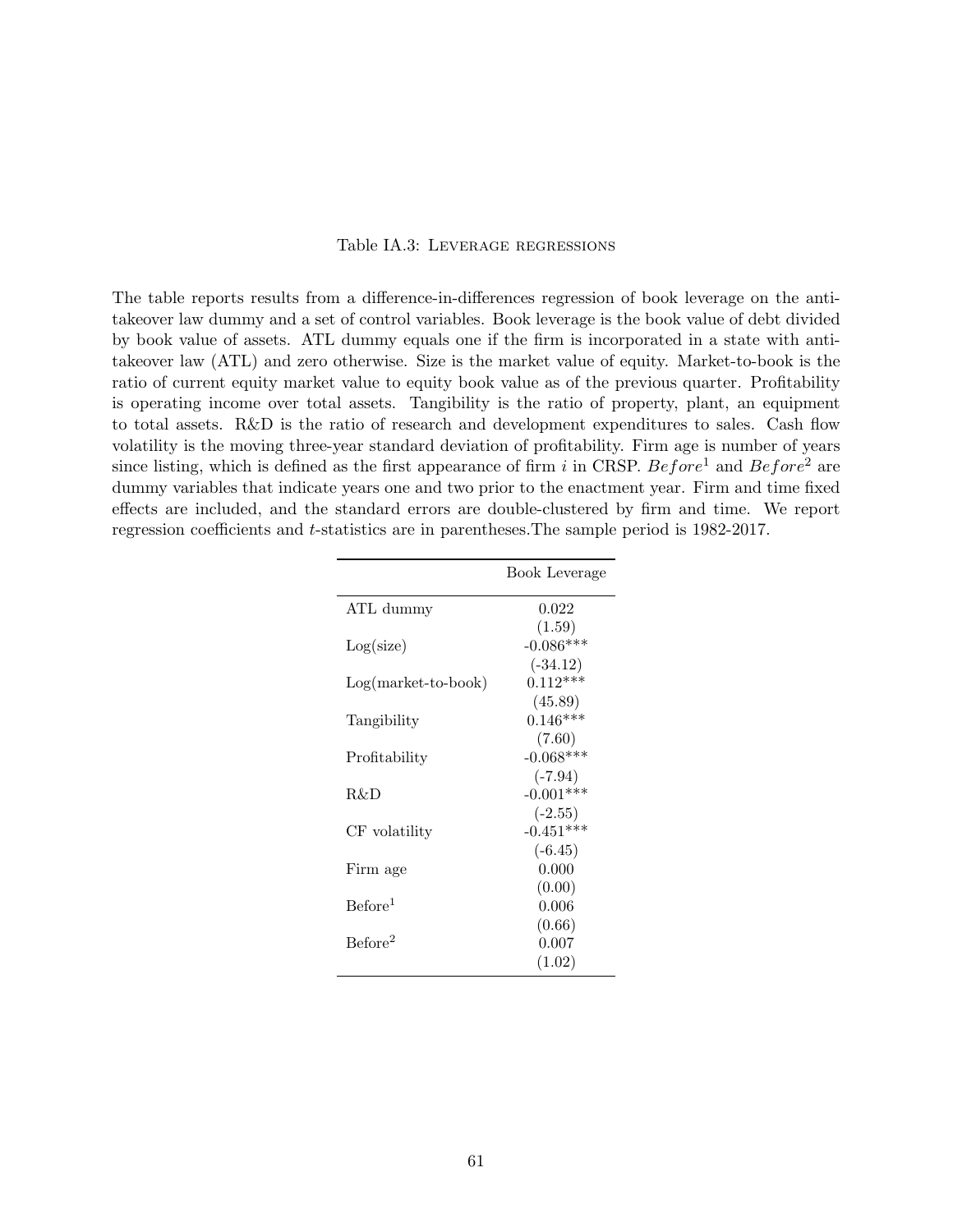Table IA.3: Leverage regressions

The table reports results from a difference-in-differences regression of book leverage on the anti-takeover law dummy and a set of control variables. Book leverage is the book value of debt divided by book value of assets. ATL dummy equals one if the firm is incorporated in a state with anti-takeover law (ATL) and zero otherwise. Size is the market value of equity. Market-to-book is the ratio of current equity market value to equity book value as of the previous quarter. Profitability is operating income over total assets. Tangibility is the ratio of property, plant, an equipment to total assets. R&D is the ratio of research and development expenditures to sales. Cash flow volatility is the moving three-year standard deviation of profitability. Firm age is number of years since listing, which is defined as the first appearance of firm $i$ in CRSP. $Before^1$ and $Before^2$ are dummy variables that indicate years one and two prior to the enactment year. Firm and time fixed effects are included, and the standard errors are double-clustered by firm and time. We report regression coefficients and $t$-statistics are in parentheses.The sample period is 1982-2017.

| | Book Leverage |
|---|---|
| ATL dummy | 0.022 |
| | (1.59) |
| Log(size) | -0.086*** |
| | (-34.12) |
| Log(market-to-book) | 0.112*** |
| | (45.89) |
| Tangibility | 0.146*** |
| | (7.60) |
| Profitability | -0.068*** |
| | (-7.94) |
| R&D | -0.001*** |
| | (-2.55) |
| CF volatility | -0.451*** |
| | (-6.45) |
| Firm age | 0.000 |
| | (0.00) |
| $\text{Before}^1$ | 0.006 |
| | (0.66) |
| $\text{Before}^2$ | 0.007 |
| | (1.02) |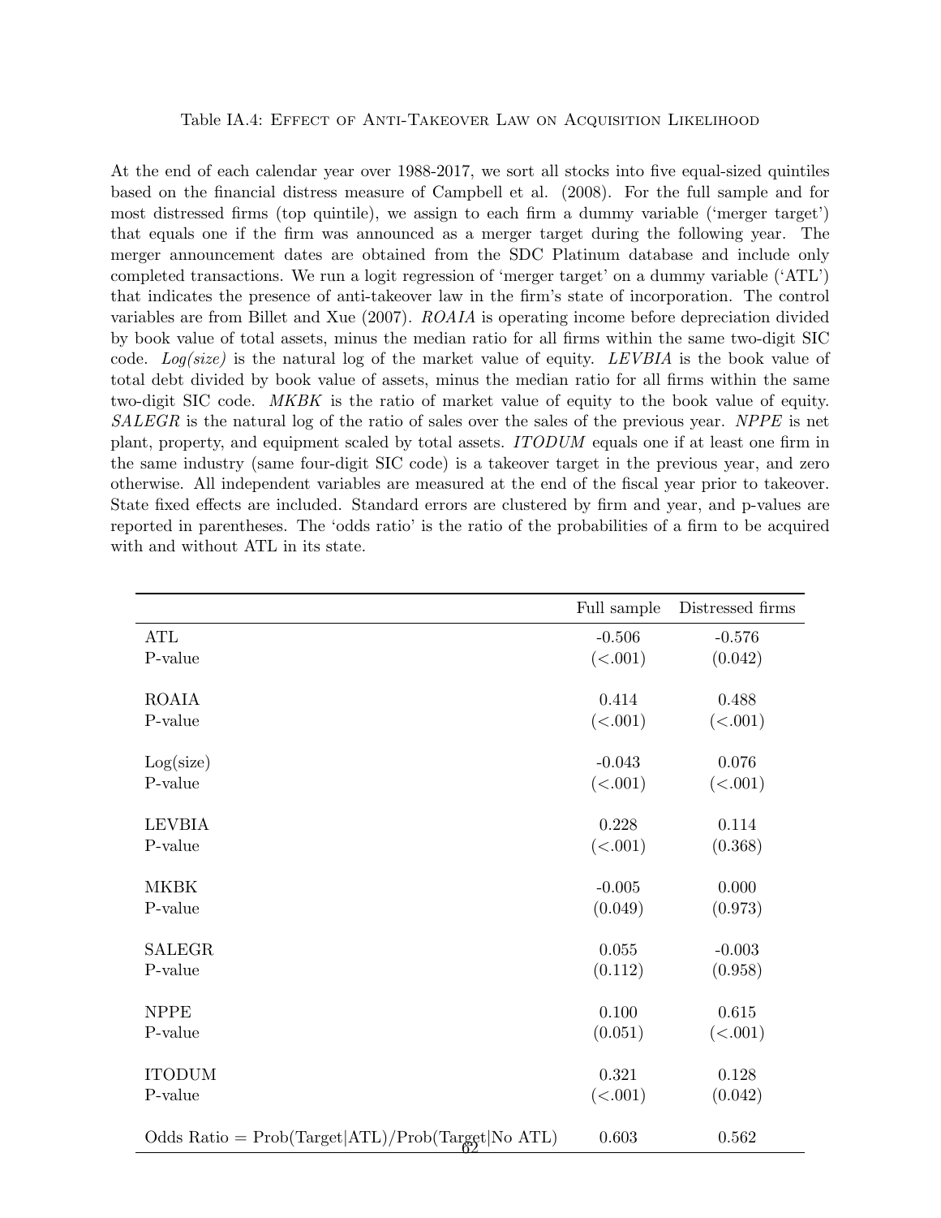Table IA.4: Effect of Anti-Takeover Law on Acquisition Likelihood

At the end of each calendar year over 1988-2017, we sort all stocks into five equal-sized quintiles based on the financial distress measure of Campbell et al. (2008). For the full sample and for most distressed firms (top quintile), we assign to each firm a dummy variable ('merger target') that equals one if the firm was announced as a merger target during the following year. The merger announcement dates are obtained from the SDC Platinum database and include only completed transactions. We run a logit regression of 'merger target' on a dummy variable ('ATL') that indicates the presence of anti-takeover law in the firm's state of incorporation. The control variables are from Billet and Xue (2007). *ROAIA* is operating income before depreciation divided by book value of total assets, minus the median ratio for all firms within the same two-digit SIC code. *Log(size)* is the natural log of the market value of equity. *LEVBIA* is the book value of total debt divided by book value of assets, minus the median ratio for all firms within the same two-digit SIC code. *MKBK* is the ratio of market value of equity to the book value of equity. *SALEGR* is the natural log of the ratio of sales over the sales of the previous year. *NPPE* is net plant, property, and equipment scaled by total assets. *ITODUM* equals one if at least one firm in the same industry (same four-digit SIC code) is a takeover target in the previous year, and zero otherwise. All independent variables are measured at the end of the fiscal year prior to takeover. State fixed effects are included. Standard errors are clustered by firm and year, and p-values are reported in parentheses. The 'odds ratio' is the ratio of the probabilities of a firm to be acquired with and without ATL in its state.

| | Full sample | Distressed firms |
|---|---|---|
| ATL | -0.506 | -0.576 |
| P-value | (<.001) | (0.042) |
| ROAIA | 0.414 | 0.488 |
| P-value | (<.001) | (<.001) |
| Log(size) | -0.043 | 0.076 |
| P-value | (<.001) | (<.001) |
| LEVBIA | 0.228 | 0.114 |
| P-value | (<.001) | (0.368) |
| MKBK | -0.005 | 0.000 |
| P-value | (0.049) | (0.973) |
| SALEGR | 0.055 | -0.003 |
| P-value | (0.112) | (0.958) |
| NPPE | 0.100 | 0.615 |
| P-value | (0.051) | (<.001) |
| ITODUM | 0.321 | 0.128 |
| P-value | (<.001) | (0.042) |
| Odds Ratio = Prob(Target\|ATL)/Prob(Target\|No ATL) | 0.603 | 0.562 |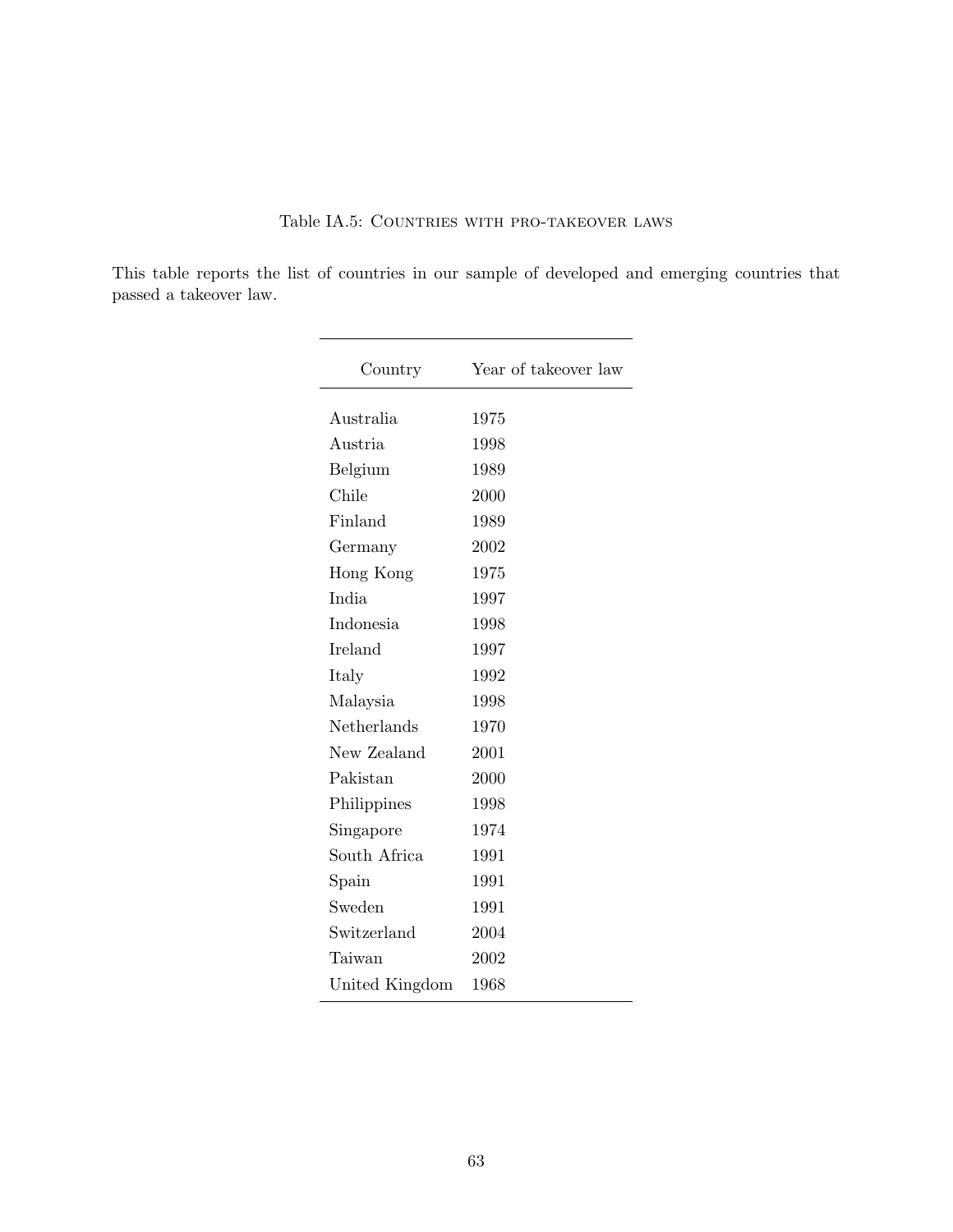Table IA.5: Countries with pro-takeover laws

This table reports the list of countries in our sample of developed and emerging countries that passed a takeover law.

| Country | Year of takeover law |
|---|---|
| Australia | 1975 |
| Austria | 1998 |
| Belgium | 1989 |
| Chile | 2000 |
| Finland | 1989 |
| Germany | 2002 |
| Hong Kong | 1975 |
| India | 1997 |
| Indonesia | 1998 |
| Ireland | 1997 |
| Italy | 1992 |
| Malaysia | 1998 |
| Netherlands | 1970 |
| New Zealand | 2001 |
| Pakistan | 2000 |
| Philippines | 1998 |
| Singapore | 1974 |
| South Africa | 1991 |
| Spain | 1991 |
| Sweden | 1991 |
| Switzerland | 2004 |
| Taiwan | 2002 |
| United Kingdom | 1968 |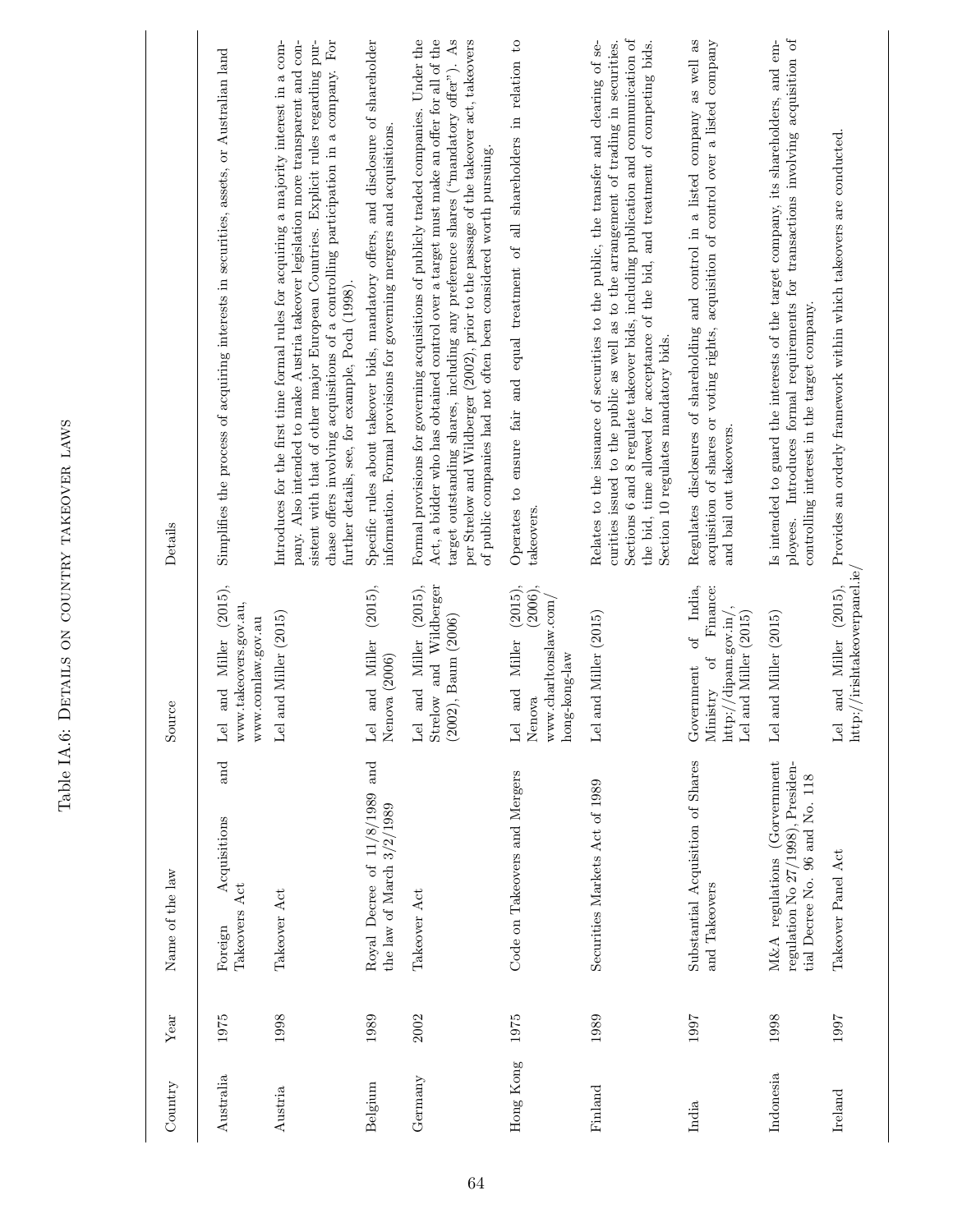Table IA.6: Details on country takeover laws

| Country | Year | Name of the law | Source | Details |
|---|---|---|---|---|
| Australia | 1975 | Foreign Acquisitions and Takeovers Act | Lel and Miller (2015), www.takeovers.gov.au, www.comlaw.gov.au | Simplifies the process of acquiring interests in securities, assets, or Australian land |
| Austria | 1998 | Takeover Act | Lel and Miller (2015) | Introduces for the first time formal rules for acquiring a majority interest in a company. Also intended to make Austria takeover legislation more transparent and consistent with that of other major European Countries. Explicit rules regarding purchase offers involving acquisitions of a controlling participation in a company. For further details, see, for example, Poch (1998). |
| Belgium | 1989 | Royal Decree of 11/8/1989 and the law of March 3/2/1989 | Lel and Miller (2015), Nenova (2006) | Specific rules about takeover bids, mandatory offers, and disclosure of shareholder information. Formal provisions for governing mergers and acquisitions. |
| Germany | 2002 | Takeover Act | Lel and Miller (2015), Strelow and Wildberger (2002), Baum (2006) | Formal provisions for governing acquisitions of publicly traded companies. Under the Act, a bidder who has obtained control over a target must make an offer for all of the target outstanding shares, including any preference shares ("mandatory offer"). As per Strelow and Wildberger (2002), prior to the passage of the takeover act, takeovers of public companies had not often been considered worth pursuing. |
| Hong Kong | 1975 | Code on Takeovers and Mergers | Lel and Miller (2015), Nenova (2006), www.charltonslaw.com/hong-kong-law | Operates to ensure fair and equal treatment of all shareholders in relation to takeovers. |
| Finland | 1989 | Securities Markets Act of 1989 | Lel and Miller (2015) | Relates to the issuance of securities to the public, the transfer and clearing of securities issued to the public as well as to the arrangement of trading in securities. Sections 6 and 8 regulate takeover bids, including publication and communication of the bid, time allowed for acceptance of the bid, and treatment of competing bids. Section 10 regulates mandatory bids. |
| India | 1997 | Substantial Acquisition of Shares and Takeovers | Government of India, Ministry of Finance: http://dipam.gov.in/, Lel and Miller (2015) | Regulates disclosures of shareholding and control in a listed company as well as acquisition of shares or voting rights, acquisition of control over a listed company and bail out takeovers. |
| Indonesia | 1998 | M&A regulations (Government regulation No 27/1998), Presidential Decree No. 96 and No. 118 | Lel and Miller (2015) | Is intended to guard the interests of the target company, its shareholders, and employees. Introduces formal requirements for transactions involving acquisition of controlling interest in the target company. |
| Ireland | 1997 | Takeover Panel Act | Lel and Miller (2015), http://irishtakeoverpanel.ie/ | Provides an orderly framework within which takeovers are conducted. |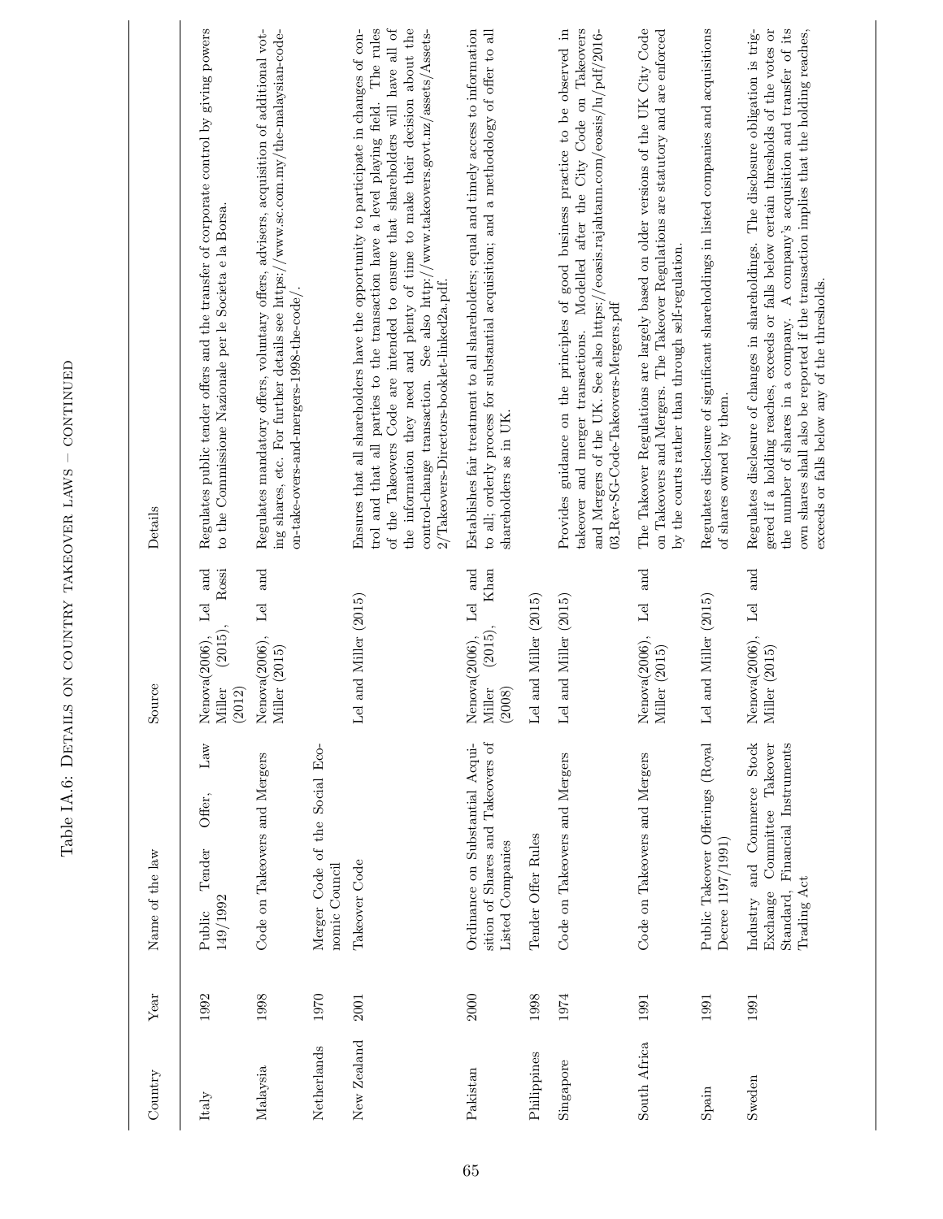Table IA.6: Details on country takeover laws – continued

| Country | Year | Name of the law | Source | Details |
|---|---|---|---|---|
| Italy | 1992 | Public Tender Offer, Law 149/1992 | Nenova(2006), Lel and Miller (2015), Rossi (2012) | Regulates public tender offers and the transfer of corporate control by giving powers to the Commissione Nazionale per le Societa e la Borsa. |
| Malaysia | 1998 | Code on Takeovers and Mergers | Nenova(2006), Lel and Miller (2015) | Regulates mandatory offers, voluntary offers, advisers, acquisition of additional voting shares, etc. For further details see https://www.sc.com.my/the-malaysian-code-on-take-overs-and-mergers-1998-the-code/. |
| Netherlands | 1970 | Merger Code of the Social Economic Council | | |
| New Zealand | 2001 | Takeover Code | Lel and Miller (2015) | Ensures that all shareholders have the opportunity to participate in changes of control and that all parties to the transaction have a level playing field. The rules of the Takeovers Code are intended to ensure that shareholders will have all of the information they need and plenty of time to make their decision about the control-change transaction. See also http://www.takeovers.govt.nz/assets/Assets-2/Takeovers-Directors-booklet-linked2a.pdf. |
| Pakistan | 2000 | Ordinance on Substantial Acquisition of Shares and Takeovers of Listed Companies | Nenova(2006), Lel and Miller (2015), Khan (2008) | Establishes fair treatment to all shareholders; equal and timely access to information to all; orderly process for substantial acquisition; and a methodology of offer to all shareholders as in UK. |
| Philippines | 1998 | Tender Offer Rules | Lel and Miller (2015) | |
| Singapore | 1974 | Code on Takeovers and Mergers | Lel and Miller (2015) | Provides guidance on the principles of good business practice to be observed in takeover and merger transactions. Modelled after the City Code on Takeovers and Mergers of the UK. See also https://eoasis.rajahtann.com/eoasis/lu/pdf/2016-03_Rev-SG-Code-Takeovers-Mergers.pdf |
| South Africa | 1991 | Code on Takeovers and Mergers | Nenova(2006), Lel and Miller (2015) | The Takeover Regulations are largely based on older versions of the UK City Code on Takeovers and Mergers. The Takeover Regulations are statutory and are enforced by the courts rather than through self-regulation. |
| Spain | 1991 | Public Takeover Offerings (Royal Decree 1197/1991) | Lel and Miller (2015) | Regulates disclosure of significant shareholdings in listed companies and acquisitions of shares owned by them. |
| Sweden | 1991 | Industry and Commerce Stock Exchange Committee Takeover Standard, Financial Instruments Trading Act | Nenova(2006), Lel and Miller (2015) | Regulates disclosure of changes in shareholdings. The disclosure obligation is triggered if a holding reaches, exceeds or falls below certain thresholds of the votes or the number of shares in a company. A company's acquisition and transfer of its own shares shall also be reported if the transaction implies that the holding reaches, exceeds or falls below any of the thresholds. |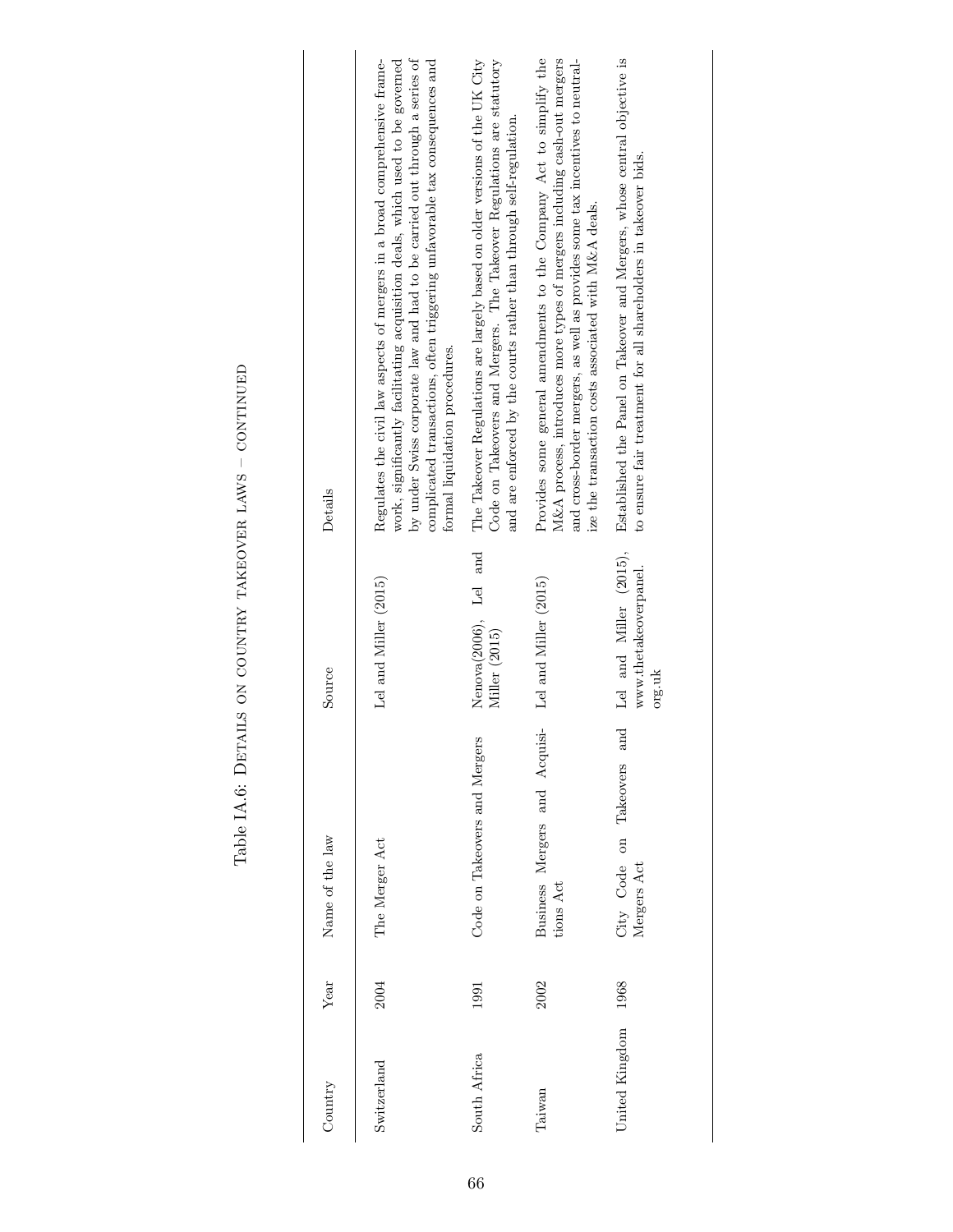Table IA.6: Details on Country Takeover Laws – continued

| Country | Year | Name of the law | Source | Details |
|---|---|---|---|---|
| Switzerland | 2004 | The Merger Act | Lel and Miller (2015) | Regulates the civil law aspects of mergers in a broad comprehensive framework, significantly facilitating acquisition deals, which used to be governed by under Swiss corporate law and had to be carried out through a series of complicated transactions, often triggering unfavorable tax consequences and formal liquidation procedures. |
| South Africa | 1991 | Code on Takeovers and Mergers | Nenova(2006), Lel and Miller (2015) | The Takeover Regulations are largely based on older versions of the UK City Code on Takeovers and Mergers. The Takeover Regulations are statutory and are enforced by the courts rather than through self-regulation. |
| Taiwan | 2002 | Business Mergers and Acquisitions Act | Lel and Miller (2015) | Provides some general amendments to the Company Act to simplify the M&A process, introduces more types of mergers including cash-out mergers and cross-border mergers, as well as provides some tax incentives to neutralize the transaction costs associated with M&A deals. |
| United Kingdom | 1968 | City Code on Takeovers and Mergers Act | Lel and Miller (2015), www.thetakeoverpanel.org.uk | Established the Panel on Takeover and Mergers, whose central objective is to ensure fair treatment for all shareholders in takeover bids. |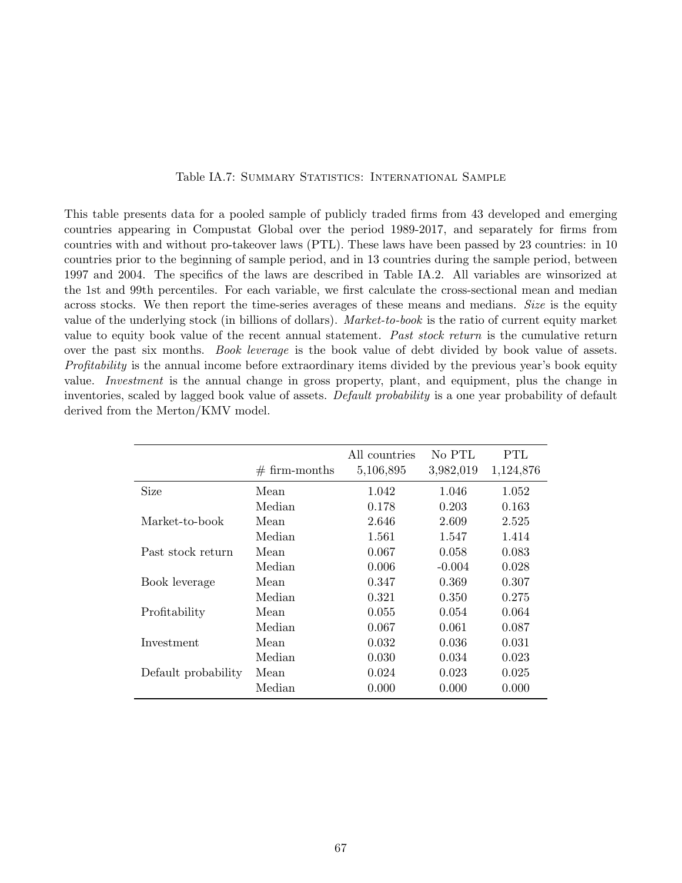Table IA.7: Summary Statistics: International Sample

This table presents data for a pooled sample of publicly traded firms from 43 developed and emerging countries appearing in Compustat Global over the period 1989-2017, and separately for firms from countries with and without pro-takeover laws (PTL). These laws have been passed by 23 countries: in 10 countries prior to the beginning of sample period, and in 13 countries during the sample period, between 1997 and 2004. The specifics of the laws are described in Table IA.2. All variables are winsorized at the 1st and 99th percentiles. For each variable, we first calculate the cross-sectional mean and median across stocks. We then report the time-series averages of these means and medians. *Size* is the equity value of the underlying stock (in billions of dollars). *Market-to-book* is the ratio of current equity market value to equity book value of the recent annual statement. *Past stock return* is the cumulative return over the past six months. *Book leverage* is the book value of debt divided by book value of assets. *Profitability* is the annual income before extraordinary items divided by the previous year's book equity value. *Investment* is the annual change in gross property, plant, and equipment, plus the change in inventories, scaled by lagged book value of assets. *Default probability* is a one year probability of default derived from the Merton/KMV model.

| | | All countries | No PTL | PTL |
|---|---|---|---|---|
| | # firm-months | 5,106,895 | 3,982,019 | 1,124,876 |
| Size | Mean | 1.042 | 1.046 | 1.052 |
| | Median | 0.178 | 0.203 | 0.163 |
| Market-to-book | Mean | 2.646 | 2.609 | 2.525 |
| | Median | 1.561 | 1.547 | 1.414 |
| Past stock return | Mean | 0.067 | 0.058 | 0.083 |
| | Median | 0.006 | -0.004 | 0.028 |
| Book leverage | Mean | 0.347 | 0.369 | 0.307 |
| | Median | 0.321 | 0.350 | 0.275 |
| Profitability | Mean | 0.055 | 0.054 | 0.064 |
| | Median | 0.067 | 0.061 | 0.087 |
| Investment | Mean | 0.032 | 0.036 | 0.031 |
| | Median | 0.030 | 0.034 | 0.023 |
| Default probability | Mean | 0.024 | 0.023 | 0.025 |
| | Median | 0.000 | 0.000 | 0.000 |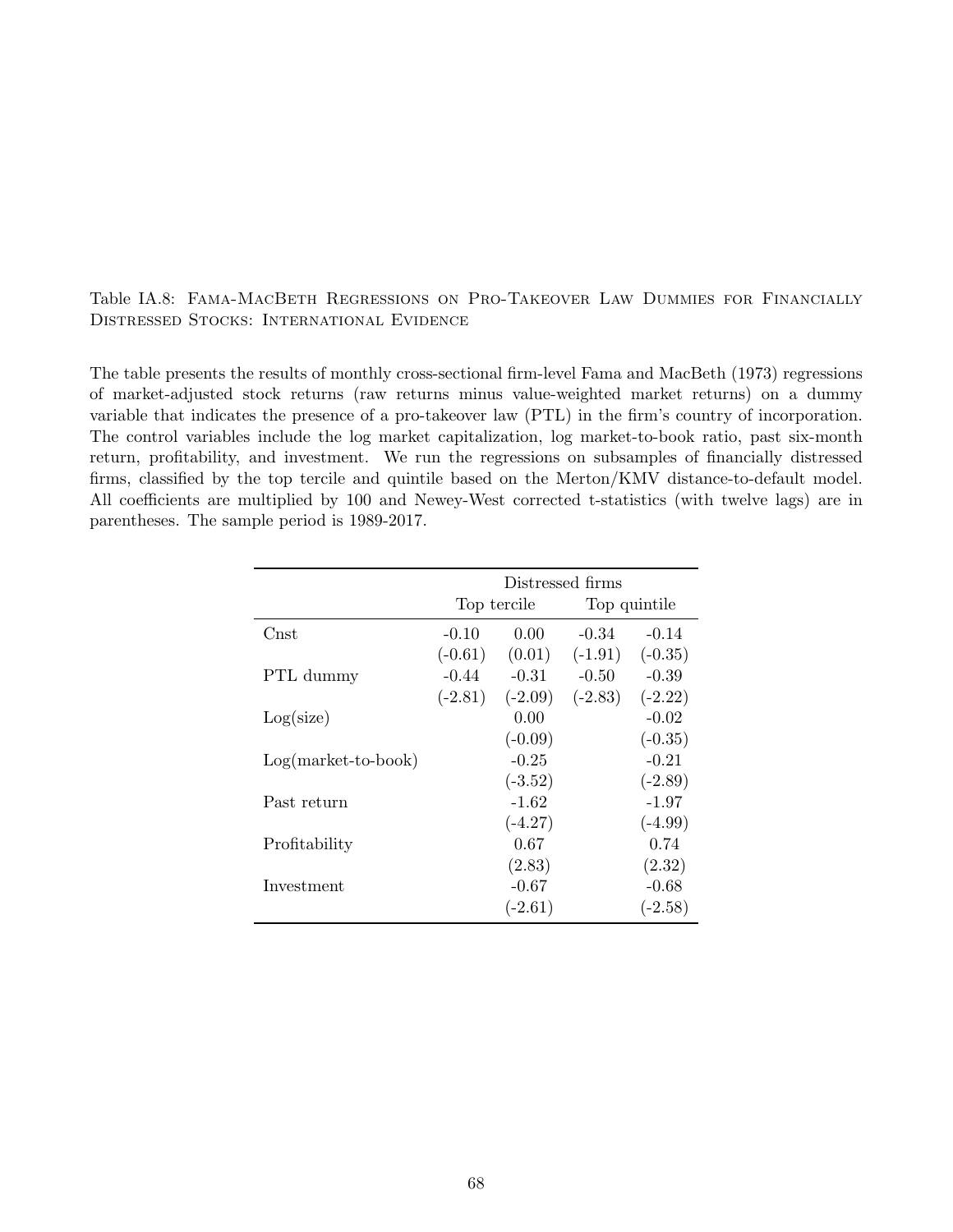Table IA.8: Fama-MacBeth Regressions on Pro-Takeover Law Dummies for Financially Distressed Stocks: International Evidence

The table presents the results of monthly cross-sectional firm-level Fama and MacBeth (1973) regressions of market-adjusted stock returns (raw returns minus value-weighted market returns) on a dummy variable that indicates the presence of a pro-takeover law (PTL) in the firm's country of incorporation. The control variables include the log market capitalization, log market-to-book ratio, past six-month return, profitability, and investment. We run the regressions on subsamples of financially distressed firms, classified by the top tercile and quintile based on the Merton/KMV distance-to-default model. All coefficients are multiplied by 100 and Newey-West corrected t-statistics (with twelve lags) are in parentheses. The sample period is 1989-2017.

| | Distressed firms | | | |
|---|---|---|---|---|
| | Top tercile | | Top quintile | |
| Cnst | -0.10 | 0.00 | -0.34 | -0.14 |
| | (-0.61) | (0.01) | (-1.91) | (-0.35) |
| PTL dummy | -0.44 | -0.31 | -0.50 | -0.39 |
| | (-2.81) | (-2.09) | (-2.83) | (-2.22) |
| Log(size) | | 0.00 | | -0.02 |
| | | (-0.09) | | (-0.35) |
| Log(market-to-book) | | -0.25 | | -0.21 |
| | | (-3.52) | | (-2.89) |
| Past return | | -1.62 | | -1.97 |
| | | (-4.27) | | (-4.99) |
| Profitability | | 0.67 | | 0.74 |
| | | (2.83) | | (2.32) |
| Investment | | -0.67 | | -0.68 |
| | | (-2.61) | | (-2.58) |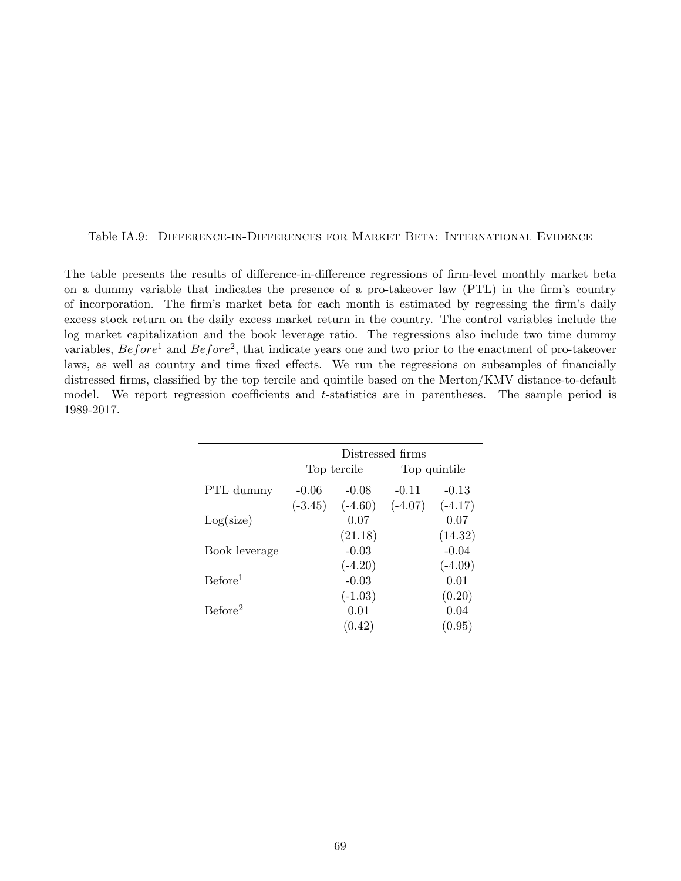Table IA.9: Difference-in-Differences for Market Beta: International Evidence

The table presents the results of difference-in-difference regressions of firm-level monthly market beta on a dummy variable that indicates the presence of a pro-takeover law (PTL) in the firm's country of incorporation. The firm's market beta for each month is estimated by regressing the firm's daily excess stock return on the daily excess market return in the country. The control variables include the log market capitalization and the book leverage ratio. The regressions also include two time dummy variables, $Before^1$ and $Before^2$, that indicate years one and two prior to the enactment of pro-takeover laws, as well as country and time fixed effects. We run the regressions on subsamples of financially distressed firms, classified by the top tercile and quintile based on the Merton/KMV distance-to-default model. We report regression coefficients and $t$-statistics are in parentheses. The sample period is 1989-2017.

| | Distressed firms | | | |
|---|---|---|---|---|
| | Top tercile | | Top quintile | |
| PTL dummy | -0.06 | -0.08 | -0.11 | -0.13 |
| | (-3.45) | (-4.60) | (-4.07) | (-4.17) |
| Log(size) | | 0.07 | | 0.07 |
| | | (21.18) | | (14.32) |
| Book leverage | | -0.03 | | -0.04 |
| | | (-4.20) | | (-4.09) |
| $\text{Before}^1$ | | -0.03 | | 0.01 |
| | | (-1.03) | | (0.20) |
| $\text{Before}^2$ | | 0.01 | | 0.04 |
| | | (0.42) | | (0.95) |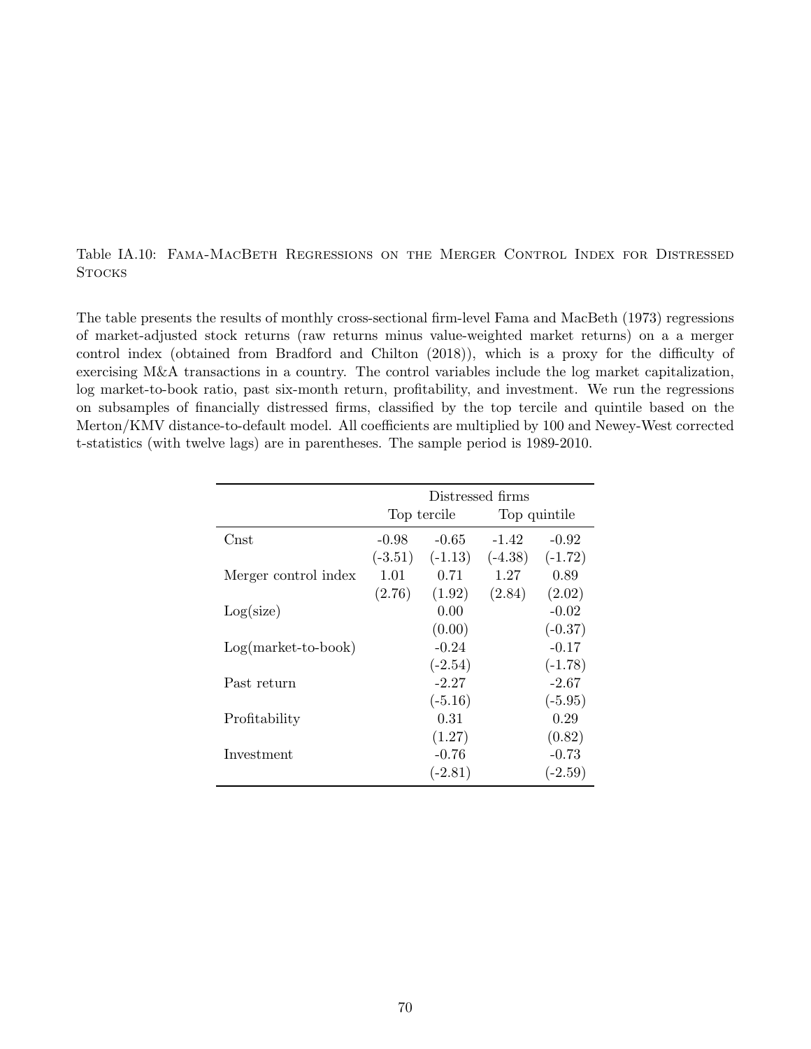Table IA.10: Fama-MacBeth Regressions on the Merger Control Index for Distressed Stocks

The table presents the results of monthly cross-sectional firm-level Fama and MacBeth (1973) regressions of market-adjusted stock returns (raw returns minus value-weighted market returns) on a a merger control index (obtained from Bradford and Chilton (2018)), which is a proxy for the difficulty of exercising M&A transactions in a country. The control variables include the log market capitalization, log market-to-book ratio, past six-month return, profitability, and investment. We run the regressions on subsamples of financially distressed firms, classified by the top tercile and quintile based on the Merton/KMV distance-to-default model. All coefficients are multiplied by 100 and Newey-West corrected t-statistics (with twelve lags) are in parentheses. The sample period is 1989-2010.

| | Distressed firms | | | |
|---|---|---|---|---|
| | Top tercile | | Top quintile | |
| Cnst | -0.98 | -0.65 | -1.42 | -0.92 |
| | (-3.51) | (-1.13) | (-4.38) | (-1.72) |
| Merger control index | 1.01 | 0.71 | 1.27 | 0.89 |
| | (2.76) | (1.92) | (2.84) | (2.02) |
| Log(size) | | 0.00 | | -0.02 |
| | | (0.00) | | (-0.37) |
| Log(market-to-book) | | -0.24 | | -0.17 |
| | | (-2.54) | | (-1.78) |
| Past return | | -2.27 | | -2.67 |
| | | (-5.16) | | (-5.95) |
| Profitability | | 0.31 | | 0.29 |
| | | (1.27) | | (0.82) |
| Investment | | -0.76 | | -0.73 |
| | | (-2.81) | | (-2.59) |